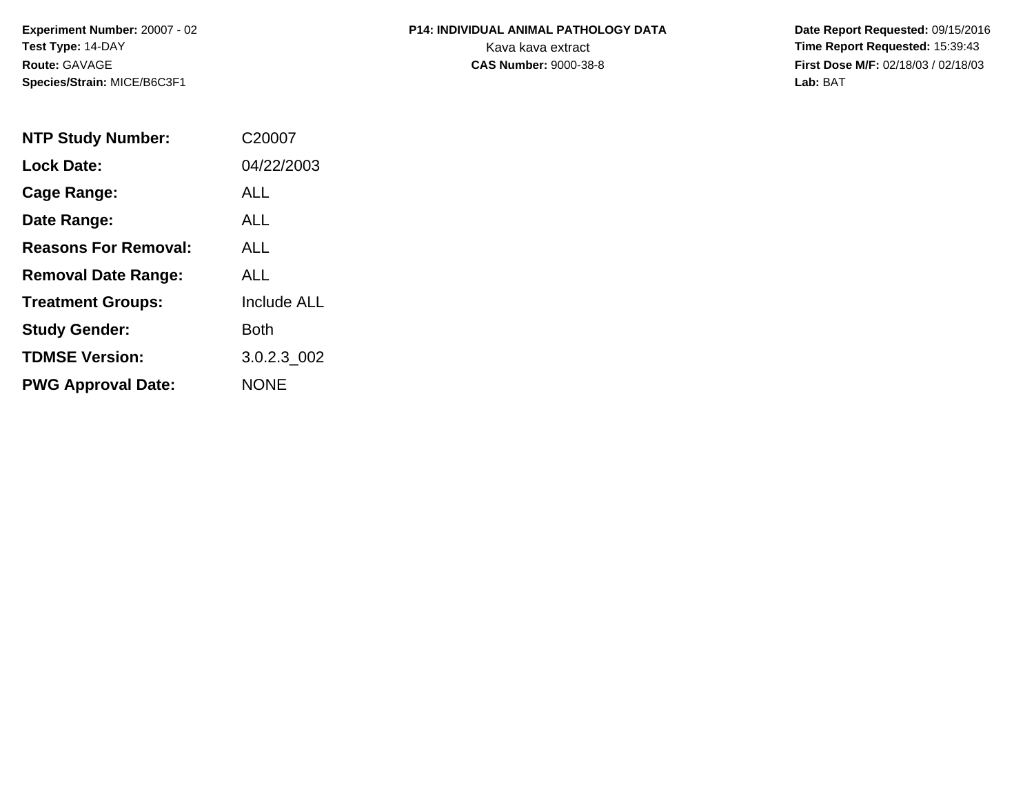**Experiment Number:** 20007 - 02
**Test Type:** 14-DAY
**Route:** GAVAGE
**Species/Strain:** MICE/B6C3F1

**P14: INDIVIDUAL ANIMAL PATHOLOGY DATA**
Kava kava extract
**CAS Number:** 9000-38-8

**Date Report Requested:** 09/15/2016
**Time Report Requested:** 15:39:43
**First Dose M/F:** 02/18/03 / 02/18/03
**Lab:** BAT

| | |
|---|---|
| **NTP Study Number:** | C20007 |
| **Lock Date:** | 04/22/2003 |
| **Cage Range:** | ALL |
| **Date Range:** | ALL |
| **Reasons For Removal:** | ALL |
| **Removal Date Range:** | ALL |
| **Treatment Groups:** | Include ALL |
| **Study Gender:** | Both |
| **TDMSE Version:** | 3.0.2.3_002 |
| **PWG Approval Date:** | NONE |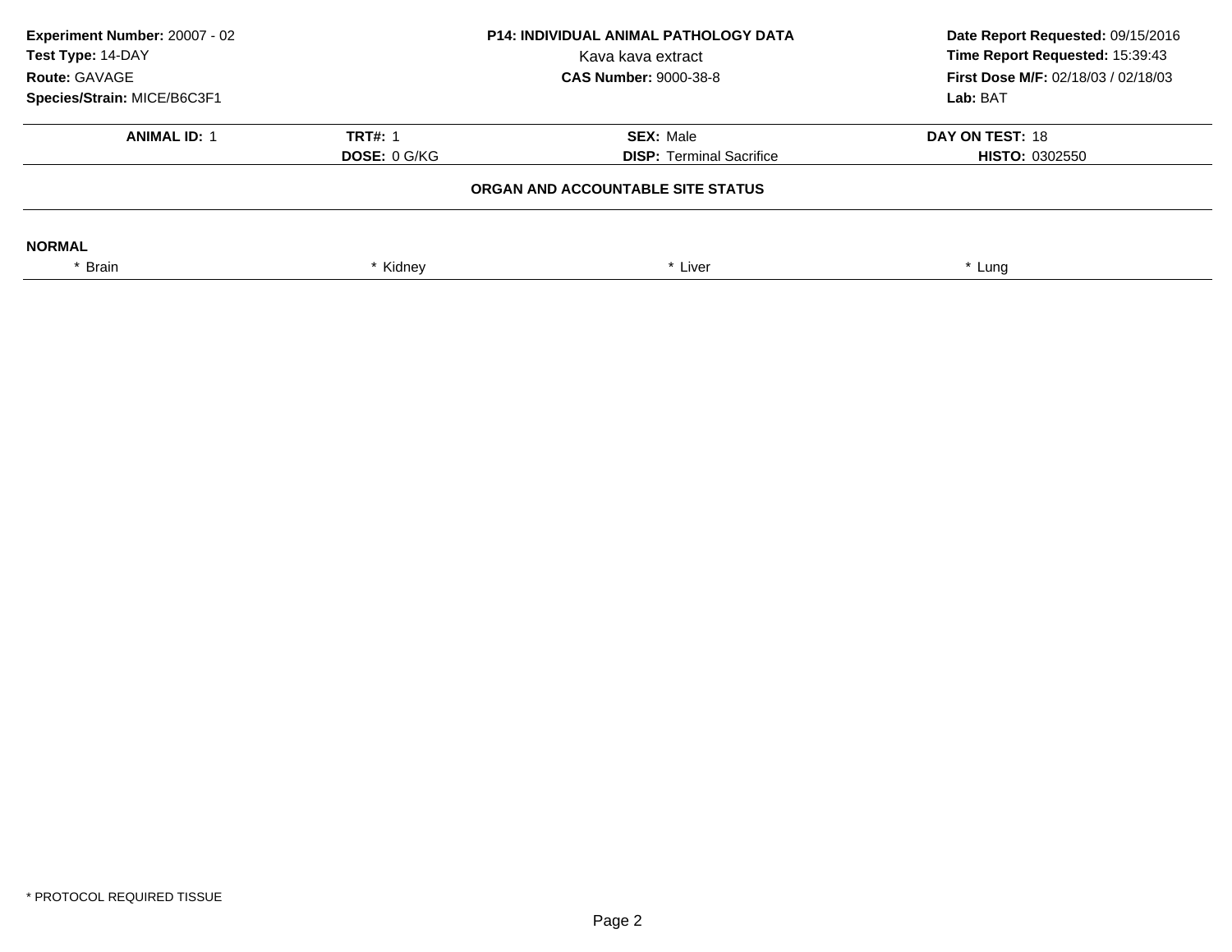**Experiment Number:** 20007 - 02
**Test Type:** 14-DAY
**Route:** GAVAGE
**Species/Strain:** MICE/B6C3F1

**P14: INDIVIDUAL ANIMAL PATHOLOGY DATA**
Kava kava extract
**CAS Number:** 9000-38-8

**Date Report Requested:** 09/15/2016
**Time Report Requested:** 15:39:43
**First Dose M/F:** 02/18/03 / 02/18/03
**Lab:** BAT

| **ANIMAL ID:** 1 | **TRT#:** 1 | **SEX:** Male | **DAY ON TEST:** 18 |
|---|---|---|---|
| | **DOSE:** 0 G/KG | **DISP:** Terminal Sacrifice | **HISTO:** 0302550 |

**ORGAN AND ACCOUNTABLE SITE STATUS**

**NORMAL**

| * Brain | * Kidney | * Liver | * Lung |
|---|---|---|---|

* PROTOCOL REQUIRED TISSUE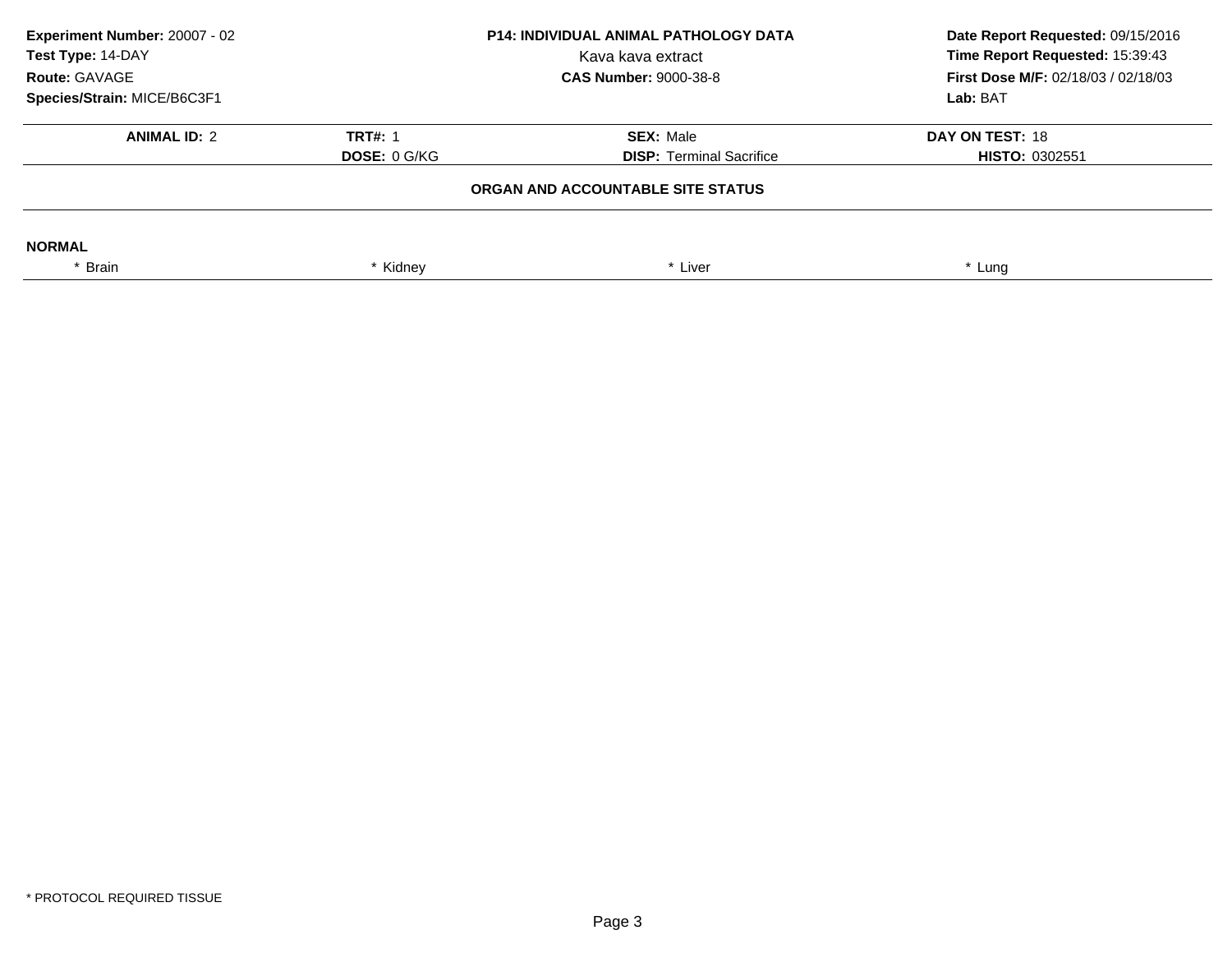**Experiment Number:** 20007 - 02
**Test Type:** 14-DAY
**Route:** GAVAGE
**Species/Strain:** MICE/B6C3F1

**P14: INDIVIDUAL ANIMAL PATHOLOGY DATA**
Kava kava extract
**CAS Number:** 9000-38-8

**Date Report Requested:** 09/15/2016
**Time Report Requested:** 15:39:43
**First Dose M/F:** 02/18/03 / 02/18/03
**Lab:** BAT

| **ANIMAL ID:** 2 | **TRT#:** 1 | **SEX:** Male | **DAY ON TEST:** 18 |
|---|---|---|---|
| | **DOSE:** 0 G/KG | **DISP:** Terminal Sacrifice | **HISTO:** 0302551 |

**ORGAN AND ACCOUNTABLE SITE STATUS**

**NORMAL**

| * Brain | * Kidney | * Liver | * Lung |
|---|---|---|---|

* PROTOCOL REQUIRED TISSUE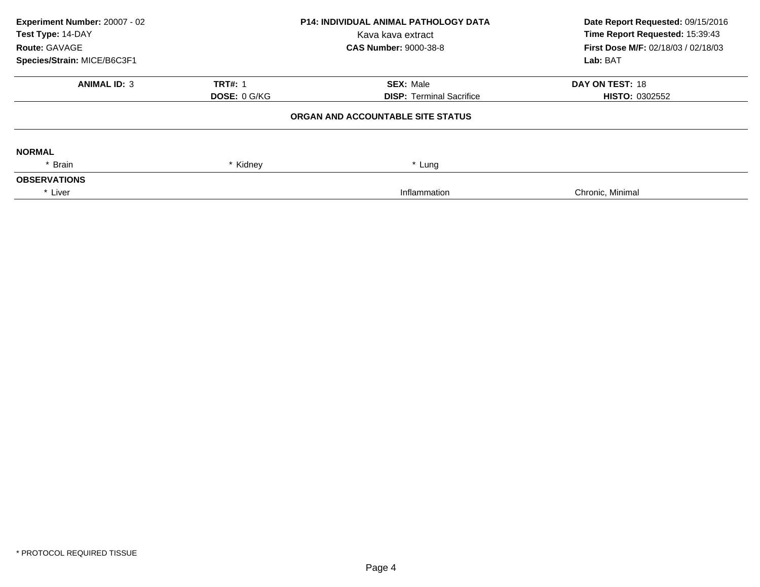**Experiment Number:** 20007 - 02
**Test Type:** 14-DAY
**Route:** GAVAGE
**Species/Strain:** MICE/B6C3F1

**P14: INDIVIDUAL ANIMAL PATHOLOGY DATA**
Kava kava extract
**CAS Number:** 9000-38-8

**Date Report Requested:** 09/15/2016
**Time Report Requested:** 15:39:43
**First Dose M/F:** 02/18/03 / 02/18/03
**Lab:** BAT

| **ANIMAL ID:** 3 | **TRT#:** 1 | **SEX:** Male | **DAY ON TEST:** 18 |
|---|---|---|---|
| | **DOSE:** 0 G/KG | **DISP:** Terminal Sacrifice | **HISTO:** 0302552 |

**ORGAN AND ACCOUNTABLE SITE STATUS**

**NORMAL**

| * Brain | * Kidney | * Lung |
|---|---|---|

**OBSERVATIONS**

| * Liver | Inflammation | Chronic, Minimal |
|---|---|---|

* PROTOCOL REQUIRED TISSUE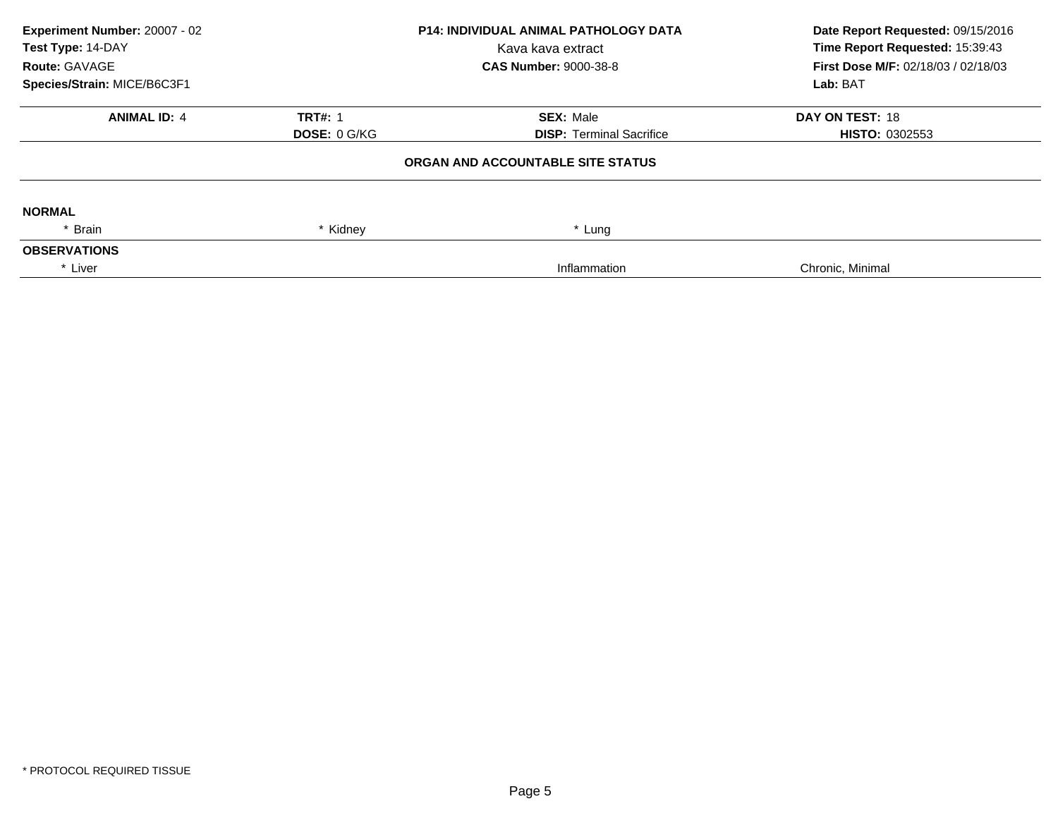**Experiment Number:** 20007 - 02
**Test Type:** 14-DAY
**Route:** GAVAGE
**Species/Strain:** MICE/B6C3F1

**P14: INDIVIDUAL ANIMAL PATHOLOGY DATA**
Kava kava extract
**CAS Number:** 9000-38-8

**Date Report Requested:** 09/15/2016
**Time Report Requested:** 15:39:43
**First Dose M/F:** 02/18/03 / 02/18/03
**Lab:** BAT

| **ANIMAL ID:** 4 | **TRT#:** 1 | **SEX:** Male | **DAY ON TEST:** 18 |
|---|---|---|---|
| | **DOSE:** 0 G/KG | **DISP:** Terminal Sacrifice | **HISTO:** 0302553 |

**ORGAN AND ACCOUNTABLE SITE STATUS**

**NORMAL**

| * Brain | * Kidney | * Lung |
|---|---|---|

**OBSERVATIONS**

| * Liver | Inflammation | Chronic, Minimal |
|---|---|---|

* PROTOCOL REQUIRED TISSUE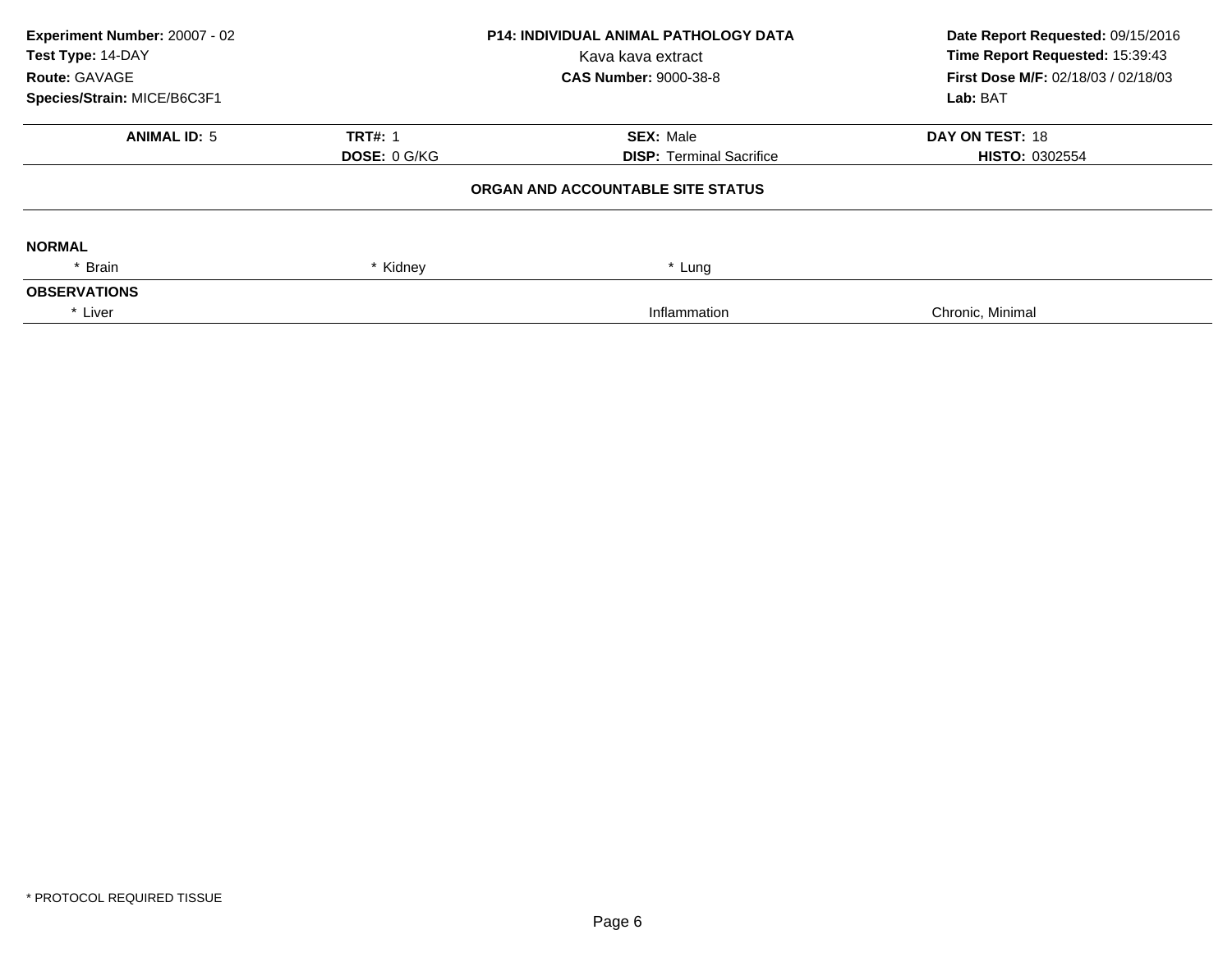**Experiment Number:** 20007 - 02
**Test Type:** 14-DAY
**Route:** GAVAGE
**Species/Strain:** MICE/B6C3F1

**P14: INDIVIDUAL ANIMAL PATHOLOGY DATA**
Kava kava extract
**CAS Number:** 9000-38-8

**Date Report Requested:** 09/15/2016
**Time Report Requested:** 15:39:43
**First Dose M/F:** 02/18/03 / 02/18/03
**Lab:** BAT

| **ANIMAL ID:** 5 | **TRT#:** 1 | **SEX:** Male | **DAY ON TEST:** 18 |
|---|---|---|---|
| | **DOSE:** 0 G/KG | **DISP:** Terminal Sacrifice | **HISTO:** 0302554 |

**ORGAN AND ACCOUNTABLE SITE STATUS**

**NORMAL**

| * Brain | * Kidney | * Lung |
|---|---|---|

**OBSERVATIONS**

| * Liver | Inflammation | Chronic, Minimal |
|---|---|---|

\* PROTOCOL REQUIRED TISSUE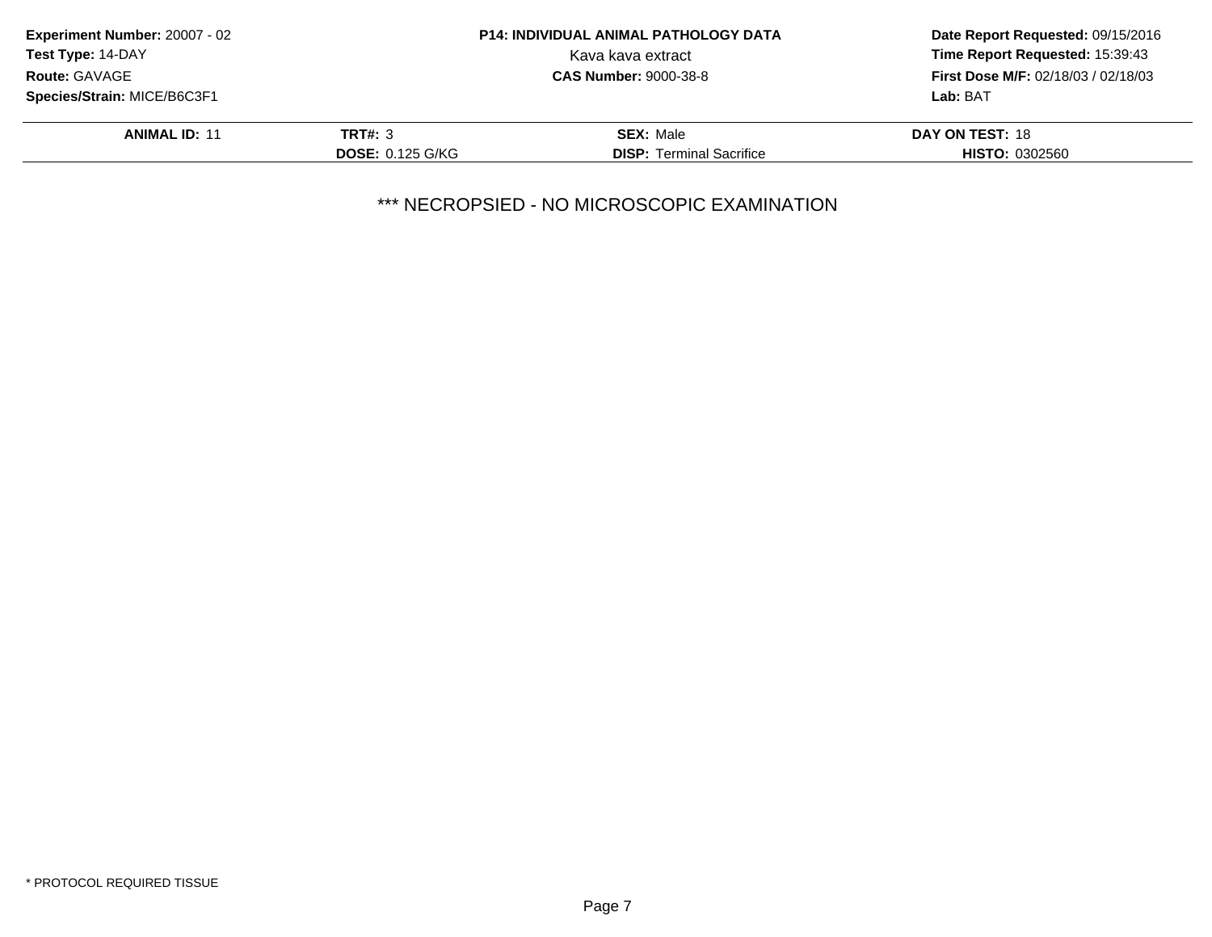**Experiment Number:** 20007 - 02
**Test Type:** 14-DAY
**Route:** GAVAGE
**Species/Strain:** MICE/B6C3F1

**P14: INDIVIDUAL ANIMAL PATHOLOGY DATA**
Kava kava extract
**CAS Number:** 9000-38-8

**Date Report Requested:** 09/15/2016
**Time Report Requested:** 15:39:43
**First Dose M/F:** 02/18/03 / 02/18/03
**Lab:** BAT

| **ANIMAL ID:** 11 | **TRT#:** 3 | **SEX:** Male | **DAY ON TEST:** 18 |
|---|---|---|---|
| | **DOSE:** 0.125 G/KG | **DISP:** Terminal Sacrifice | **HISTO:** 0302560 |

*** NECROPSIED - NO MICROSCOPIC EXAMINATION

* PROTOCOL REQUIRED TISSUE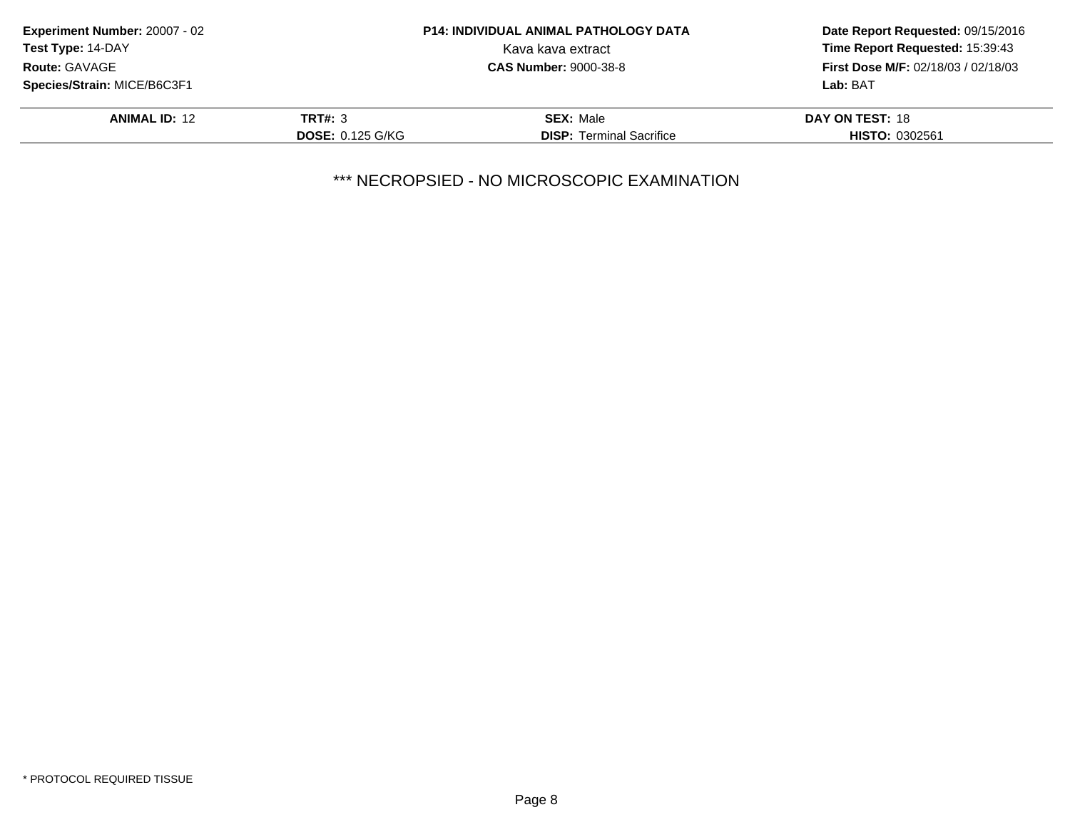**Experiment Number:** 20007 - 02
**Test Type:** 14-DAY
**Route:** GAVAGE
**Species/Strain:** MICE/B6C3F1

**P14: INDIVIDUAL ANIMAL PATHOLOGY DATA**
Kava kava extract
**CAS Number:** 9000-38-8

**Date Report Requested:** 09/15/2016
**Time Report Requested:** 15:39:43
**First Dose M/F:** 02/18/03 / 02/18/03
**Lab:** BAT

| **ANIMAL ID:** 12 | **TRT#:** 3 | **SEX:** Male | **DAY ON TEST:** 18 |
|---|---|---|---|
| | **DOSE:** 0.125 G/KG | **DISP:** Terminal Sacrifice | **HISTO:** 0302561 |

*** NECROPSIED - NO MICROSCOPIC EXAMINATION

* PROTOCOL REQUIRED TISSUE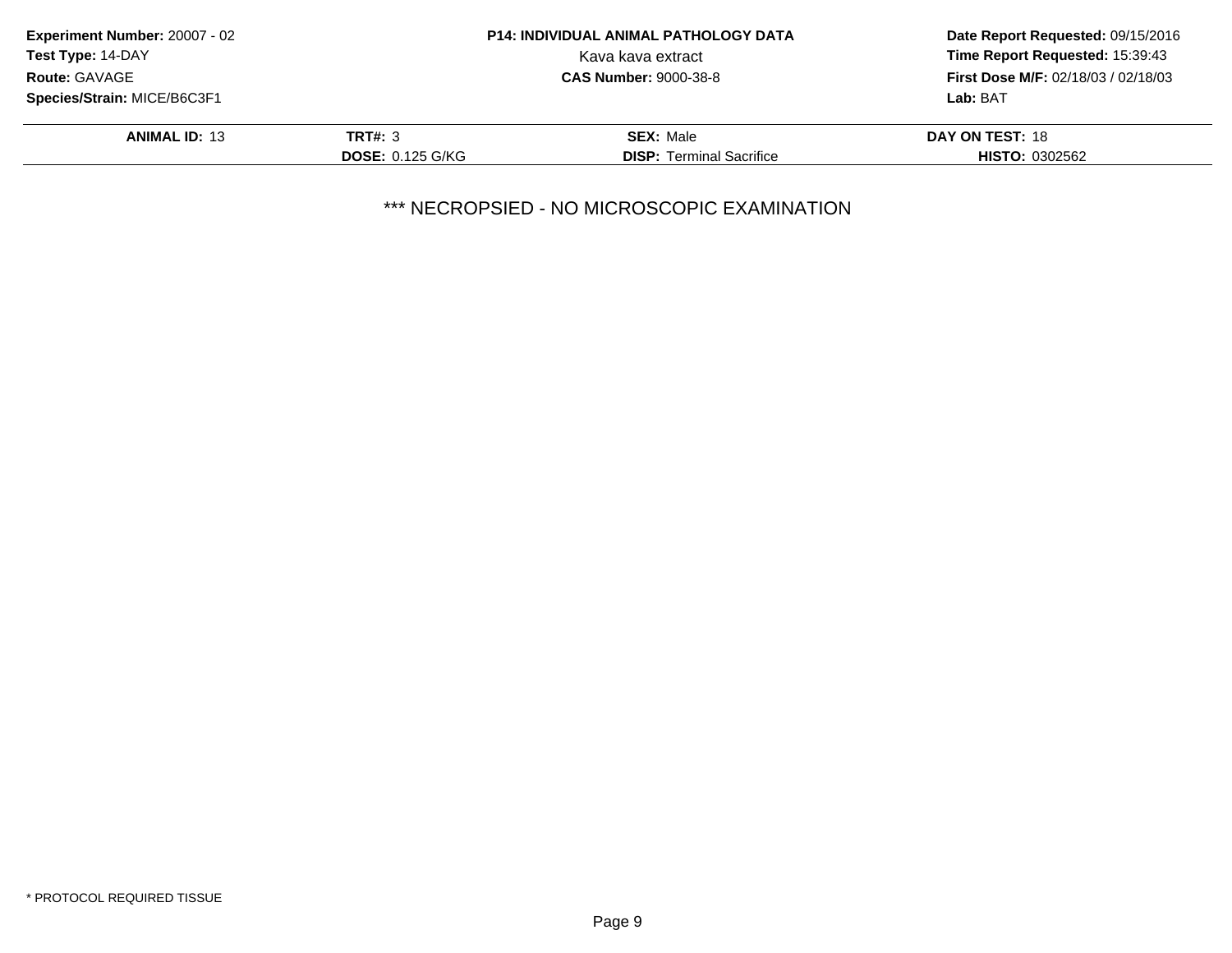**Experiment Number:** 20007 - 02
**Test Type:** 14-DAY
**Route:** GAVAGE
**Species/Strain:** MICE/B6C3F1

**P14: INDIVIDUAL ANIMAL PATHOLOGY DATA**
Kava kava extract
**CAS Number:** 9000-38-8

**Date Report Requested:** 09/15/2016
**Time Report Requested:** 15:39:43
**First Dose M/F:** 02/18/03 / 02/18/03
**Lab:** BAT

| **ANIMAL ID:** 13 | **TRT#:** 3 | **SEX:** Male | **DAY ON TEST:** 18 |
|---|---|---|---|
| | **DOSE:** 0.125 G/KG | **DISP:** Terminal Sacrifice | **HISTO:** 0302562 |

*** NECROPSIED - NO MICROSCOPIC EXAMINATION

* PROTOCOL REQUIRED TISSUE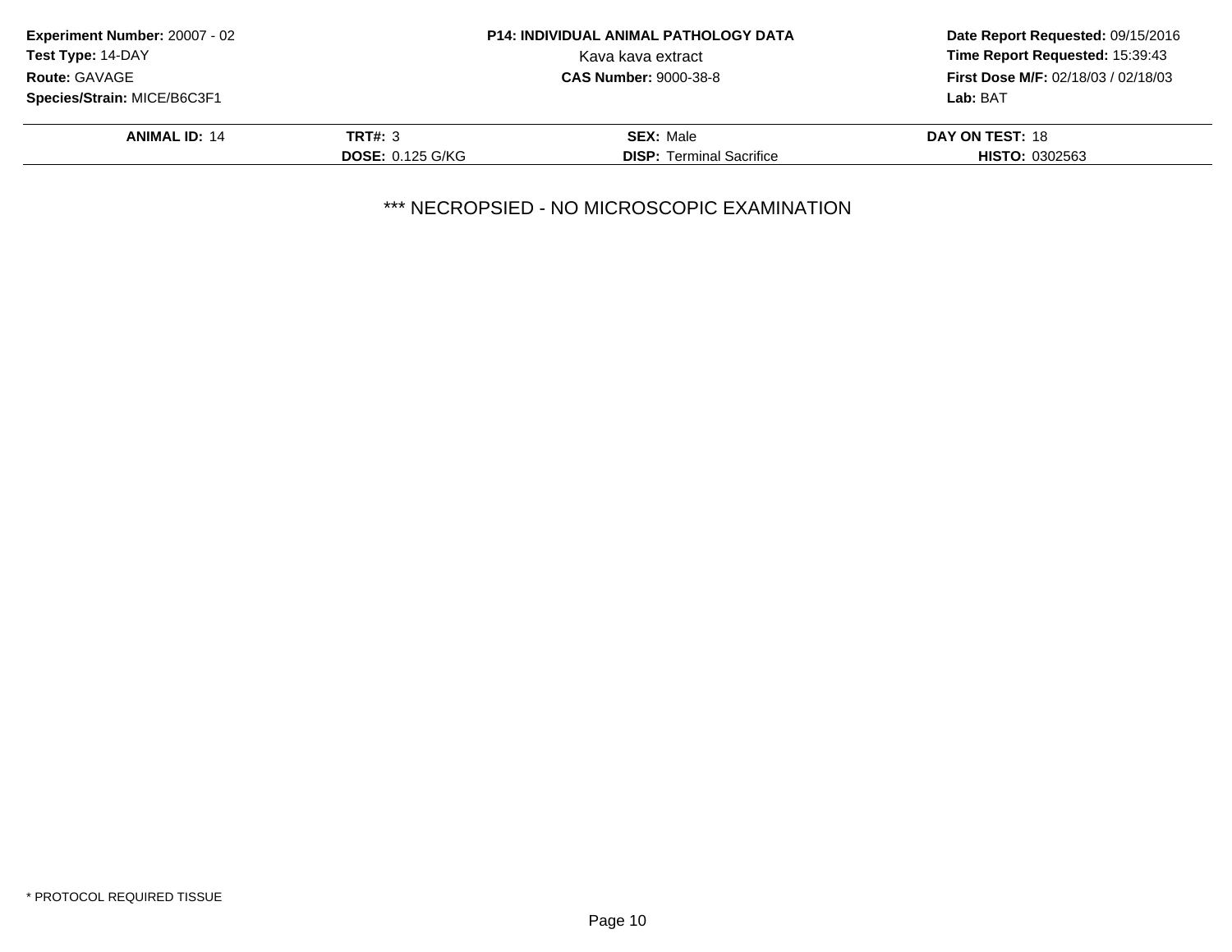**Experiment Number:** 20007 - 02
**Test Type:** 14-DAY
**Route:** GAVAGE
**Species/Strain:** MICE/B6C3F1

**P14: INDIVIDUAL ANIMAL PATHOLOGY DATA**
Kava kava extract
**CAS Number:** 9000-38-8

**Date Report Requested:** 09/15/2016
**Time Report Requested:** 15:39:43
**First Dose M/F:** 02/18/03 / 02/18/03
**Lab:** BAT

| **ANIMAL ID:** 14 | **TRT#:** 3 | **SEX:** Male | **DAY ON TEST:** 18 |
|---|---|---|---|
| | **DOSE:** 0.125 G/KG | **DISP:** Terminal Sacrifice | **HISTO:** 0302563 |

*** NECROPSIED - NO MICROSCOPIC EXAMINATION

* PROTOCOL REQUIRED TISSUE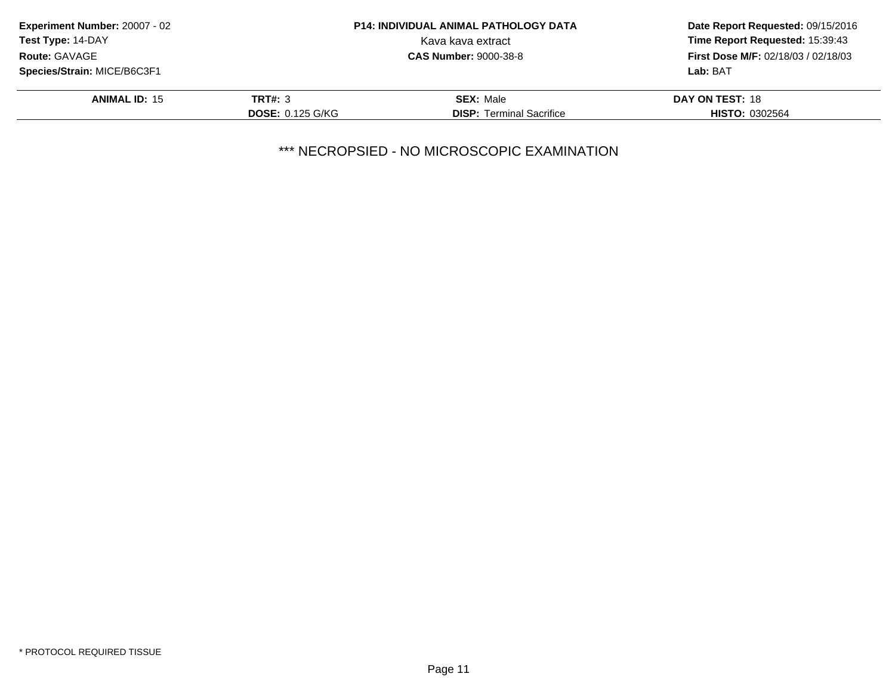**Experiment Number:** 20007 - 02
**Test Type:** 14-DAY
**Route:** GAVAGE
**Species/Strain:** MICE/B6C3F1

**P14: INDIVIDUAL ANIMAL PATHOLOGY DATA**
Kava kava extract
**CAS Number:** 9000-38-8

**Date Report Requested:** 09/15/2016
**Time Report Requested:** 15:39:43
**First Dose M/F:** 02/18/03 / 02/18/03
**Lab:** BAT

| **ANIMAL ID:** 15 | **TRT#:** 3 | **SEX:** Male | **DAY ON TEST:** 18 |
|---|---|---|---|
| | **DOSE:** 0.125 G/KG | **DISP:** Terminal Sacrifice | **HISTO:** 0302564 |

*** NECROPSIED - NO MICROSCOPIC EXAMINATION

* PROTOCOL REQUIRED TISSUE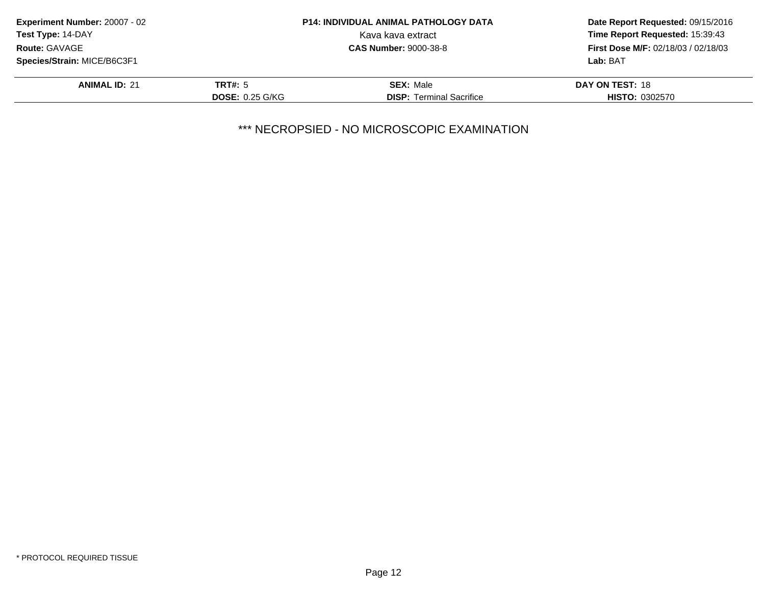**Experiment Number:** 20007 - 02
**Test Type:** 14-DAY
**Route:** GAVAGE
**Species/Strain:** MICE/B6C3F1

**P14: INDIVIDUAL ANIMAL PATHOLOGY DATA**
Kava kava extract
**CAS Number:** 9000-38-8

**Date Report Requested:** 09/15/2016
**Time Report Requested:** 15:39:43
**First Dose M/F:** 02/18/03 / 02/18/03
**Lab:** BAT

| **ANIMAL ID:** 21 | **TRT#:** 5 | **SEX:** Male | **DAY ON TEST:** 18 |
|---|---|---|---|
| | **DOSE:** 0.25 G/KG | **DISP:** Terminal Sacrifice | **HISTO:** 0302570 |

*** NECROPSIED - NO MICROSCOPIC EXAMINATION

* PROTOCOL REQUIRED TISSUE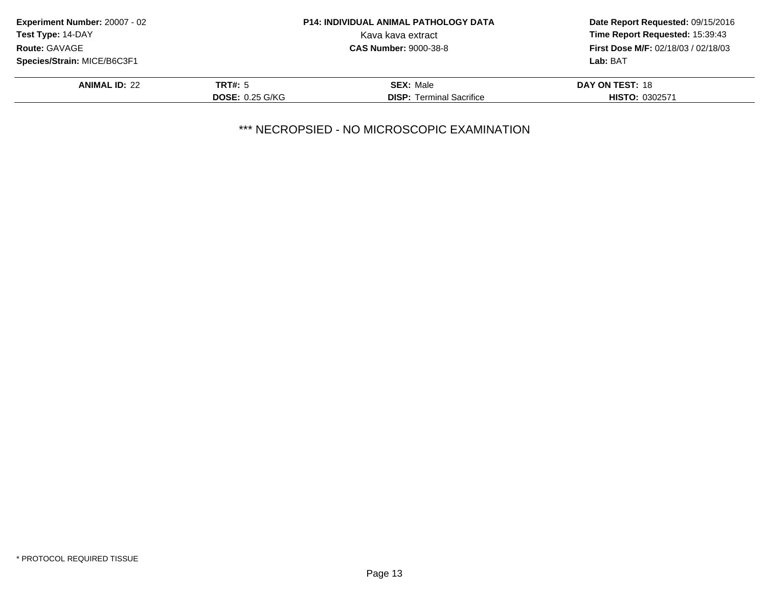**Experiment Number:** 20007 - 02
**Test Type:** 14-DAY
**Route:** GAVAGE
**Species/Strain:** MICE/B6C3F1

**P14: INDIVIDUAL ANIMAL PATHOLOGY DATA**
Kava kava extract
**CAS Number:** 9000-38-8

**Date Report Requested:** 09/15/2016
**Time Report Requested:** 15:39:43
**First Dose M/F:** 02/18/03 / 02/18/03
**Lab:** BAT

| **ANIMAL ID:** 22 | **TRT#:** 5 | **SEX:** Male | **DAY ON TEST:** 18 |
|---|---|---|---|
| | **DOSE:** 0.25 G/KG | **DISP:** Terminal Sacrifice | **HISTO:** 0302571 |

*** NECROPSIED - NO MICROSCOPIC EXAMINATION

* PROTOCOL REQUIRED TISSUE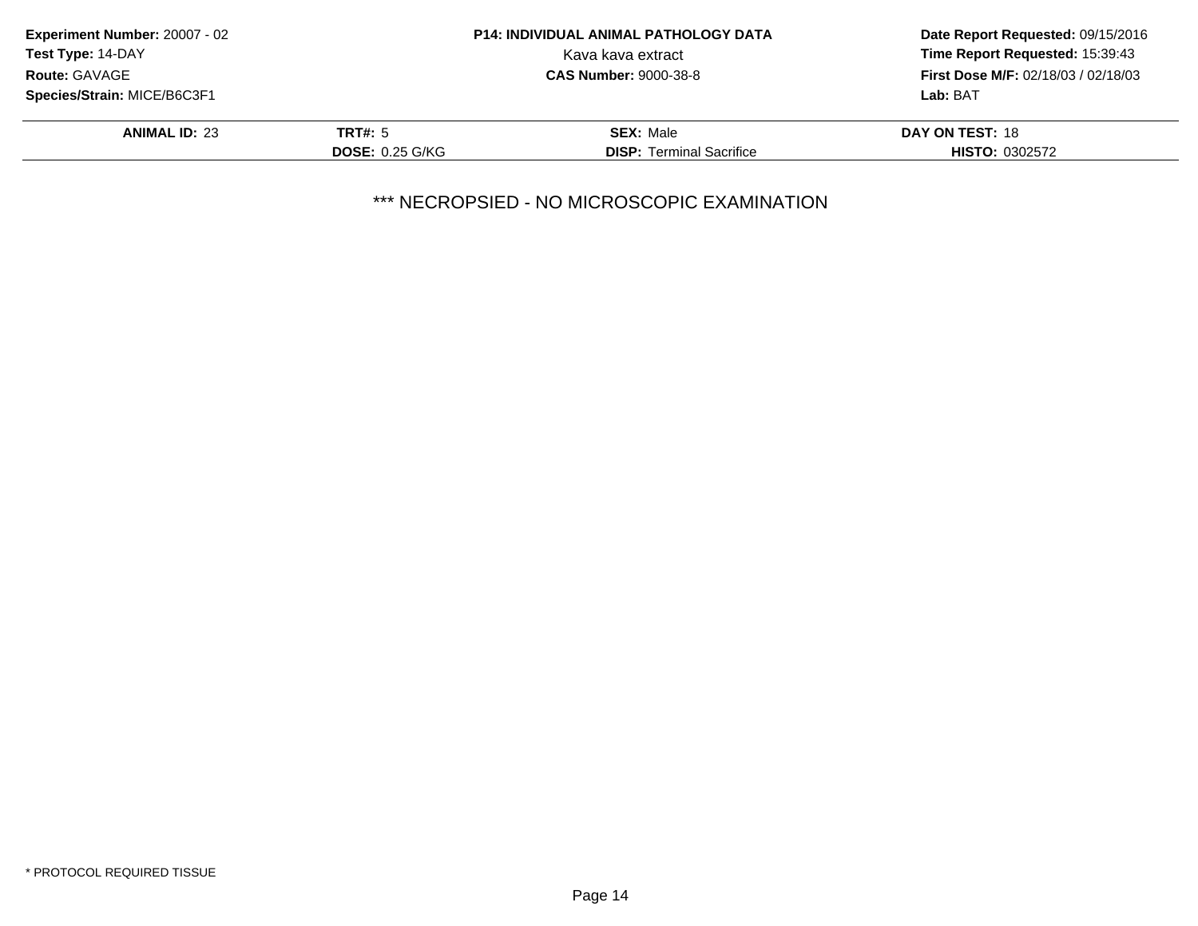**Experiment Number:** 20007 - 02
**Test Type:** 14-DAY
**Route:** GAVAGE
**Species/Strain:** MICE/B6C3F1

**P14: INDIVIDUAL ANIMAL PATHOLOGY DATA**
Kava kava extract
**CAS Number:** 9000-38-8

**Date Report Requested:** 09/15/2016
**Time Report Requested:** 15:39:43
**First Dose M/F:** 02/18/03 / 02/18/03
**Lab:** BAT

| **ANIMAL ID:** 23 | **TRT#:** 5 | **SEX:** Male | **DAY ON TEST:** 18 |
|---|---|---|---|
| | **DOSE:** 0.25 G/KG | **DISP:** Terminal Sacrifice | **HISTO:** 0302572 |

*** NECROPSIED - NO MICROSCOPIC EXAMINATION

* PROTOCOL REQUIRED TISSUE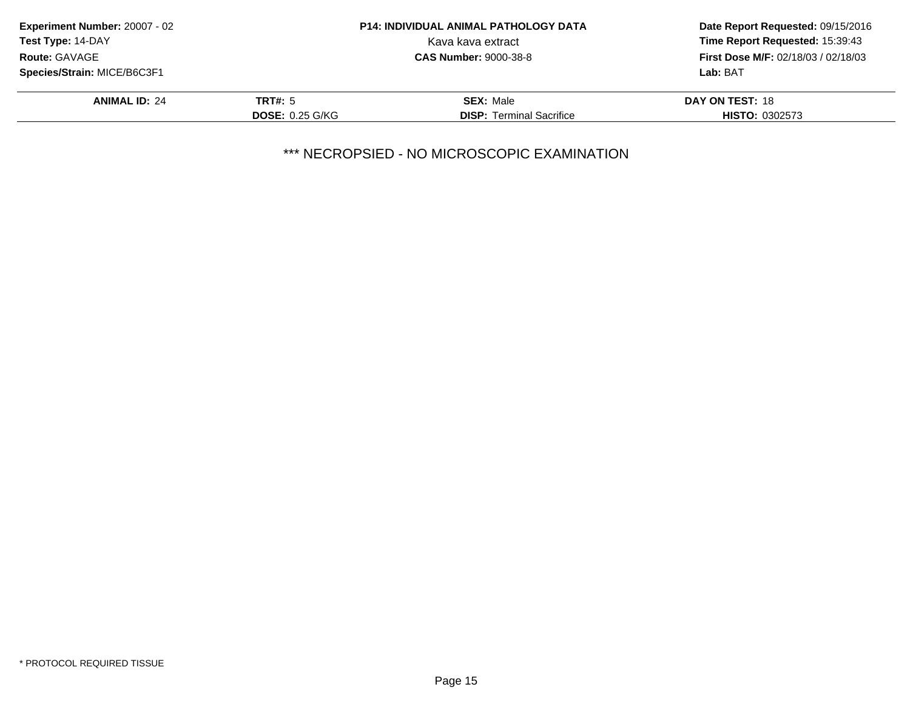**Experiment Number:** 20007 - 02
**Test Type:** 14-DAY
**Route:** GAVAGE
**Species/Strain:** MICE/B6C3F1

**P14: INDIVIDUAL ANIMAL PATHOLOGY DATA**
Kava kava extract
**CAS Number:** 9000-38-8

**Date Report Requested:** 09/15/2016
**Time Report Requested:** 15:39:43
**First Dose M/F:** 02/18/03 / 02/18/03
**Lab:** BAT

| **ANIMAL ID:** 24 | **TRT#:** 5 | **SEX:** Male | **DAY ON TEST:** 18 |
|---|---|---|---|
| | **DOSE:** 0.25 G/KG | **DISP:** Terminal Sacrifice | **HISTO:** 0302573 |

*** NECROPSIED - NO MICROSCOPIC EXAMINATION

* PROTOCOL REQUIRED TISSUE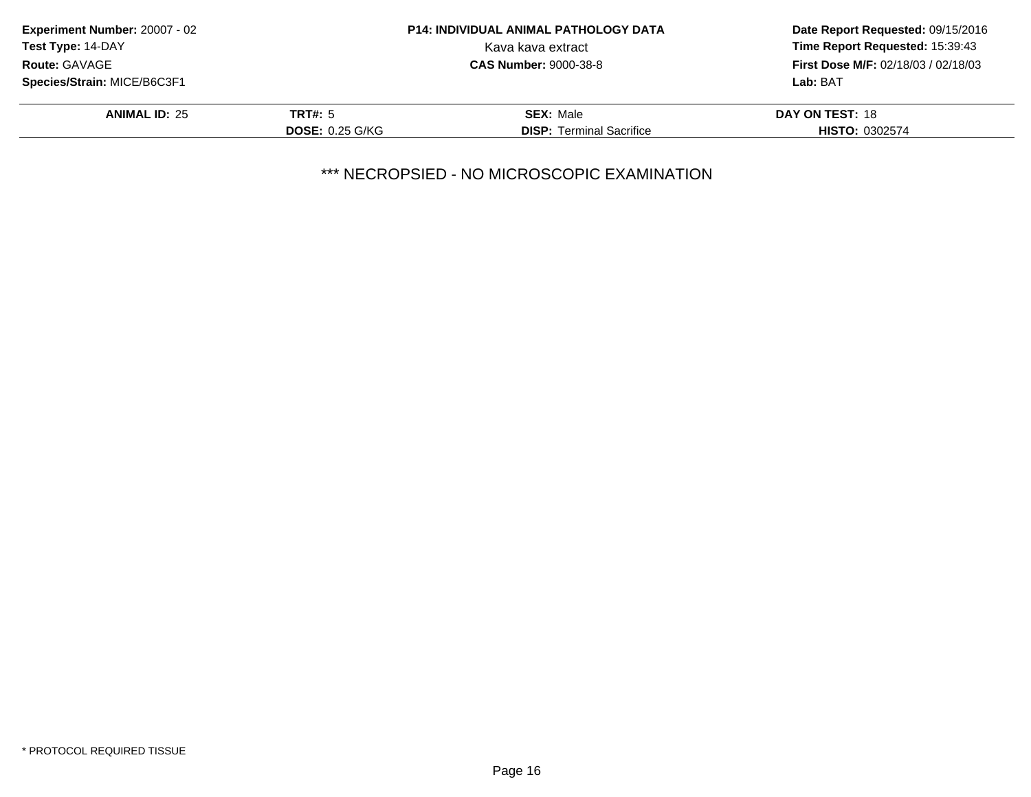**Experiment Number:** 20007 - 02
**Test Type:** 14-DAY
**Route:** GAVAGE
**Species/Strain:** MICE/B6C3F1

**P14: INDIVIDUAL ANIMAL PATHOLOGY DATA**
Kava kava extract
**CAS Number:** 9000-38-8

**Date Report Requested:** 09/15/2016
**Time Report Requested:** 15:39:43
**First Dose M/F:** 02/18/03 / 02/18/03
**Lab:** BAT

| **ANIMAL ID:** 25 | **TRT#:** 5 | **SEX:** Male | **DAY ON TEST:** 18 |
|---|---|---|---|
| | **DOSE:** 0.25 G/KG | **DISP:** Terminal Sacrifice | **HISTO:** 0302574 |

*** NECROPSIED - NO MICROSCOPIC EXAMINATION

* PROTOCOL REQUIRED TISSUE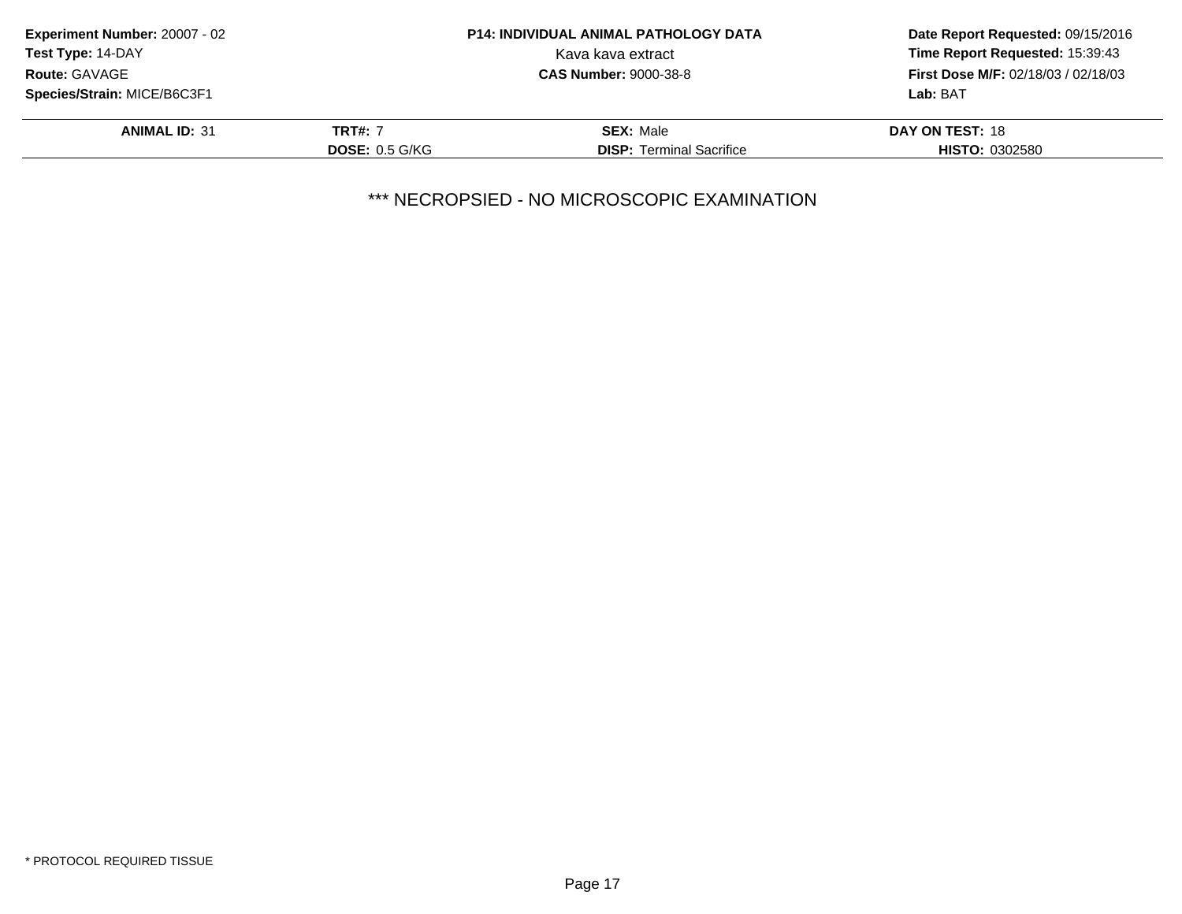**Experiment Number:** 20007 - 02
**Test Type:** 14-DAY
**Route:** GAVAGE
**Species/Strain:** MICE/B6C3F1

**P14: INDIVIDUAL ANIMAL PATHOLOGY DATA**
Kava kava extract
**CAS Number:** 9000-38-8

**Date Report Requested:** 09/15/2016
**Time Report Requested:** 15:39:43
**First Dose M/F:** 02/18/03 / 02/18/03
**Lab:** BAT

| **ANIMAL ID:** 31 | **TRT#:** 7 | **SEX:** Male | **DAY ON TEST:** 18 |
|---|---|---|---|
| | **DOSE:** 0.5 G/KG | **DISP:** Terminal Sacrifice | **HISTO:** 0302580 |

*** NECROPSIED - NO MICROSCOPIC EXAMINATION

* PROTOCOL REQUIRED TISSUE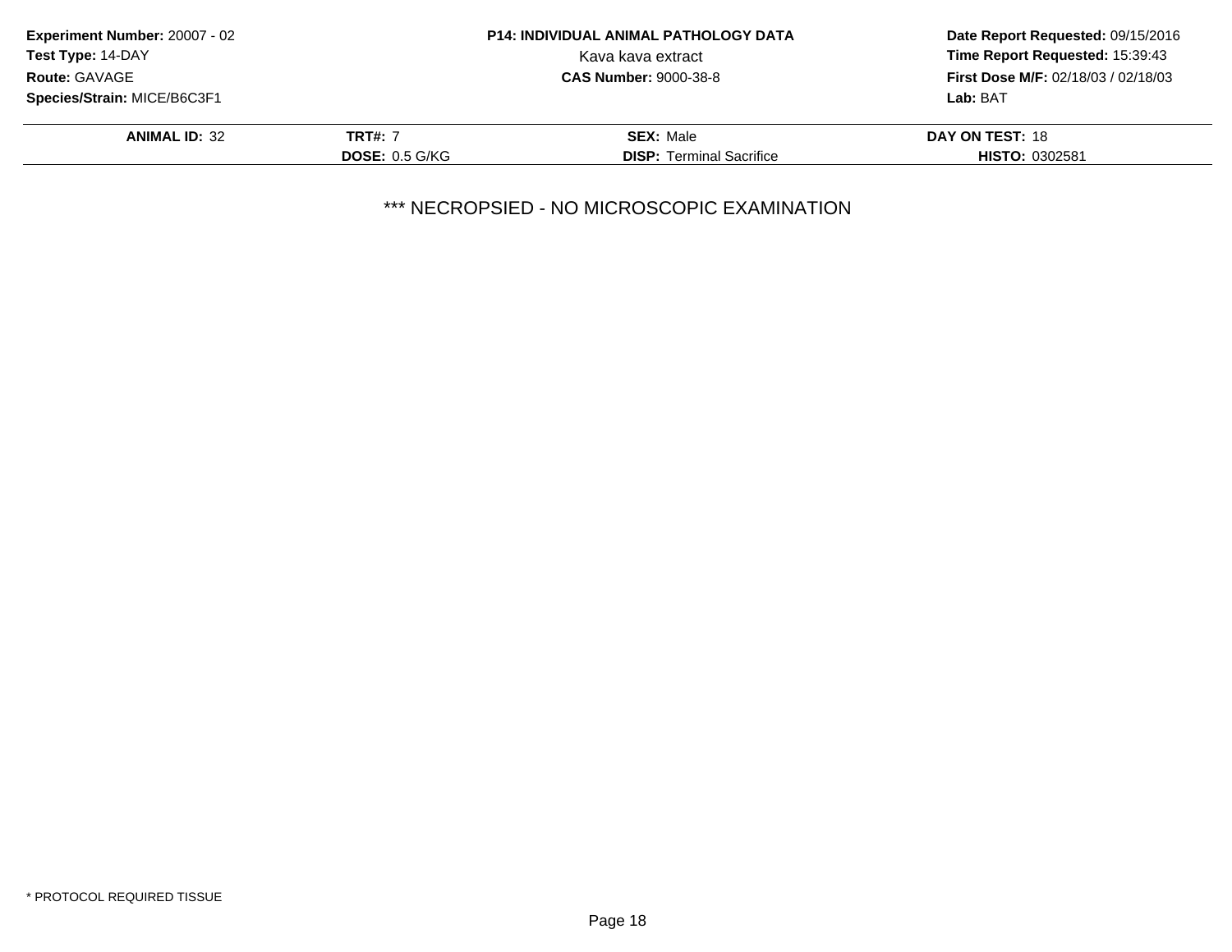**Experiment Number:** 20007 - 02
**Test Type:** 14-DAY
**Route:** GAVAGE
**Species/Strain:** MICE/B6C3F1

**P14: INDIVIDUAL ANIMAL PATHOLOGY DATA**
Kava kava extract
**CAS Number:** 9000-38-8

**Date Report Requested:** 09/15/2016
**Time Report Requested:** 15:39:43
**First Dose M/F:** 02/18/03 / 02/18/03
**Lab:** BAT

| | | | |
|---|---|---|---|
| **ANIMAL ID:** 32 | **TRT#:** 7 | **SEX:** Male | **DAY ON TEST:** 18 |
| | **DOSE:** 0.5 G/KG | **DISP:** Terminal Sacrifice | **HISTO:** 0302581 |

*** NECROPSIED - NO MICROSCOPIC EXAMINATION

* PROTOCOL REQUIRED TISSUE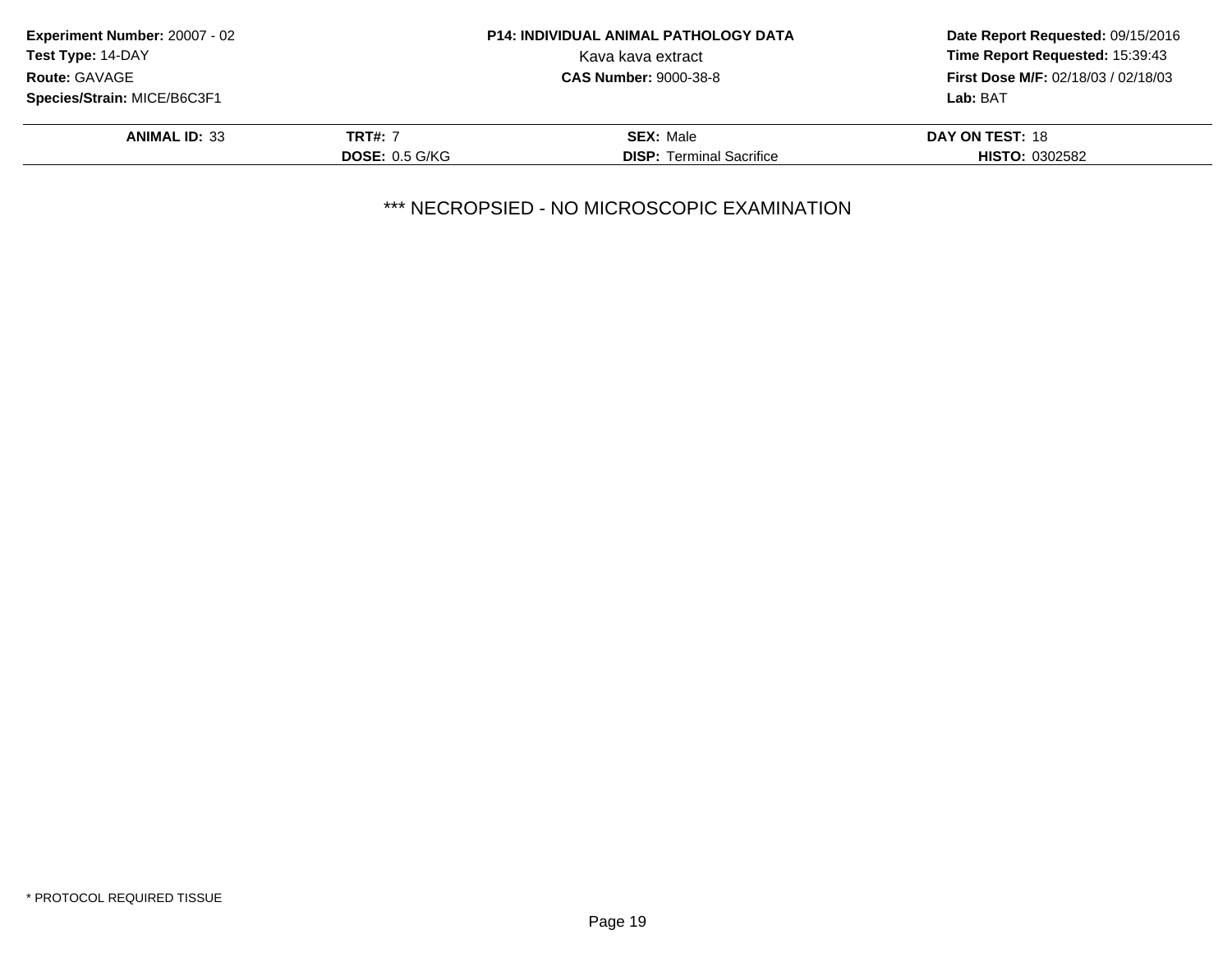**Experiment Number:** 20007 - 02
**Test Type:** 14-DAY
**Route:** GAVAGE
**Species/Strain:** MICE/B6C3F1

**P14: INDIVIDUAL ANIMAL PATHOLOGY DATA**
Kava kava extract
**CAS Number:** 9000-38-8

**Date Report Requested:** 09/15/2016
**Time Report Requested:** 15:39:43
**First Dose M/F:** 02/18/03 / 02/18/03
**Lab:** BAT

| **ANIMAL ID:** 33 | **TRT#:** 7 | **SEX:** Male | **DAY ON TEST:** 18 |
|---|---|---|---|
| | **DOSE:** 0.5 G/KG | **DISP:** Terminal Sacrifice | **HISTO:** 0302582 |

*** NECROPSIED - NO MICROSCOPIC EXAMINATION

* PROTOCOL REQUIRED TISSUE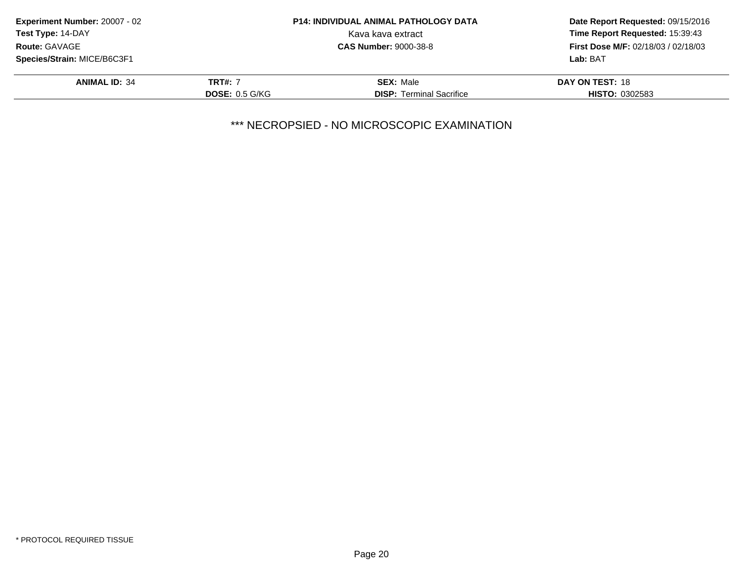**Experiment Number:** 20007 - 02
**Test Type:** 14-DAY
**Route:** GAVAGE
**Species/Strain:** MICE/B6C3F1

**P14: INDIVIDUAL ANIMAL PATHOLOGY DATA**
Kava kava extract
**CAS Number:** 9000-38-8

**Date Report Requested:** 09/15/2016
**Time Report Requested:** 15:39:43
**First Dose M/F:** 02/18/03 / 02/18/03
**Lab:** BAT

| **ANIMAL ID:** 34 | **TRT#:** 7 | **SEX:** Male | **DAY ON TEST:** 18 |
|---|---|---|---|
| | **DOSE:** 0.5 G/KG | **DISP:** Terminal Sacrifice | **HISTO:** 0302583 |

*** NECROPSIED - NO MICROSCOPIC EXAMINATION

* PROTOCOL REQUIRED TISSUE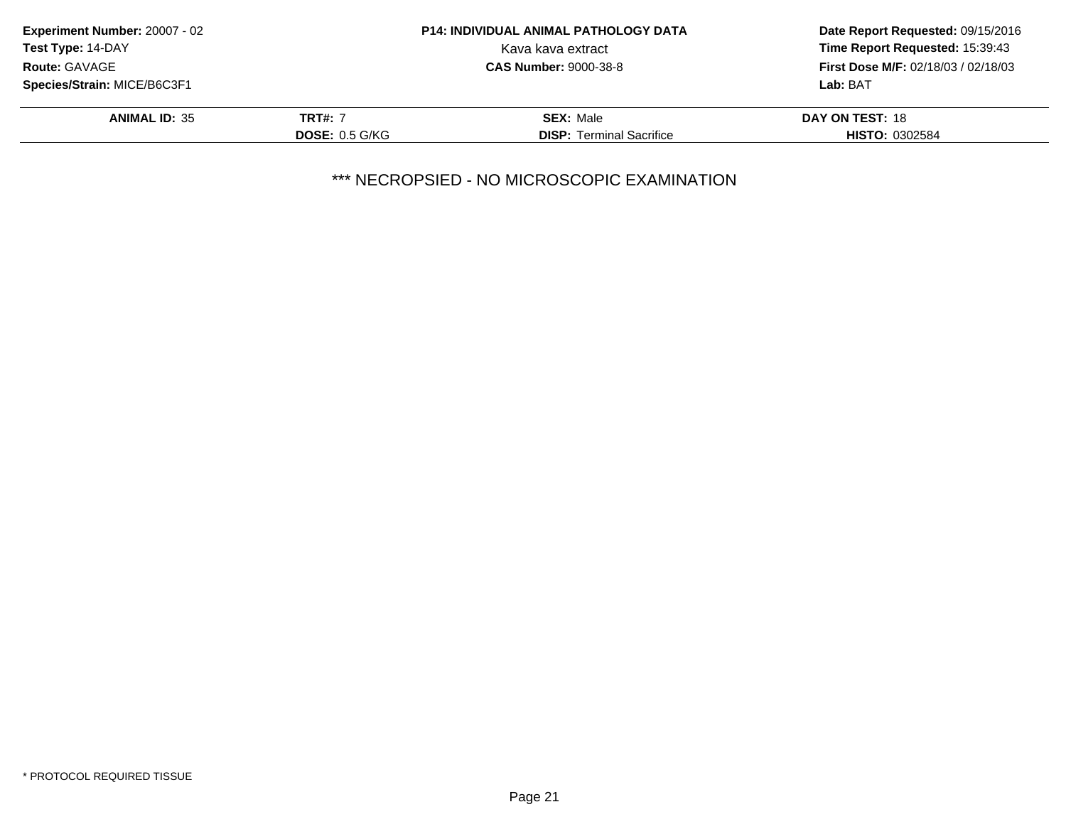**Experiment Number:** 20007 - 02
**Test Type:** 14-DAY
**Route:** GAVAGE
**Species/Strain:** MICE/B6C3F1

**P14: INDIVIDUAL ANIMAL PATHOLOGY DATA**
Kava kava extract
**CAS Number:** 9000-38-8

**Date Report Requested:** 09/15/2016
**Time Report Requested:** 15:39:43
**First Dose M/F:** 02/18/03 / 02/18/03
**Lab:** BAT

| **ANIMAL ID:** 35 | **TRT#:** 7 | **SEX:** Male | **DAY ON TEST:** 18 |
|---|---|---|---|
| | **DOSE:** 0.5 G/KG | **DISP:** Terminal Sacrifice | **HISTO:** 0302584 |

*** NECROPSIED - NO MICROSCOPIC EXAMINATION

* PROTOCOL REQUIRED TISSUE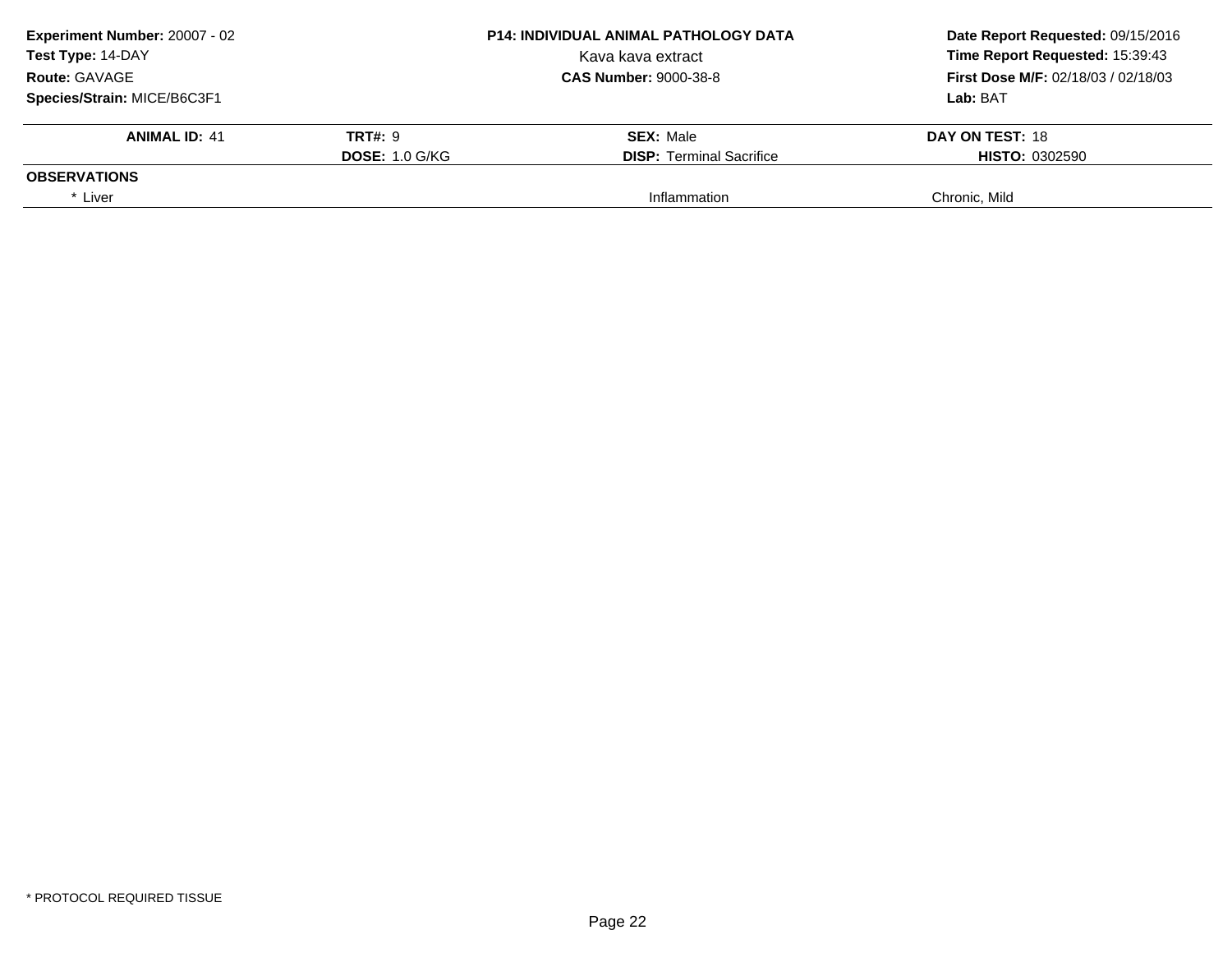**Experiment Number:** 20007 - 02
**Test Type:** 14-DAY
**Route:** GAVAGE
**Species/Strain:** MICE/B6C3F1

**P14: INDIVIDUAL ANIMAL PATHOLOGY DATA**
Kava kava extract
**CAS Number:** 9000-38-8

**Date Report Requested:** 09/15/2016
**Time Report Requested:** 15:39:43
**First Dose M/F:** 02/18/03 / 02/18/03
**Lab:** BAT

| **ANIMAL ID:** 41 | **TRT#:** 9 | **SEX:** Male | **DAY ON TEST:** 18 |
|---|---|---|---|
| | **DOSE:** 1.0 G/KG | **DISP:** Terminal Sacrifice | **HISTO:** 0302590 |
| **OBSERVATIONS** | | | |
| * Liver | | Inflammation | Chronic, Mild |

* PROTOCOL REQUIRED TISSUE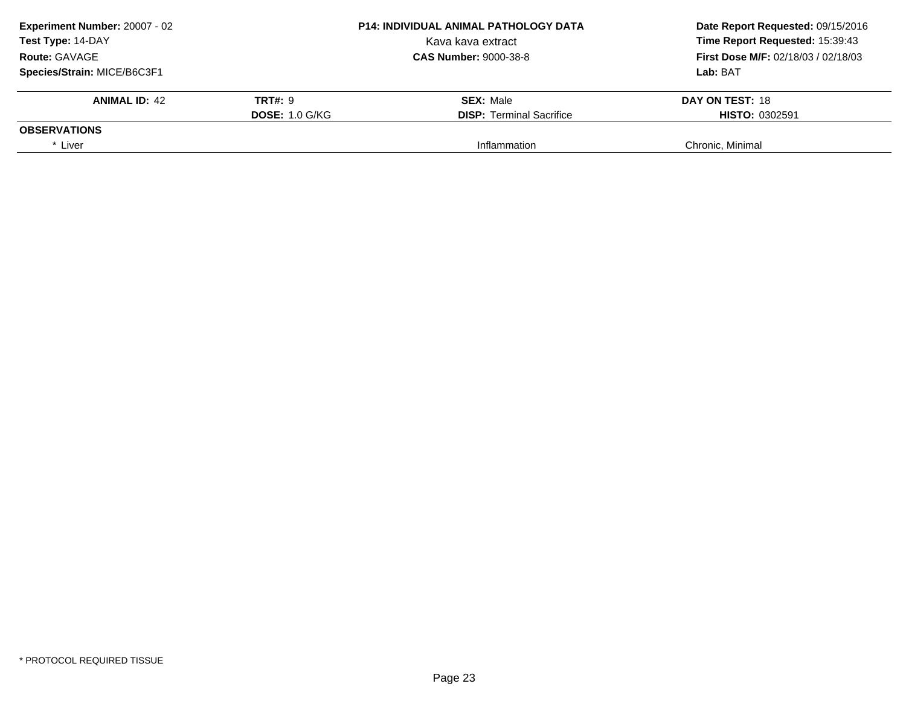**Experiment Number:** 20007 - 02
**Test Type:** 14-DAY
**Route:** GAVAGE
**Species/Strain:** MICE/B6C3F1

**P14: INDIVIDUAL ANIMAL PATHOLOGY DATA**
Kava kava extract
**CAS Number:** 9000-38-8

**Date Report Requested:** 09/15/2016
**Time Report Requested:** 15:39:43
**First Dose M/F:** 02/18/03 / 02/18/03
**Lab:** BAT

| **ANIMAL ID:** 42 | **TRT#:** 9 | **SEX:** Male | **DAY ON TEST:** 18 |
|---|---|---|---|
| | **DOSE:** 1.0 G/KG | **DISP:** Terminal Sacrifice | **HISTO:** 0302591 |

**OBSERVATIONS**

| | | | |
|---|---|---|---|
| * Liver | | Inflammation | Chronic, Minimal |

* PROTOCOL REQUIRED TISSUE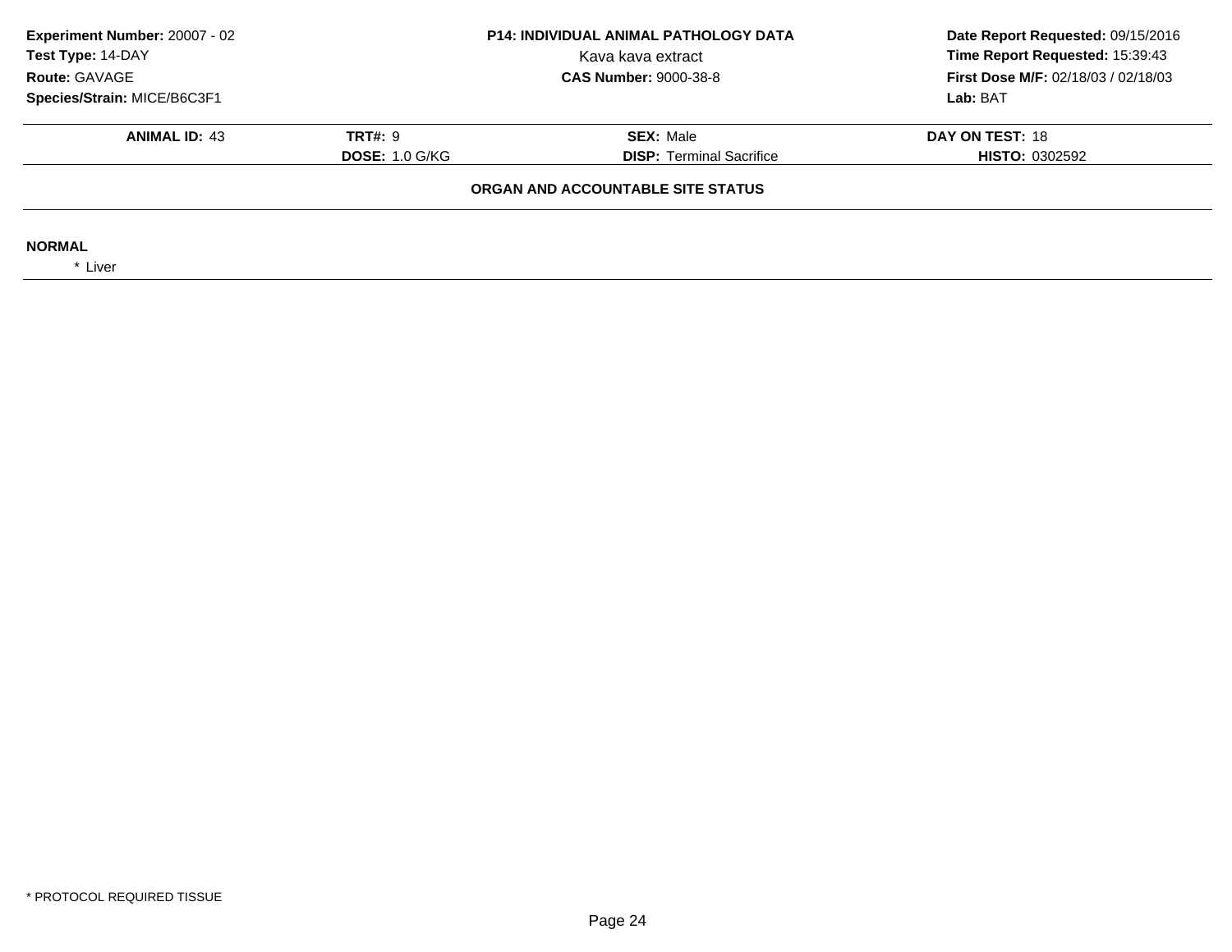**Experiment Number:** 20007 - 02
**Test Type:** 14-DAY
**Route:** GAVAGE
**Species/Strain:** MICE/B6C3F1

**P14: INDIVIDUAL ANIMAL PATHOLOGY DATA**
Kava kava extract
**CAS Number:** 9000-38-8

**Date Report Requested:** 09/15/2016
**Time Report Requested:** 15:39:43
**First Dose M/F:** 02/18/03 / 02/18/03
**Lab:** BAT

| **ANIMAL ID:** 43 | **TRT#:** 9 | **SEX:** Male | **DAY ON TEST:** 18 |
|---|---|---|---|
| | **DOSE:** 1.0 G/KG | **DISP:** Terminal Sacrifice | **HISTO:** 0302592 |

**ORGAN AND ACCOUNTABLE SITE STATUS**

**NORMAL**

* Liver

* PROTOCOL REQUIRED TISSUE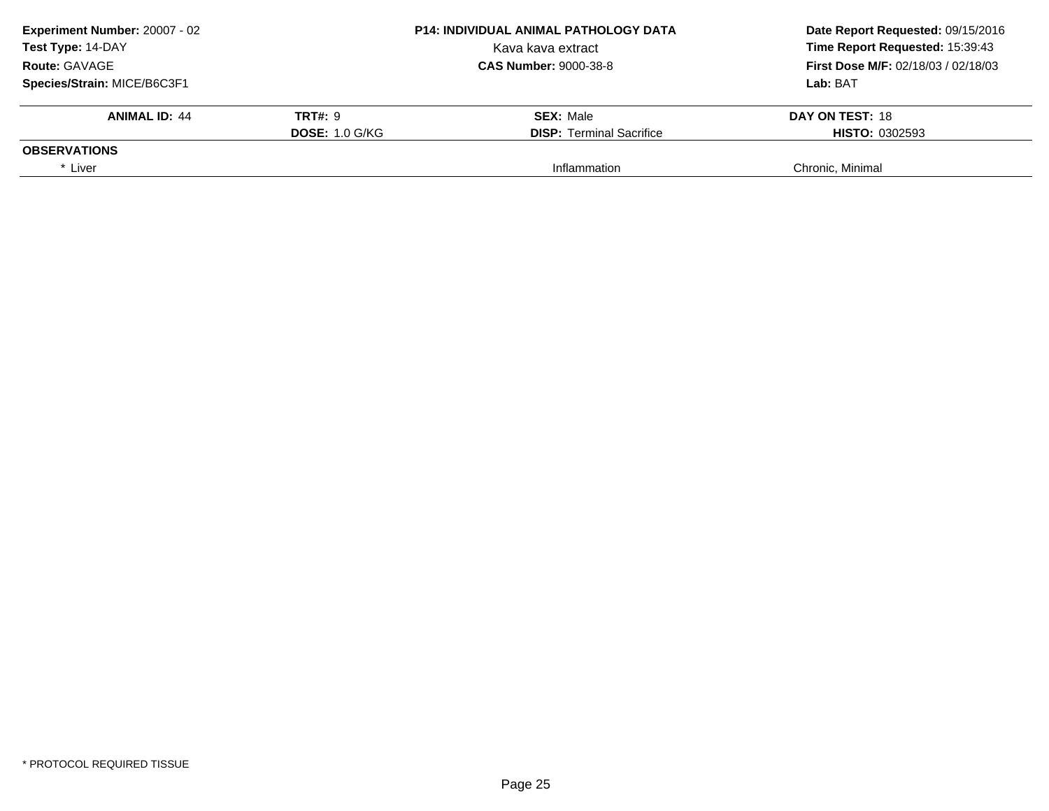**Experiment Number:** 20007 - 02
**Test Type:** 14-DAY
**Route:** GAVAGE
**Species/Strain:** MICE/B6C3F1

**P14: INDIVIDUAL ANIMAL PATHOLOGY DATA**
Kava kava extract
**CAS Number:** 9000-38-8

**Date Report Requested:** 09/15/2016
**Time Report Requested:** 15:39:43
**First Dose M/F:** 02/18/03 / 02/18/03
**Lab:** BAT

| **ANIMAL ID:** 44 | **TRT#:** 9 | **SEX:** Male | **DAY ON TEST:** 18 |
|---|---|---|---|
| | **DOSE:** 1.0 G/KG | **DISP:** Terminal Sacrifice | **HISTO:** 0302593 |
| **OBSERVATIONS** | | | |
| * Liver | | Inflammation | Chronic, Minimal |

* PROTOCOL REQUIRED TISSUE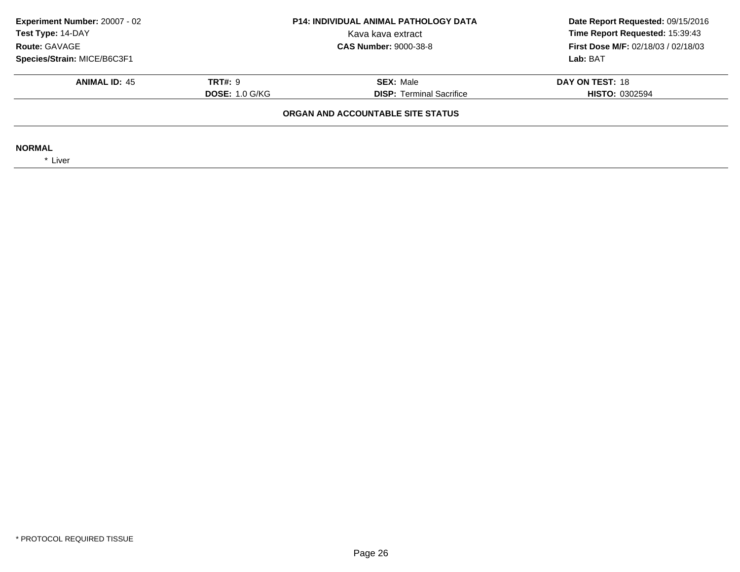**Experiment Number:** 20007 - 02
**Test Type:** 14-DAY
**Route:** GAVAGE
**Species/Strain:** MICE/B6C3F1

**P14: INDIVIDUAL ANIMAL PATHOLOGY DATA**
Kava kava extract
**CAS Number:** 9000-38-8

**Date Report Requested:** 09/15/2016
**Time Report Requested:** 15:39:43
**First Dose M/F:** 02/18/03 / 02/18/03
**Lab:** BAT

| **ANIMAL ID:** 45 | **TRT#:** 9 | **SEX:** Male | **DAY ON TEST:** 18 |
|---|---|---|---|
| | **DOSE:** 1.0 G/KG | **DISP:** Terminal Sacrifice | **HISTO:** 0302594 |

**ORGAN AND ACCOUNTABLE SITE STATUS**

**NORMAL**

* Liver

* PROTOCOL REQUIRED TISSUE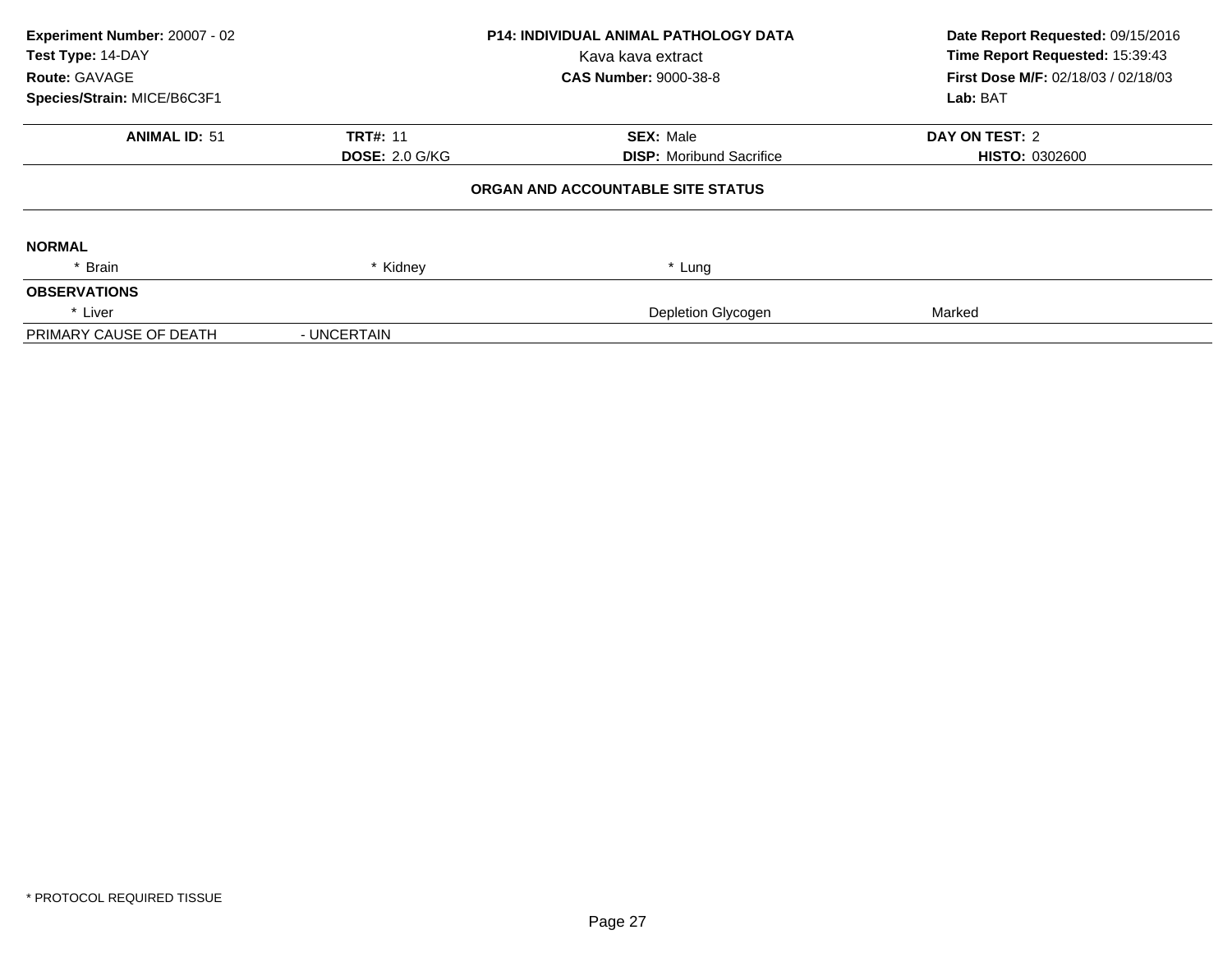**Experiment Number:** 20007 - 02
**Test Type:** 14-DAY
**Route:** GAVAGE
**Species/Strain:** MICE/B6C3F1

**P14: INDIVIDUAL ANIMAL PATHOLOGY DATA**
Kava kava extract
**CAS Number:** 9000-38-8

**Date Report Requested:** 09/15/2016
**Time Report Requested:** 15:39:43
**First Dose M/F:** 02/18/03 / 02/18/03
**Lab:** BAT

| **ANIMAL ID:** 51 | **TRT#:** 11 | **SEX:** Male | **DAY ON TEST:** 2 |
|---|---|---|---|
| | **DOSE:** 2.0 G/KG | **DISP:** Moribund Sacrifice | **HISTO:** 0302600 |

**ORGAN AND ACCOUNTABLE SITE STATUS**

**NORMAL**

| * Brain | * Kidney | * Lung | |
|---|---|---|---|

**OBSERVATIONS**

| * Liver | | Depletion Glycogen | Marked |
|---|---|---|---|

PRIMARY CAUSE OF DEATH - UNCERTAIN

\* PROTOCOL REQUIRED TISSUE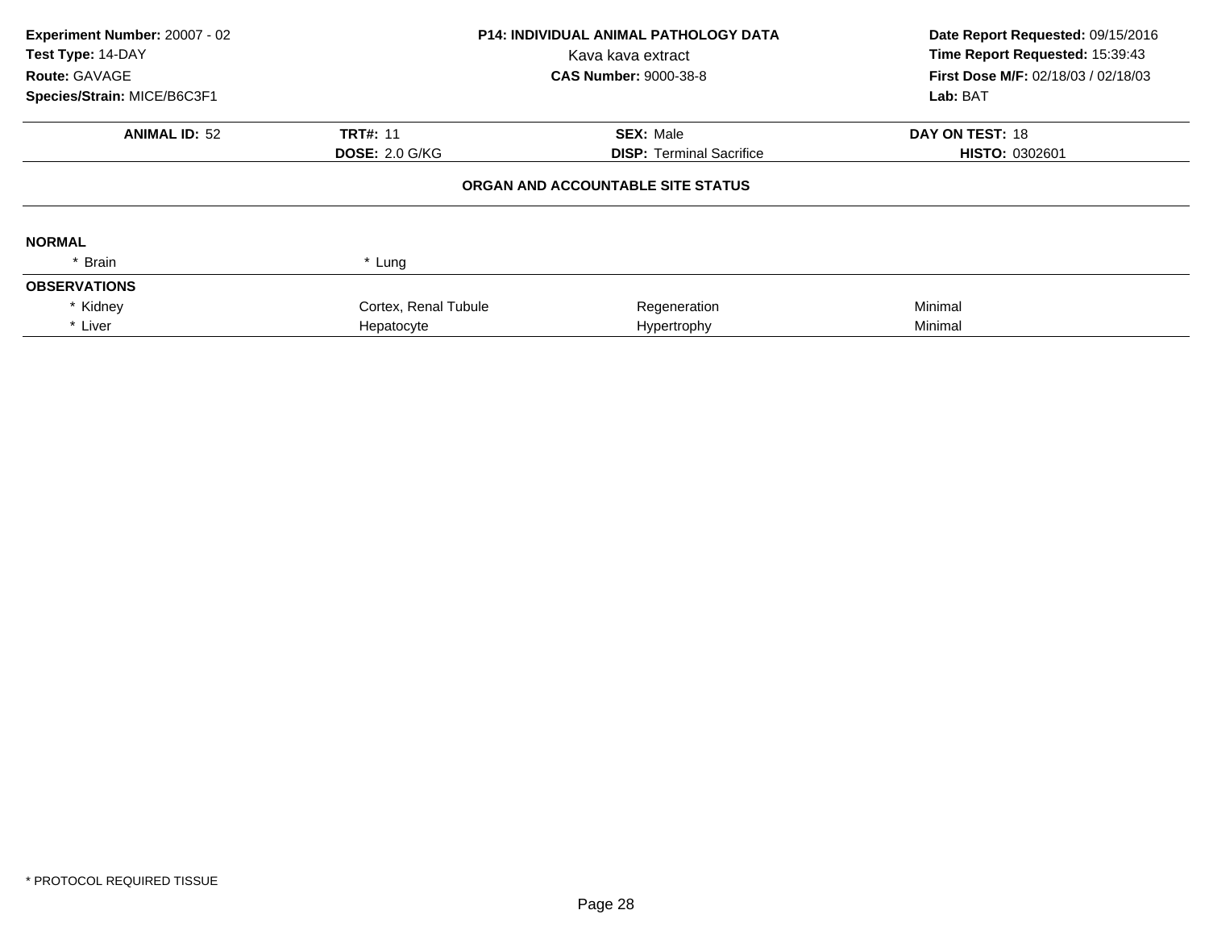**Experiment Number:** 20007 - 02
**Test Type:** 14-DAY
**Route:** GAVAGE
**Species/Strain:** MICE/B6C3F1

**P14: INDIVIDUAL ANIMAL PATHOLOGY DATA**
Kava kava extract
**CAS Number:** 9000-38-8

**Date Report Requested:** 09/15/2016
**Time Report Requested:** 15:39:43
**First Dose M/F:** 02/18/03 / 02/18/03
**Lab:** BAT

| **ANIMAL ID:** 52 | **TRT#:** 11 | **SEX:** Male | **DAY ON TEST:** 18 |
|---|---|---|---|
| | **DOSE:** 2.0 G/KG | **DISP:** Terminal Sacrifice | **HISTO:** 0302601 |

**ORGAN AND ACCOUNTABLE SITE STATUS**

**NORMAL**

| * Brain | * Lung | | |
|---|---|---|---|

**OBSERVATIONS**

| * Kidney | Cortex, Renal Tubule | Regeneration | Minimal |
|---|---|---|---|
| * Liver | Hepatocyte | Hypertrophy | Minimal |

* PROTOCOL REQUIRED TISSUE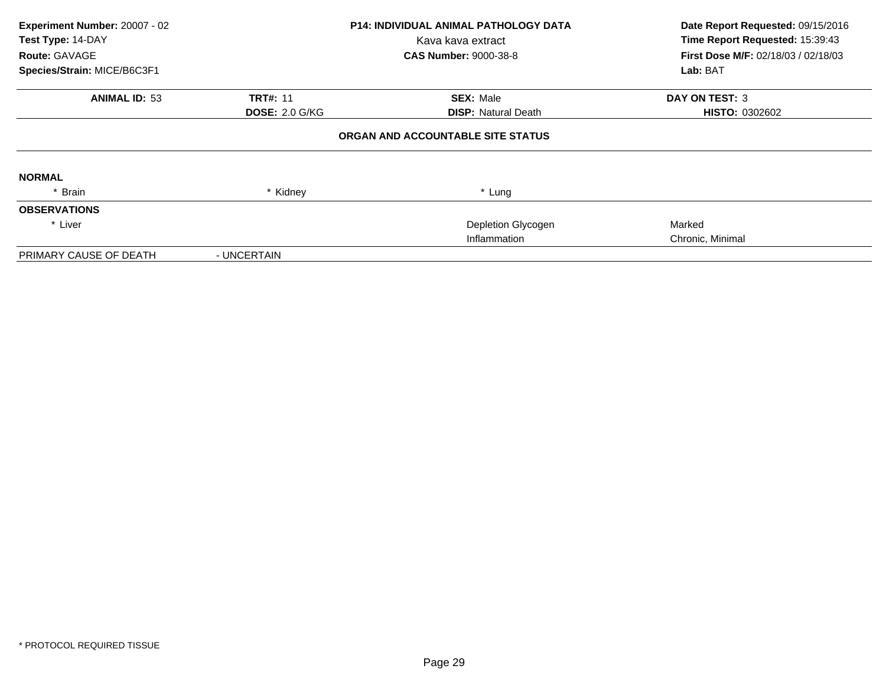**Experiment Number:** 20007 - 02
**Test Type:** 14-DAY
**Route:** GAVAGE
**Species/Strain:** MICE/B6C3F1

**P14: INDIVIDUAL ANIMAL PATHOLOGY DATA**
Kava kava extract
**CAS Number:** 9000-38-8

**Date Report Requested:** 09/15/2016
**Time Report Requested:** 15:39:43
**First Dose M/F:** 02/18/03 / 02/18/03
**Lab:** BAT

| **ANIMAL ID:** 53 | **TRT#:** 11 | **SEX:** Male | **DAY ON TEST:** 3 |
|---|---|---|---|
| | **DOSE:** 2.0 G/KG | **DISP:** Natural Death | **HISTO:** 0302602 |

**ORGAN AND ACCOUNTABLE SITE STATUS**

| | | | |
|---|---|---|---|
| **NORMAL** | | | |
| * Brain | * Kidney | * Lung | |
| **OBSERVATIONS** | | | |
| * Liver | | Depletion Glycogen | Marked |
| | | Inflammation | Chronic, Minimal |
| PRIMARY CAUSE OF DEATH | - UNCERTAIN | | |

* PROTOCOL REQUIRED TISSUE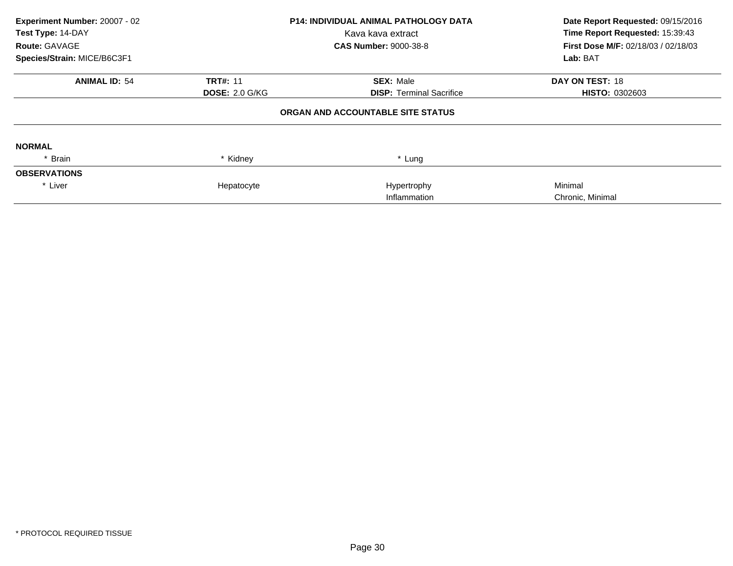**Experiment Number:** 20007 - 02
**Test Type:** 14-DAY
**Route:** GAVAGE
**Species/Strain:** MICE/B6C3F1

**P14: INDIVIDUAL ANIMAL PATHOLOGY DATA**
Kava kava extract
**CAS Number:** 9000-38-8

**Date Report Requested:** 09/15/2016
**Time Report Requested:** 15:39:43
**First Dose M/F:** 02/18/03 / 02/18/03
**Lab:** BAT

| **ANIMAL ID:** 54 | **TRT#:** 11 | **SEX:** Male | **DAY ON TEST:** 18 |
|---|---|---|---|
| | **DOSE:** 2.0 G/KG | **DISP:** Terminal Sacrifice | **HISTO:** 0302603 |

**ORGAN AND ACCOUNTABLE SITE STATUS**

**NORMAL**

| | | | |
|---|---|---|---|
| * Brain | * Kidney | * Lung | |

**OBSERVATIONS**

| | | | |
|---|---|---|---|
| * Liver | Hepatocyte | Hypertrophy | Minimal |
| | | Inflammation | Chronic, Minimal |

* PROTOCOL REQUIRED TISSUE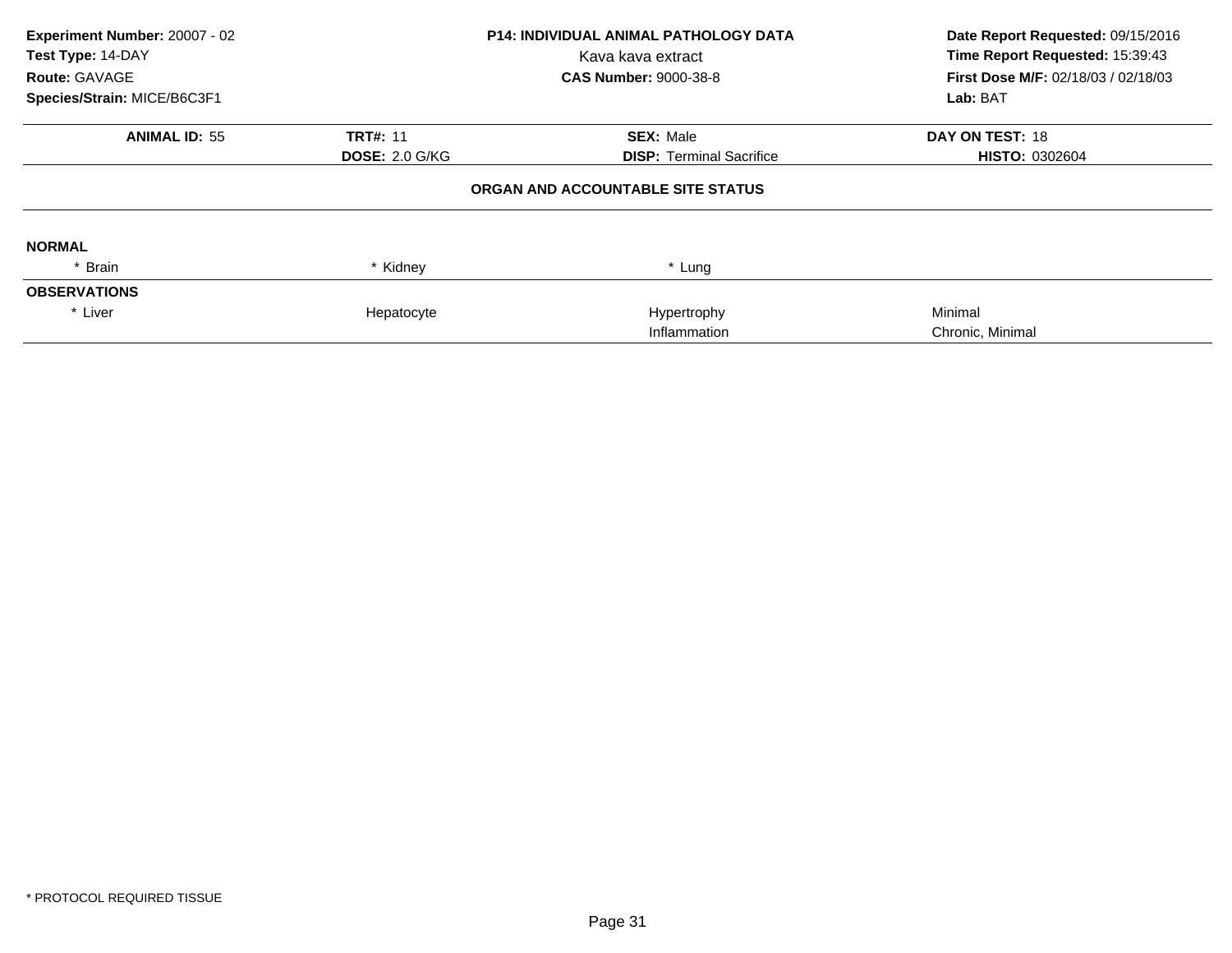**Experiment Number:** 20007 - 02
**Test Type:** 14-DAY
**Route:** GAVAGE
**Species/Strain:** MICE/B6C3F1

**P14: INDIVIDUAL ANIMAL PATHOLOGY DATA**
Kava kava extract
**CAS Number:** 9000-38-8

**Date Report Requested:** 09/15/2016
**Time Report Requested:** 15:39:43
**First Dose M/F:** 02/18/03 / 02/18/03
**Lab:** BAT

| **ANIMAL ID:** 55 | **TRT#:** 11 | **SEX:** Male | **DAY ON TEST:** 18 |
|---|---|---|---|
| | **DOSE:** 2.0 G/KG | **DISP:** Terminal Sacrifice | **HISTO:** 0302604 |

**ORGAN AND ACCOUNTABLE SITE STATUS**

| | | | |
|---|---|---|---|
| **NORMAL** | | | |
| * Brain | * Kidney | * Lung | |
| **OBSERVATIONS** | | | |
| * Liver | Hepatocyte | Hypertrophy | Minimal |
| | | Inflammation | Chronic, Minimal |

* PROTOCOL REQUIRED TISSUE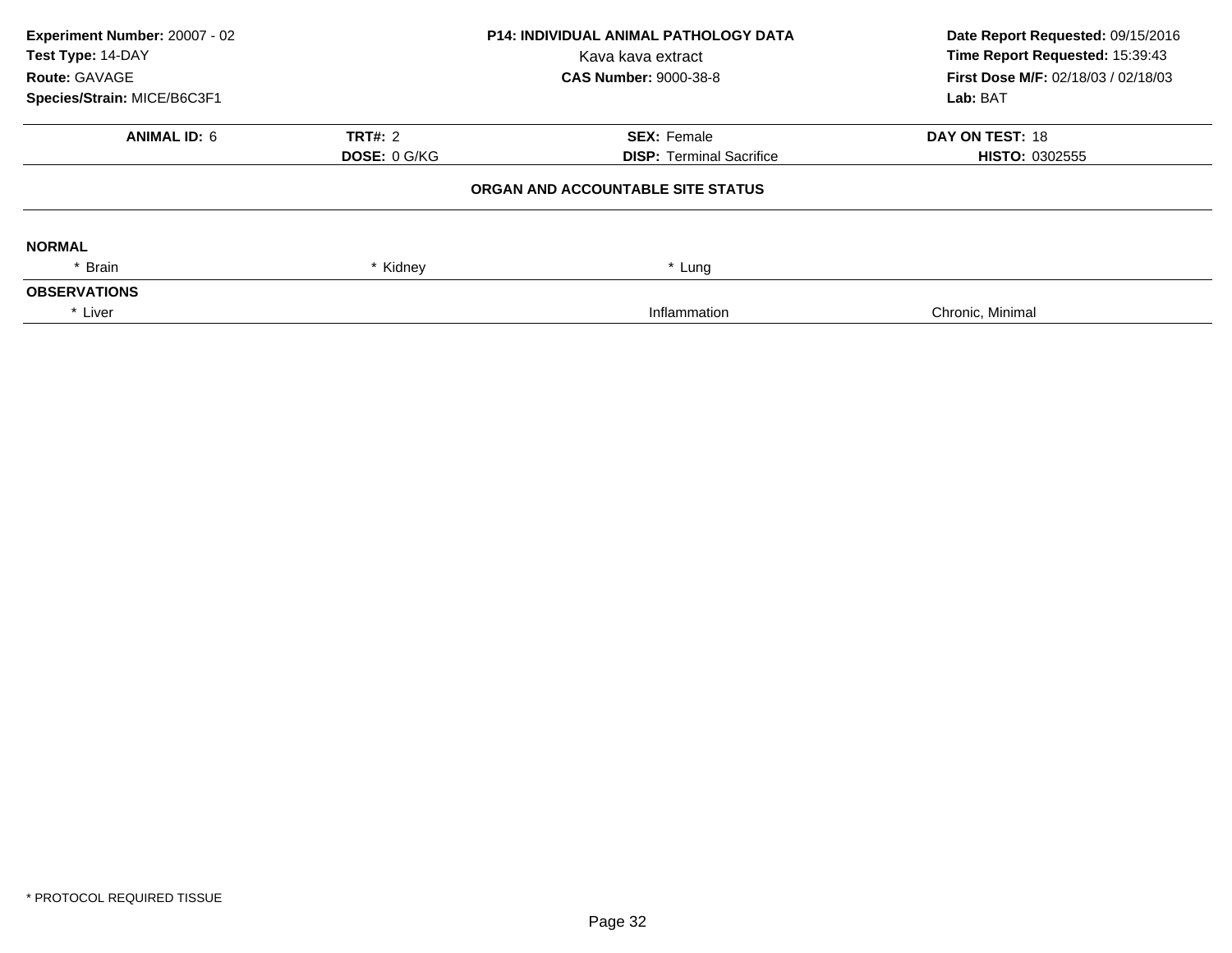**Experiment Number:** 20007 - 02
**Test Type:** 14-DAY
**Route:** GAVAGE
**Species/Strain:** MICE/B6C3F1

**P14: INDIVIDUAL ANIMAL PATHOLOGY DATA**
Kava kava extract
**CAS Number:** 9000-38-8

**Date Report Requested:** 09/15/2016
**Time Report Requested:** 15:39:43
**First Dose M/F:** 02/18/03 / 02/18/03
**Lab:** BAT

| **ANIMAL ID:** 6 | **TRT#:** 2 | **SEX:** Female | **DAY ON TEST:** 18 |
|---|---|---|---|
| | **DOSE:** 0 G/KG | **DISP:** Terminal Sacrifice | **HISTO:** 0302555 |

**ORGAN AND ACCOUNTABLE SITE STATUS**

**NORMAL**

| * Brain | * Kidney | * Lung | |
|---|---|---|---|

**OBSERVATIONS**

| * Liver | | Inflammation | Chronic, Minimal |
|---|---|---|---|

* PROTOCOL REQUIRED TISSUE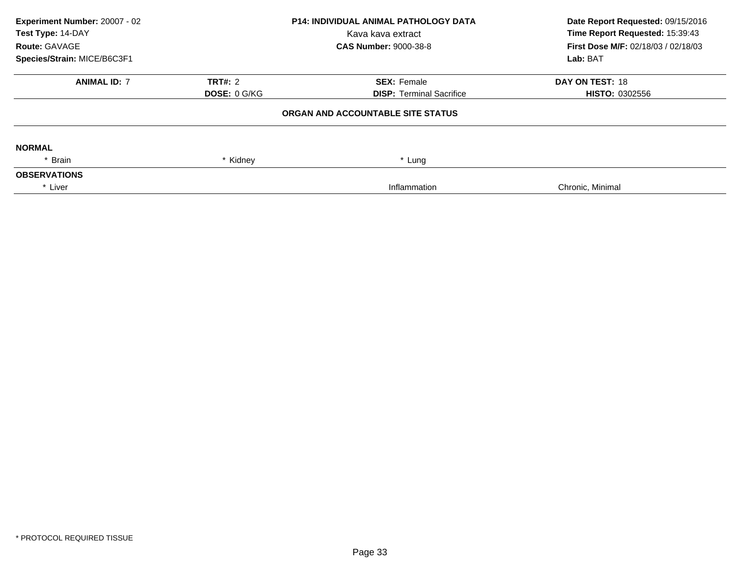**Experiment Number:** 20007 - 02
**Test Type:** 14-DAY
**Route:** GAVAGE
**Species/Strain:** MICE/B6C3F1

**P14: INDIVIDUAL ANIMAL PATHOLOGY DATA**
Kava kava extract
**CAS Number:** 9000-38-8

**Date Report Requested:** 09/15/2016
**Time Report Requested:** 15:39:43
**First Dose M/F:** 02/18/03 / 02/18/03
**Lab:** BAT

| **ANIMAL ID:** 7 | **TRT#:** 2 | **SEX:** Female | **DAY ON TEST:** 18 |
|---|---|---|---|
| | **DOSE:** 0 G/KG | **DISP:** Terminal Sacrifice | **HISTO:** 0302556 |

**ORGAN AND ACCOUNTABLE SITE STATUS**

**NORMAL**

| * Brain | * Kidney | * Lung |
|---|---|---|

**OBSERVATIONS**

| * Liver | Inflammation | Chronic, Minimal |
|---|---|---|

* PROTOCOL REQUIRED TISSUE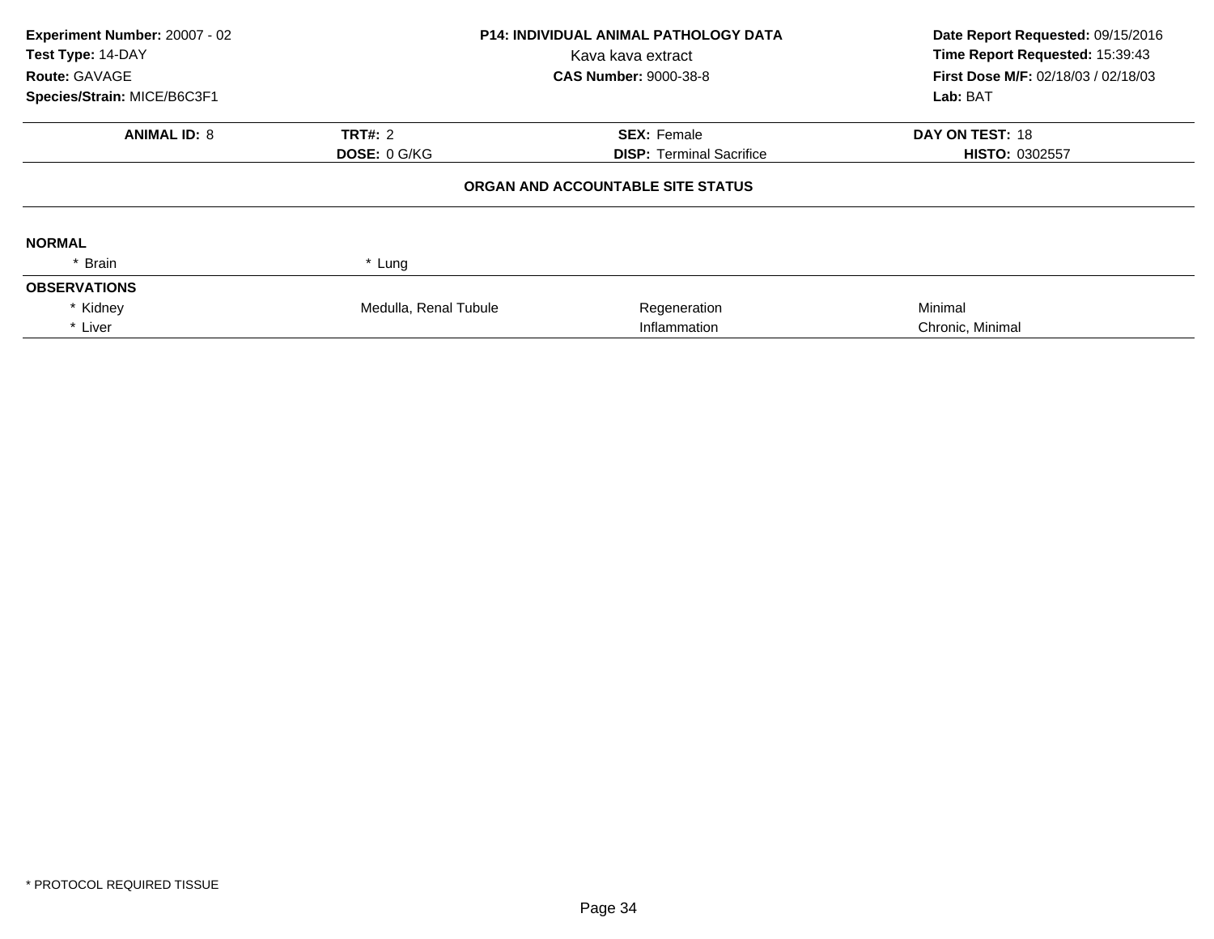**Experiment Number:** 20007 - 02
**Test Type:** 14-DAY
**Route:** GAVAGE
**Species/Strain:** MICE/B6C3F1

**P14: INDIVIDUAL ANIMAL PATHOLOGY DATA**
Kava kava extract
**CAS Number:** 9000-38-8

**Date Report Requested:** 09/15/2016
**Time Report Requested:** 15:39:43
**First Dose M/F:** 02/18/03 / 02/18/03
**Lab:** BAT

| **ANIMAL ID:** 8 | **TRT#:** 2 | **SEX:** Female | **DAY ON TEST:** 18 |
|---|---|---|---|
| | **DOSE:** 0 G/KG | **DISP:** Terminal Sacrifice | **HISTO:** 0302557 |

**ORGAN AND ACCOUNTABLE SITE STATUS**

**NORMAL**

| | | | |
|---|---|---|---|
| * Brain | * Lung | | |

**OBSERVATIONS**

| | | | |
|---|---|---|---|
| * Kidney | Medulla, Renal Tubule | Regeneration | Minimal |
| * Liver | | Inflammation | Chronic, Minimal |

* PROTOCOL REQUIRED TISSUE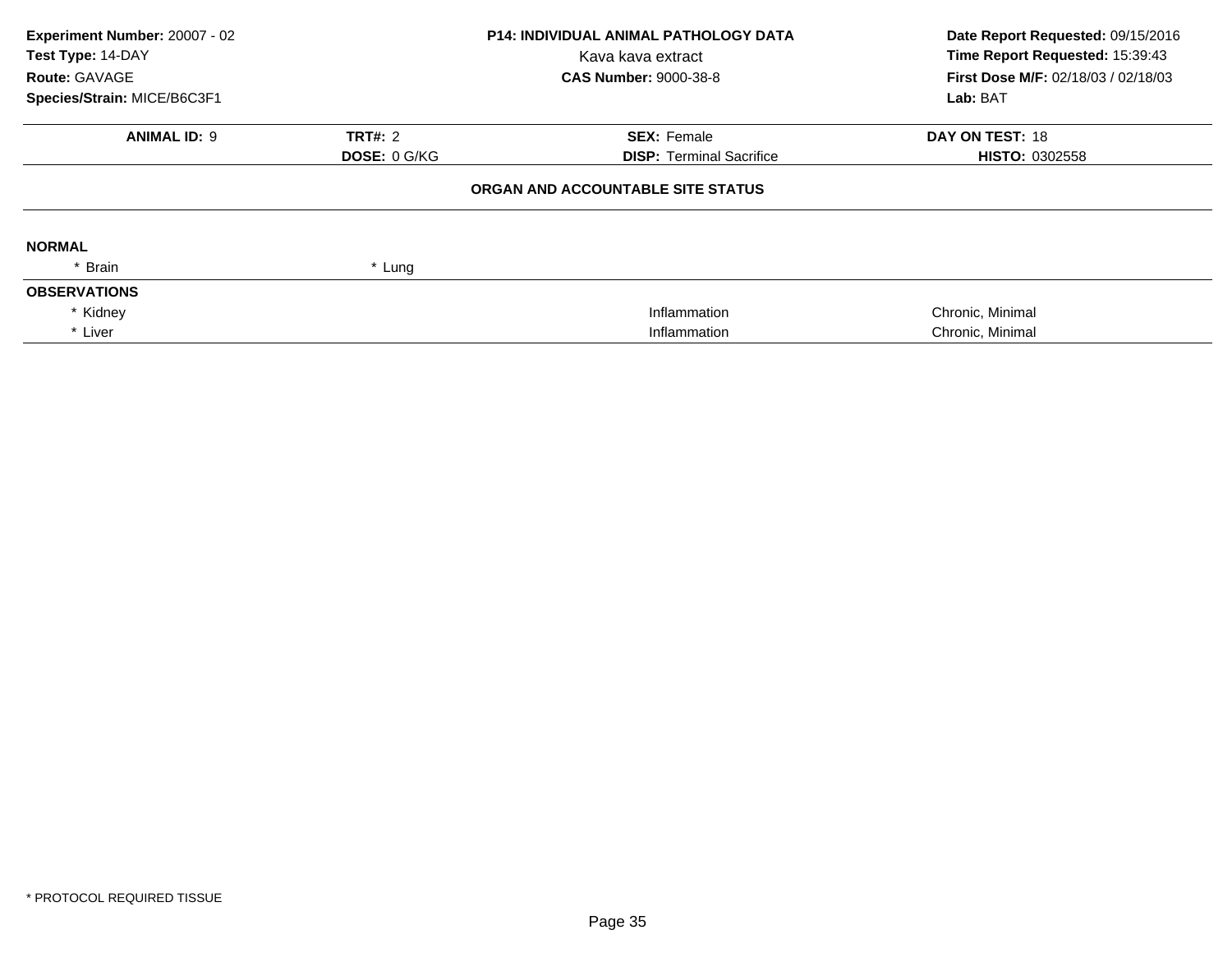**Experiment Number:** 20007 - 02
**Test Type:** 14-DAY
**Route:** GAVAGE
**Species/Strain:** MICE/B6C3F1

**P14: INDIVIDUAL ANIMAL PATHOLOGY DATA**
Kava kava extract
**CAS Number:** 9000-38-8

**Date Report Requested:** 09/15/2016
**Time Report Requested:** 15:39:43
**First Dose M/F:** 02/18/03 / 02/18/03
**Lab:** BAT

| **ANIMAL ID:** 9 | **TRT#:** 2 | **SEX:** Female | **DAY ON TEST:** 18 |
|---|---|---|---|
| | **DOSE:** 0 G/KG | **DISP:** Terminal Sacrifice | **HISTO:** 0302558 |

## ORGAN AND ACCOUNTABLE SITE STATUS

**NORMAL**

| | | | |
|---|---|---|---|
| * Brain | * Lung | | |

**OBSERVATIONS**

| | | |
|---|---|---|
| * Kidney | Inflammation | Chronic, Minimal |
| * Liver | Inflammation | Chronic, Minimal |

* PROTOCOL REQUIRED TISSUE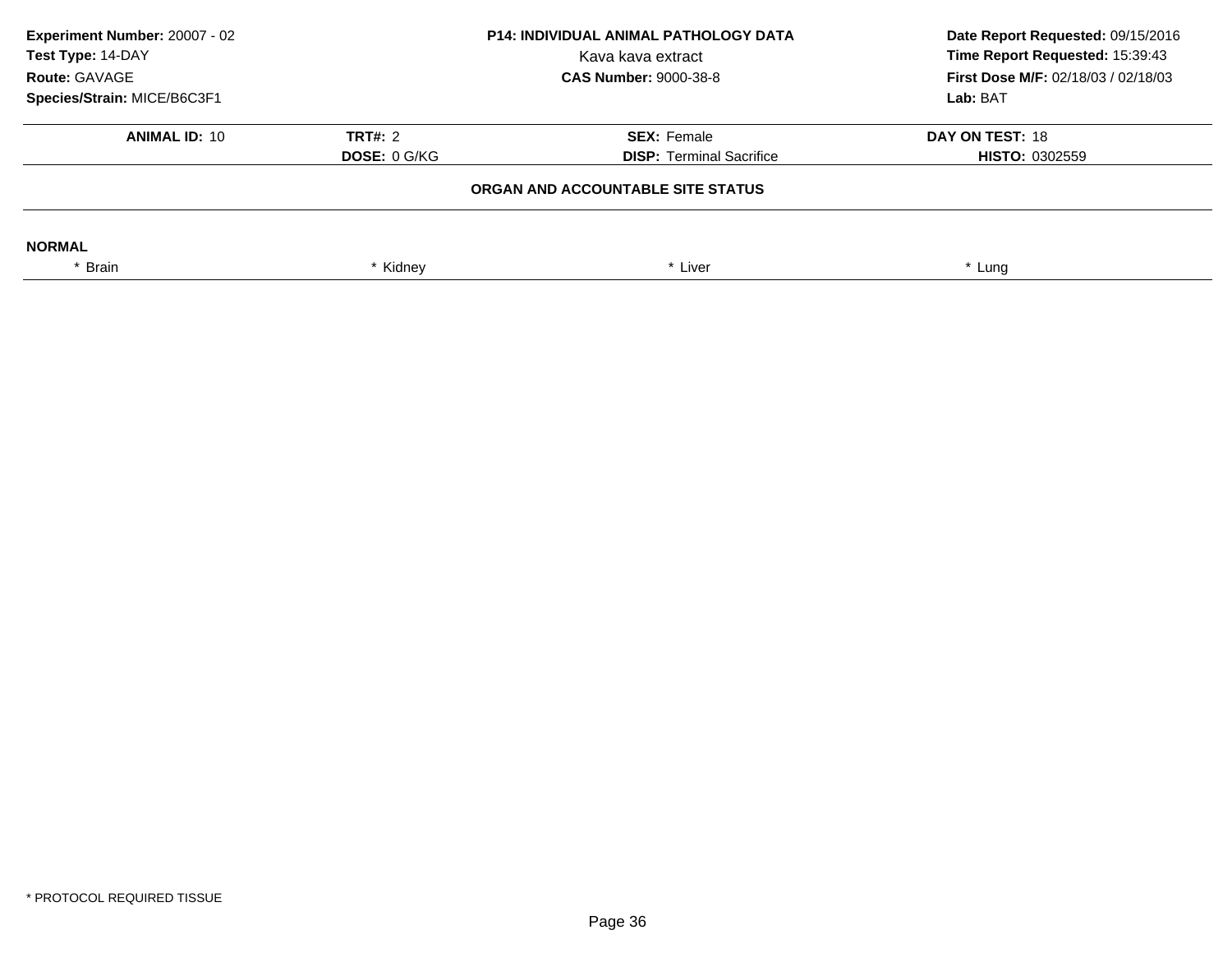**Experiment Number:** 20007 - 02
**Test Type:** 14-DAY
**Route:** GAVAGE
**Species/Strain:** MICE/B6C3F1

**P14: INDIVIDUAL ANIMAL PATHOLOGY DATA**
Kava kava extract
**CAS Number:** 9000-38-8

**Date Report Requested:** 09/15/2016
**Time Report Requested:** 15:39:43
**First Dose M/F:** 02/18/03 / 02/18/03
**Lab:** BAT

| **ANIMAL ID:** 10 | **TRT#:** 2 | **SEX:** Female | **DAY ON TEST:** 18 |
|---|---|---|---|
| | **DOSE:** 0 G/KG | **DISP:** Terminal Sacrifice | **HISTO:** 0302559 |

**ORGAN AND ACCOUNTABLE SITE STATUS**

**NORMAL**

| * Brain | * Kidney | * Liver | * Lung |
|---|---|---|---|

* PROTOCOL REQUIRED TISSUE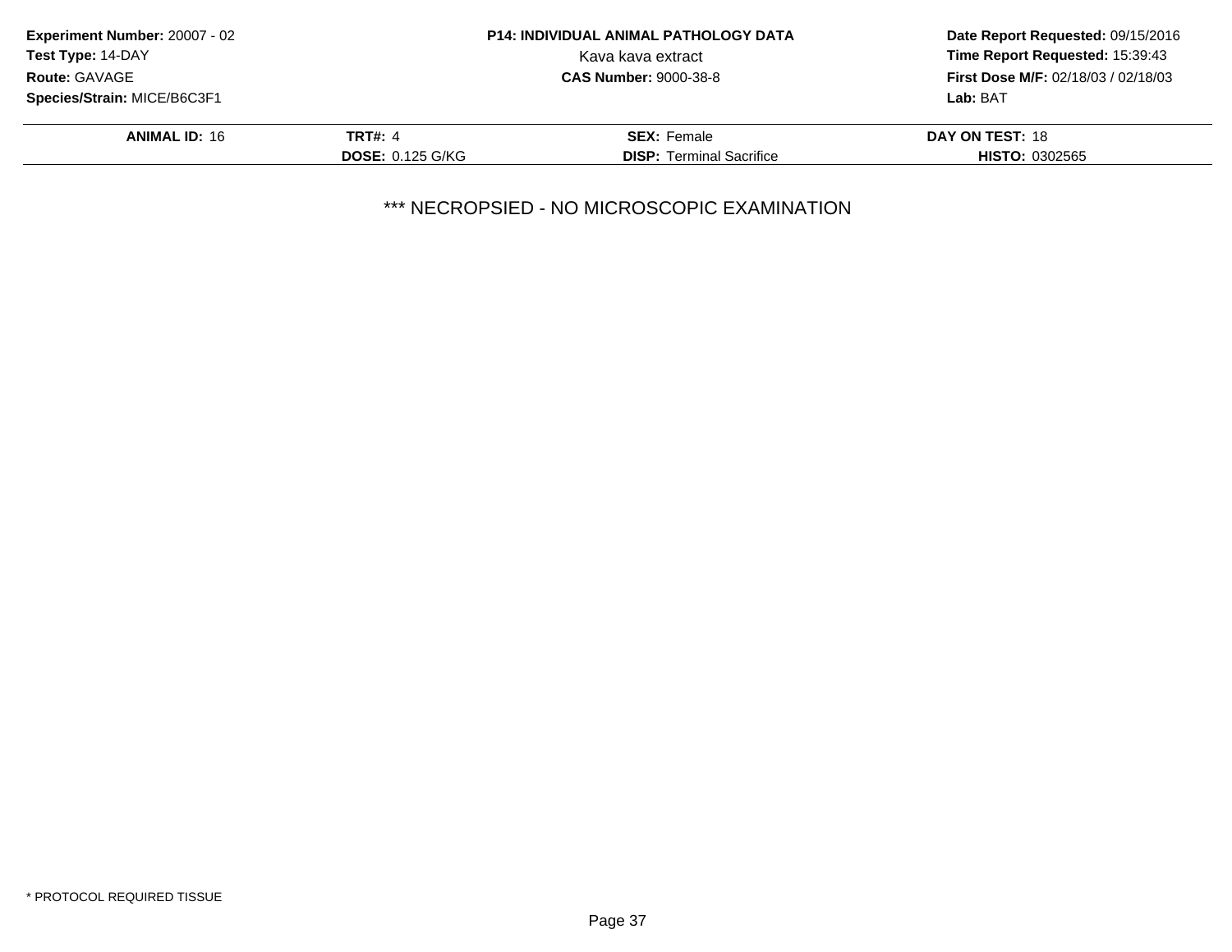**Experiment Number:** 20007 - 02
**Test Type:** 14-DAY
**Route:** GAVAGE
**Species/Strain:** MICE/B6C3F1

**P14: INDIVIDUAL ANIMAL PATHOLOGY DATA**
Kava kava extract
**CAS Number:** 9000-38-8

**Date Report Requested:** 09/15/2016
**Time Report Requested:** 15:39:43
**First Dose M/F:** 02/18/03 / 02/18/03
**Lab:** BAT

| **ANIMAL ID:** 16 | **TRT#:** 4 | **SEX:** Female | **DAY ON TEST:** 18 |
|---|---|---|---|
| | **DOSE:** 0.125 G/KG | **DISP:** Terminal Sacrifice | **HISTO:** 0302565 |

*** NECROPSIED - NO MICROSCOPIC EXAMINATION

* PROTOCOL REQUIRED TISSUE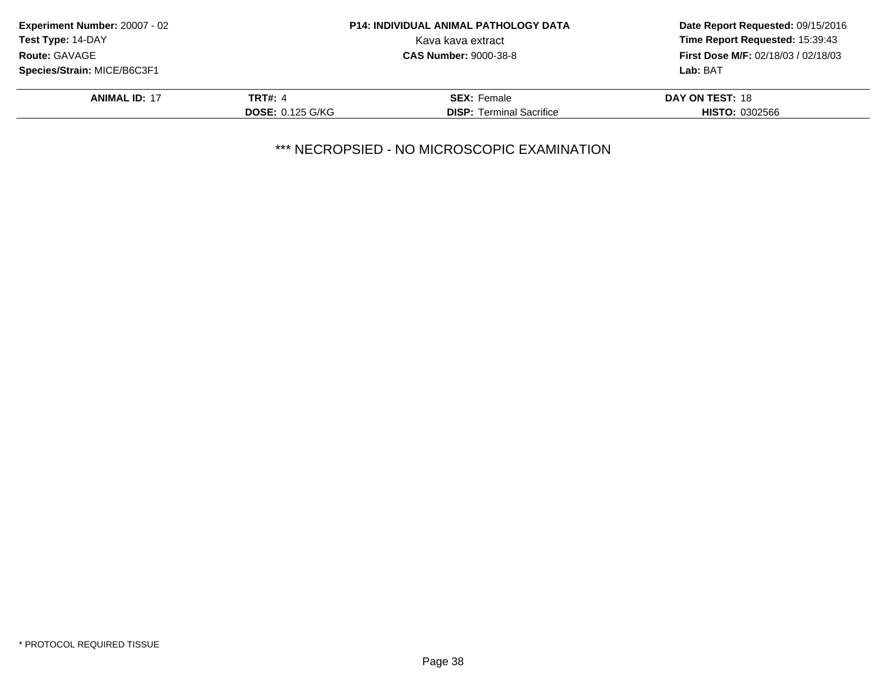**Experiment Number:** 20007 - 02
**Test Type:** 14-DAY
**Route:** GAVAGE
**Species/Strain:** MICE/B6C3F1

**P14: INDIVIDUAL ANIMAL PATHOLOGY DATA**
Kava kava extract
**CAS Number:** 9000-38-8

**Date Report Requested:** 09/15/2016
**Time Report Requested:** 15:39:43
**First Dose M/F:** 02/18/03 / 02/18/03
**Lab:** BAT

| **ANIMAL ID:** 17 | **TRT#:** 4 | **SEX:** Female | **DAY ON TEST:** 18 |
|---|---|---|---|
| | **DOSE:** 0.125 G/KG | **DISP:** Terminal Sacrifice | **HISTO:** 0302566 |

*** NECROPSIED - NO MICROSCOPIC EXAMINATION

* PROTOCOL REQUIRED TISSUE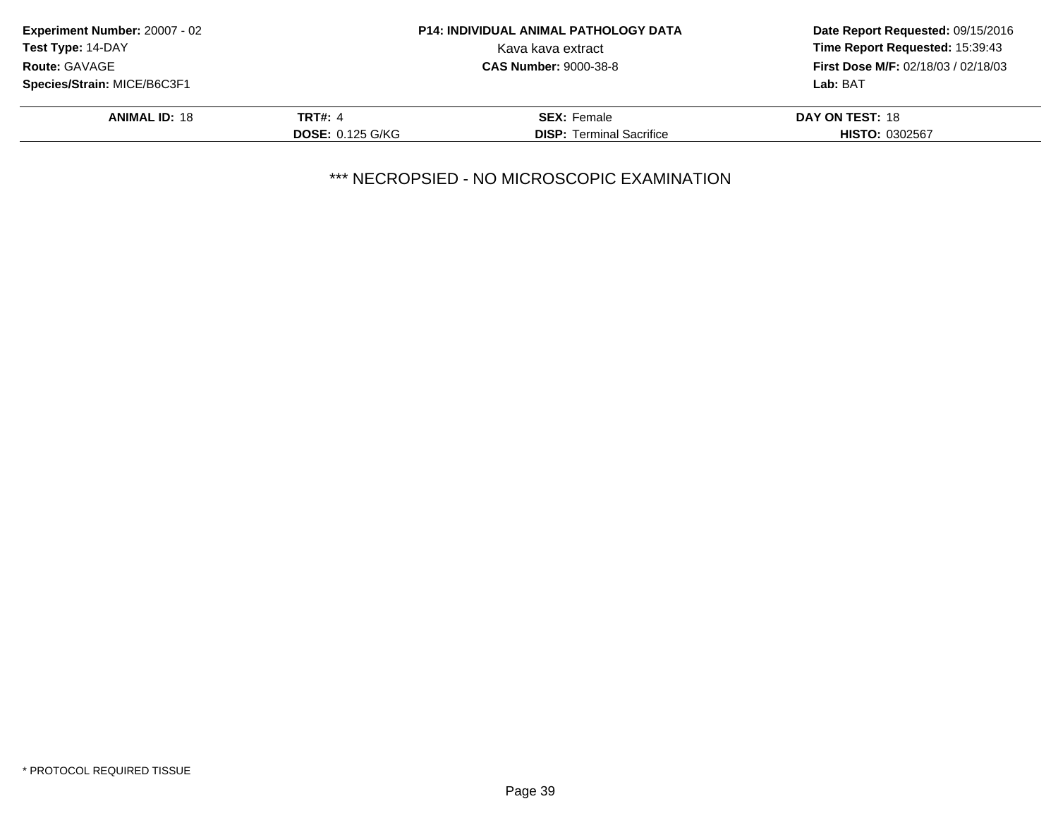**Experiment Number:** 20007 - 02
**Test Type:** 14-DAY
**Route:** GAVAGE
**Species/Strain:** MICE/B6C3F1

**P14: INDIVIDUAL ANIMAL PATHOLOGY DATA**
Kava kava extract
**CAS Number:** 9000-38-8

**Date Report Requested:** 09/15/2016
**Time Report Requested:** 15:39:43
**First Dose M/F:** 02/18/03 / 02/18/03
**Lab:** BAT

| **ANIMAL ID:** 18 | **TRT#:** 4 | **SEX:** Female | **DAY ON TEST:** 18 |
|---|---|---|---|
| | **DOSE:** 0.125 G/KG | **DISP:** Terminal Sacrifice | **HISTO:** 0302567 |

*** NECROPSIED - NO MICROSCOPIC EXAMINATION

* PROTOCOL REQUIRED TISSUE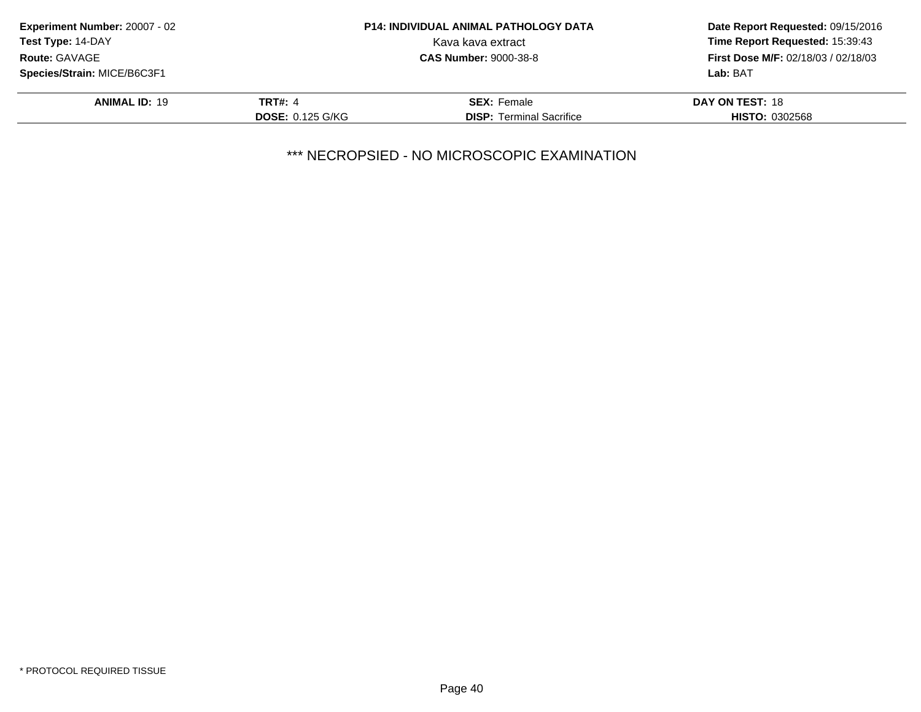**Experiment Number:** 20007 - 02
**Test Type:** 14-DAY
**Route:** GAVAGE
**Species/Strain:** MICE/B6C3F1

**P14: INDIVIDUAL ANIMAL PATHOLOGY DATA**
Kava kava extract
**CAS Number:** 9000-38-8

**Date Report Requested:** 09/15/2016
**Time Report Requested:** 15:39:43
**First Dose M/F:** 02/18/03 / 02/18/03
**Lab:** BAT

| **ANIMAL ID:** 19 | **TRT#:** 4 | **SEX:** Female | **DAY ON TEST:** 18 |
|---|---|---|---|
| | **DOSE:** 0.125 G/KG | **DISP:** Terminal Sacrifice | **HISTO:** 0302568 |

*** NECROPSIED - NO MICROSCOPIC EXAMINATION

* PROTOCOL REQUIRED TISSUE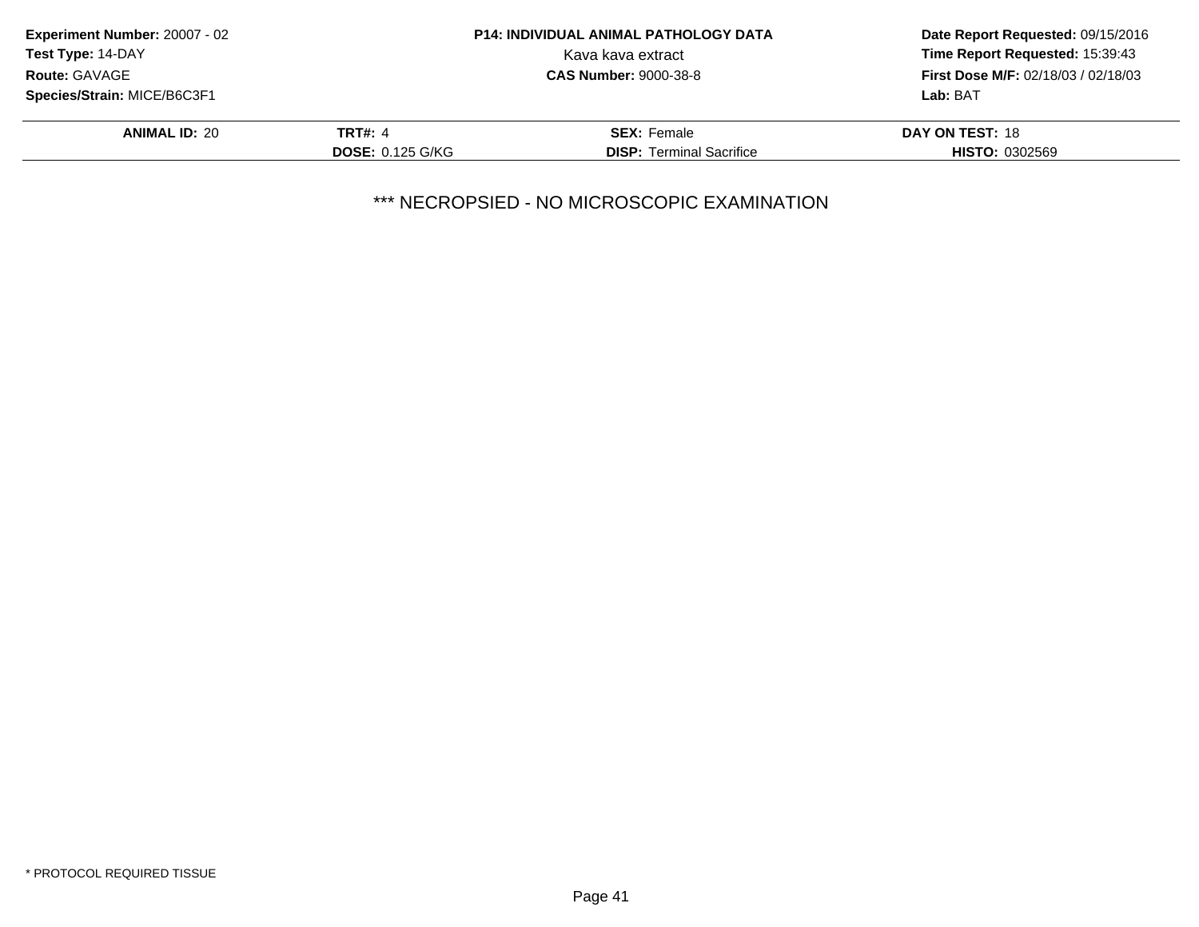**Experiment Number:** 20007 - 02
**Test Type:** 14-DAY
**Route:** GAVAGE
**Species/Strain:** MICE/B6C3F1

**P14: INDIVIDUAL ANIMAL PATHOLOGY DATA**
Kava kava extract
**CAS Number:** 9000-38-8

**Date Report Requested:** 09/15/2016
**Time Report Requested:** 15:39:43
**First Dose M/F:** 02/18/03 / 02/18/03
**Lab:** BAT

| **ANIMAL ID:** 20 | **TRT#:** 4 | **SEX:** Female | **DAY ON TEST:** 18 |
|---|---|---|---|
| | **DOSE:** 0.125 G/KG | **DISP:** Terminal Sacrifice | **HISTO:** 0302569 |

*** NECROPSIED - NO MICROSCOPIC EXAMINATION

* PROTOCOL REQUIRED TISSUE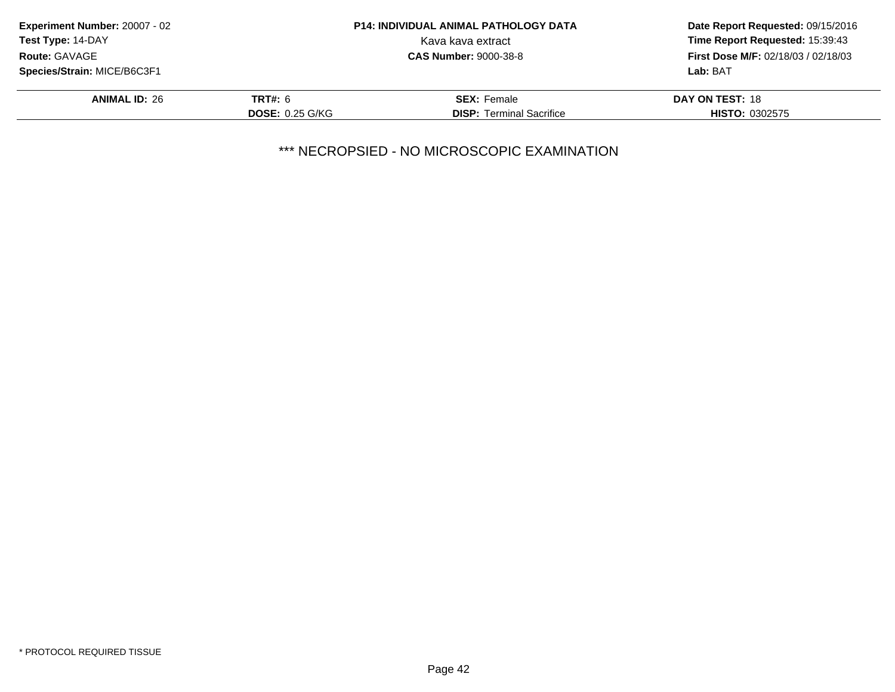**Experiment Number:** 20007 - 02
**Test Type:** 14-DAY
**Route:** GAVAGE
**Species/Strain:** MICE/B6C3F1

**P14: INDIVIDUAL ANIMAL PATHOLOGY DATA**
Kava kava extract
**CAS Number:** 9000-38-8

**Date Report Requested:** 09/15/2016
**Time Report Requested:** 15:39:43
**First Dose M/F:** 02/18/03 / 02/18/03
**Lab:** BAT

| **ANIMAL ID:** 26 | **TRT#:** 6 | **SEX:** Female | **DAY ON TEST:** 18 |
|---|---|---|---|
| | **DOSE:** 0.25 G/KG | **DISP:** Terminal Sacrifice | **HISTO:** 0302575 |

*** NECROPSIED - NO MICROSCOPIC EXAMINATION

* PROTOCOL REQUIRED TISSUE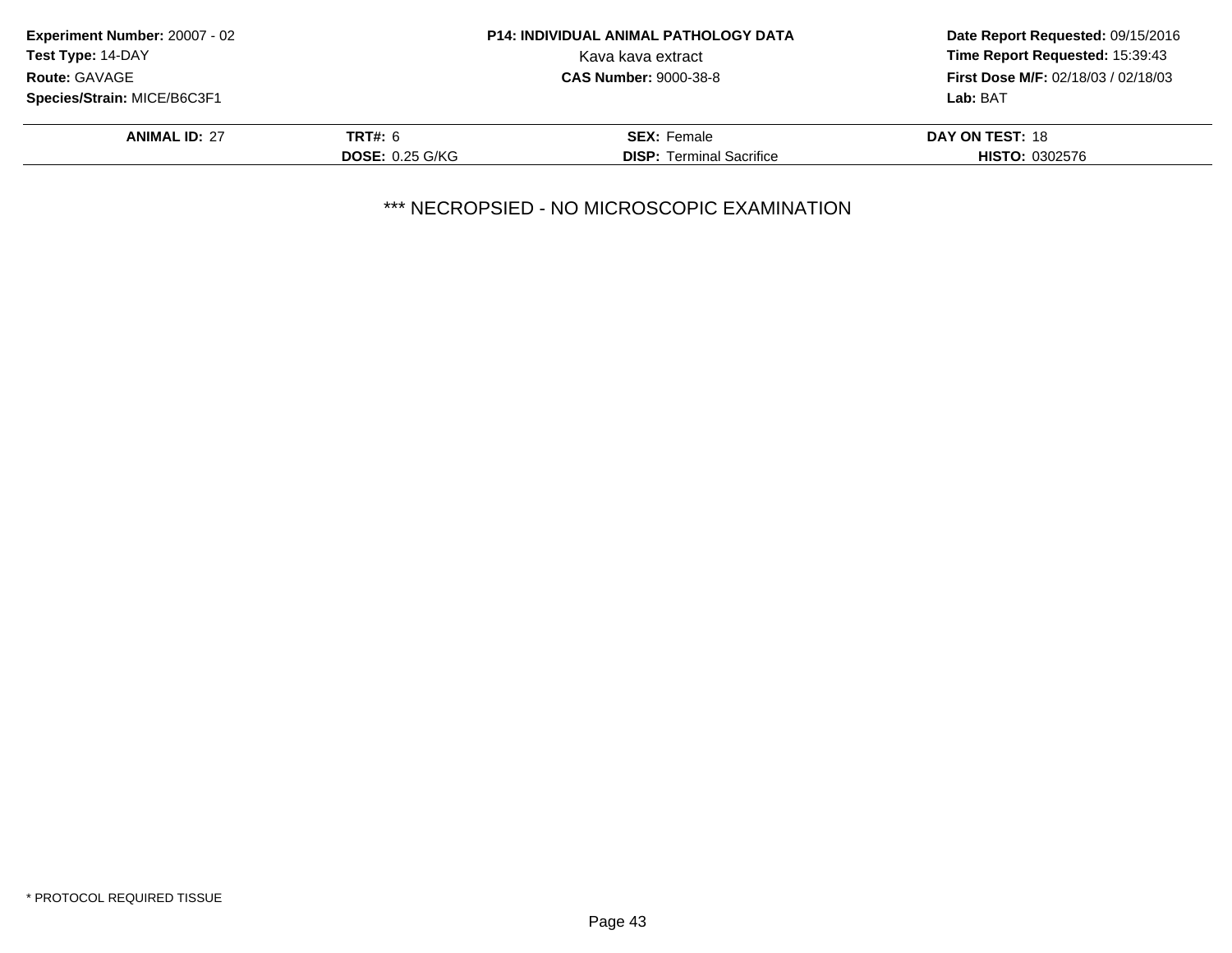**Experiment Number:** 20007 - 02
**Test Type:** 14-DAY
**Route:** GAVAGE
**Species/Strain:** MICE/B6C3F1

**P14: INDIVIDUAL ANIMAL PATHOLOGY DATA**
Kava kava extract
**CAS Number:** 9000-38-8

**Date Report Requested:** 09/15/2016
**Time Report Requested:** 15:39:43
**First Dose M/F:** 02/18/03 / 02/18/03
**Lab:** BAT

| **ANIMAL ID:** 27 | **TRT#:** 6 | **SEX:** Female | **DAY ON TEST:** 18 |
|---|---|---|---|
| | **DOSE:** 0.25 G/KG | **DISP:** Terminal Sacrifice | **HISTO:** 0302576 |

*** NECROPSIED - NO MICROSCOPIC EXAMINATION

* PROTOCOL REQUIRED TISSUE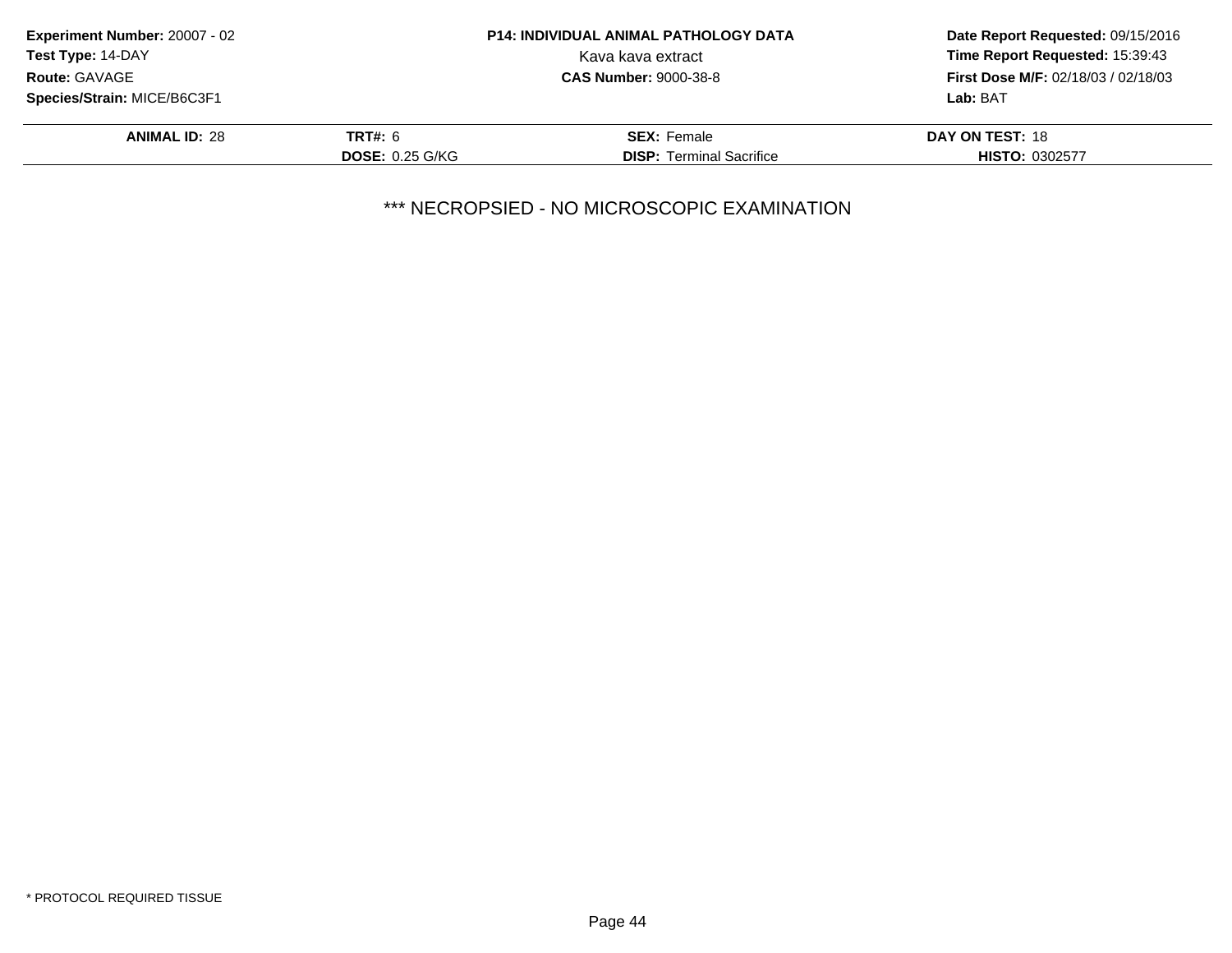**Experiment Number:** 20007 - 02
**Test Type:** 14-DAY
**Route:** GAVAGE
**Species/Strain:** MICE/B6C3F1

**P14: INDIVIDUAL ANIMAL PATHOLOGY DATA**
Kava kava extract
**CAS Number:** 9000-38-8

**Date Report Requested:** 09/15/2016
**Time Report Requested:** 15:39:43
**First Dose M/F:** 02/18/03 / 02/18/03
**Lab:** BAT

| **ANIMAL ID:** 28 | **TRT#:** 6 | **SEX:** Female | **DAY ON TEST:** 18 |
|---|---|---|---|
| | **DOSE:** 0.25 G/KG | **DISP:** Terminal Sacrifice | **HISTO:** 0302577 |

*** NECROPSIED - NO MICROSCOPIC EXAMINATION

* PROTOCOL REQUIRED TISSUE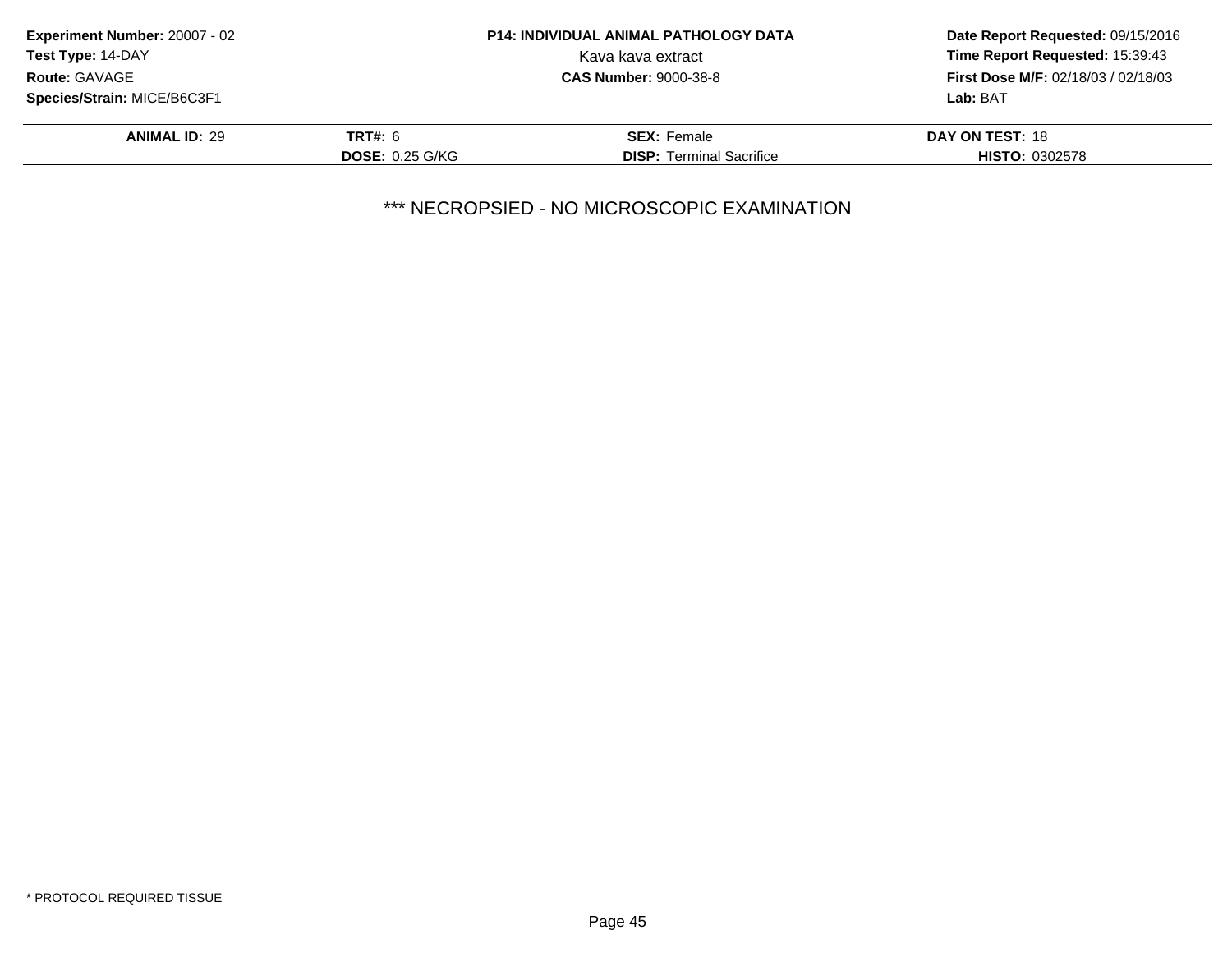**Experiment Number:** 20007 - 02
**Test Type:** 14-DAY
**Route:** GAVAGE
**Species/Strain:** MICE/B6C3F1

**P14: INDIVIDUAL ANIMAL PATHOLOGY DATA**
Kava kava extract
**CAS Number:** 9000-38-8

**Date Report Requested:** 09/15/2016
**Time Report Requested:** 15:39:43
**First Dose M/F:** 02/18/03 / 02/18/03
**Lab:** BAT

| **ANIMAL ID:** 29 | **TRT#:** 6 | **SEX:** Female | **DAY ON TEST:** 18 |
|---|---|---|---|
| | **DOSE:** 0.25 G/KG | **DISP:** Terminal Sacrifice | **HISTO:** 0302578 |

*** NECROPSIED - NO MICROSCOPIC EXAMINATION

* PROTOCOL REQUIRED TISSUE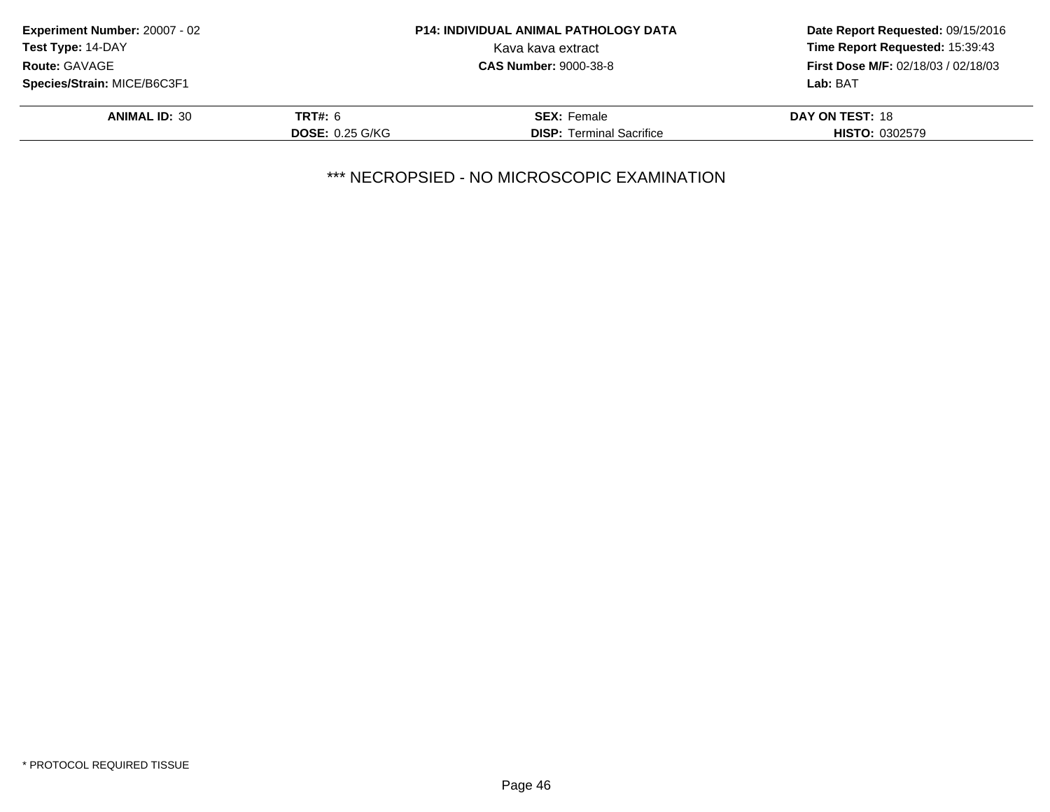**Experiment Number:** 20007 - 02
**Test Type:** 14-DAY
**Route:** GAVAGE
**Species/Strain:** MICE/B6C3F1

**P14: INDIVIDUAL ANIMAL PATHOLOGY DATA**
Kava kava extract
**CAS Number:** 9000-38-8

**Date Report Requested:** 09/15/2016
**Time Report Requested:** 15:39:43
**First Dose M/F:** 02/18/03 / 02/18/03
**Lab:** BAT

| **ANIMAL ID:** 30 | **TRT#:** 6 | **SEX:** Female | **DAY ON TEST:** 18 |
|---|---|---|---|
| | **DOSE:** 0.25 G/KG | **DISP:** Terminal Sacrifice | **HISTO:** 0302579 |

*** NECROPSIED - NO MICROSCOPIC EXAMINATION

* PROTOCOL REQUIRED TISSUE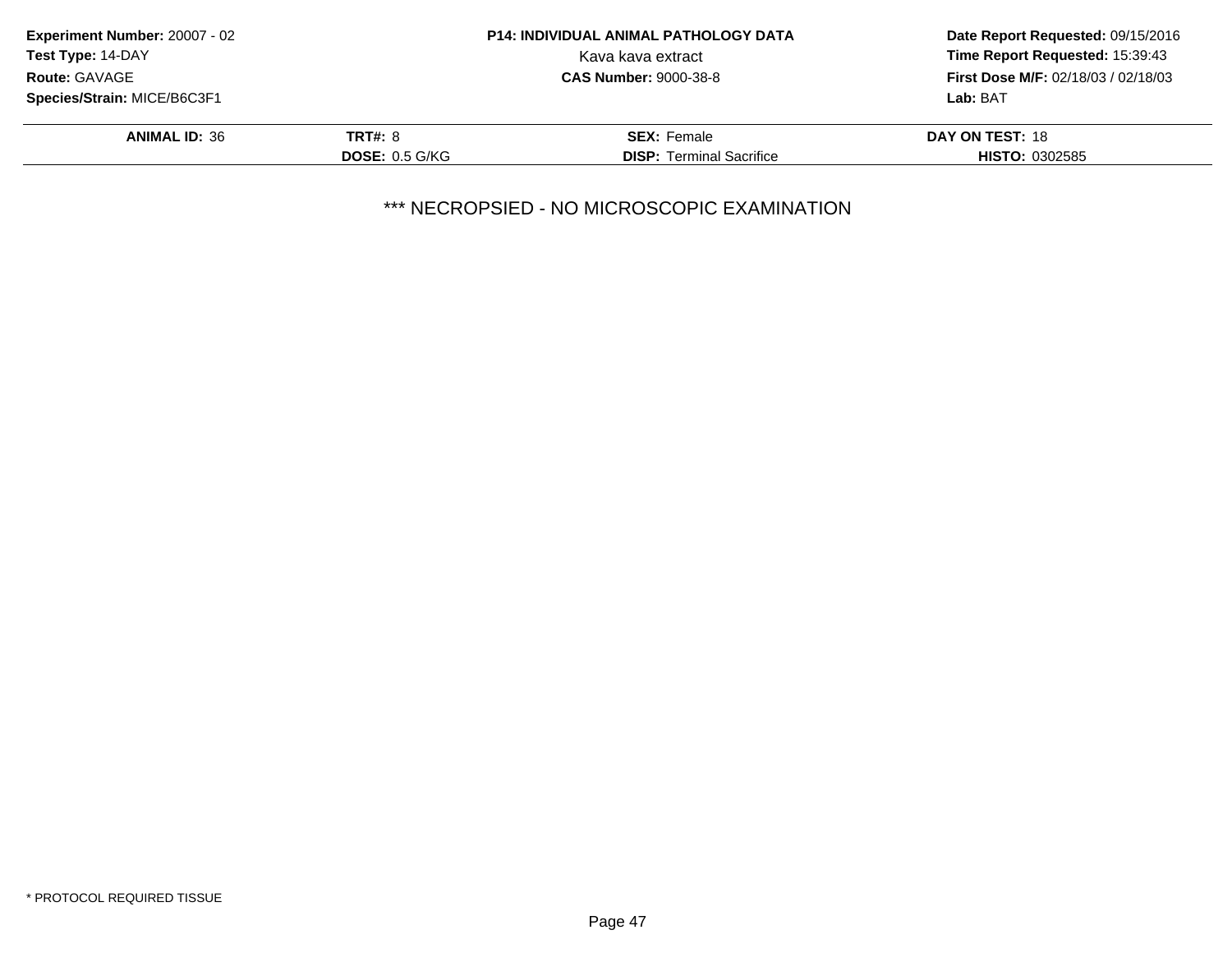**Experiment Number:** 20007 - 02
**Test Type:** 14-DAY
**Route:** GAVAGE
**Species/Strain:** MICE/B6C3F1

**P14: INDIVIDUAL ANIMAL PATHOLOGY DATA**
Kava kava extract
**CAS Number:** 9000-38-8

**Date Report Requested:** 09/15/2016
**Time Report Requested:** 15:39:43
**First Dose M/F:** 02/18/03 / 02/18/03
**Lab:** BAT

| **ANIMAL ID:** 36 | **TRT#:** 8 | **SEX:** Female | **DAY ON TEST:** 18 |
|---|---|---|---|
| | **DOSE:** 0.5 G/KG | **DISP:** Terminal Sacrifice | **HISTO:** 0302585 |

*** NECROPSIED - NO MICROSCOPIC EXAMINATION

* PROTOCOL REQUIRED TISSUE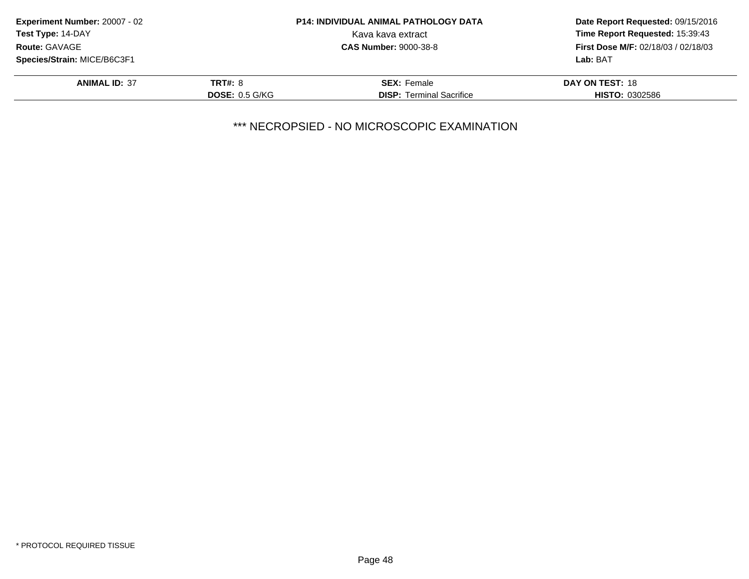**Experiment Number:** 20007 - 02
**Test Type:** 14-DAY
**Route:** GAVAGE
**Species/Strain:** MICE/B6C3F1

**P14: INDIVIDUAL ANIMAL PATHOLOGY DATA**
Kava kava extract
**CAS Number:** 9000-38-8

**Date Report Requested:** 09/15/2016
**Time Report Requested:** 15:39:43
**First Dose M/F:** 02/18/03 / 02/18/03
**Lab:** BAT

| **ANIMAL ID:** 37 | **TRT#:** 8 | **SEX:** Female | **DAY ON TEST:** 18 |
|---|---|---|---|
| | **DOSE:** 0.5 G/KG | **DISP:** Terminal Sacrifice | **HISTO:** 0302586 |

*** NECROPSIED - NO MICROSCOPIC EXAMINATION

* PROTOCOL REQUIRED TISSUE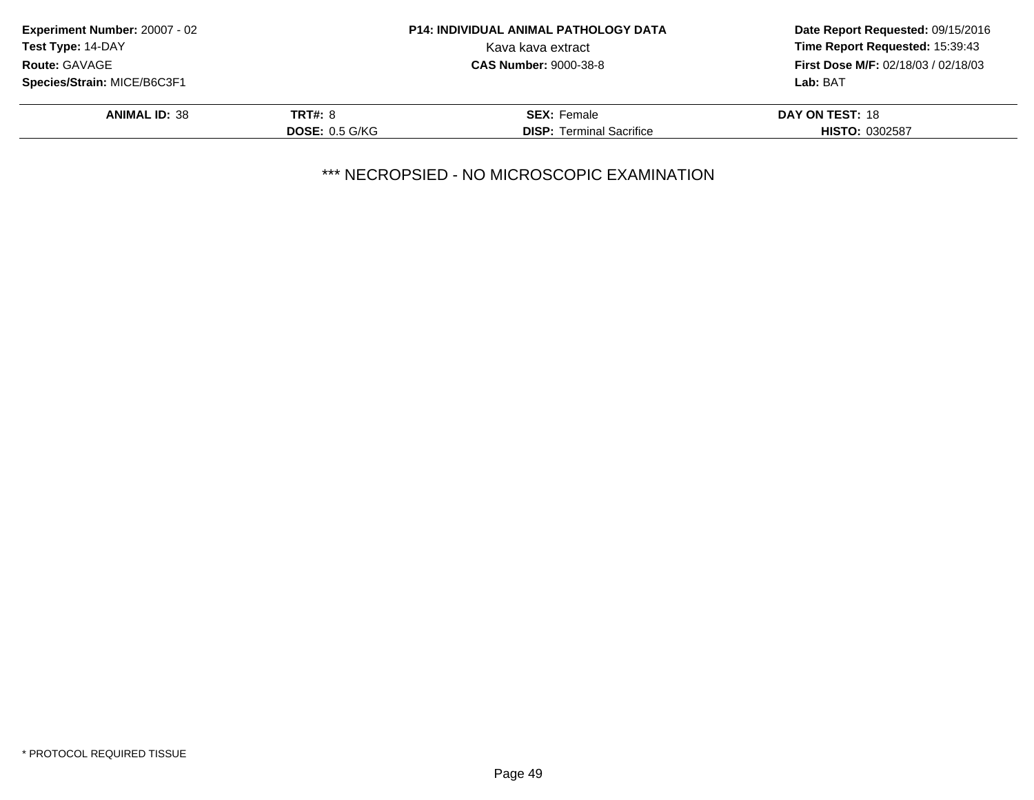**Experiment Number:** 20007 - 02
**Test Type:** 14-DAY
**Route:** GAVAGE
**Species/Strain:** MICE/B6C3F1

**P14: INDIVIDUAL ANIMAL PATHOLOGY DATA**
Kava kava extract
**CAS Number:** 9000-38-8

**Date Report Requested:** 09/15/2016
**Time Report Requested:** 15:39:43
**First Dose M/F:** 02/18/03 / 02/18/03
**Lab:** BAT

| **ANIMAL ID:** 38 | **TRT#:** 8 | **SEX:** Female | **DAY ON TEST:** 18 |
|---|---|---|---|
| | **DOSE:** 0.5 G/KG | **DISP:** Terminal Sacrifice | **HISTO:** 0302587 |

*** NECROPSIED - NO MICROSCOPIC EXAMINATION

* PROTOCOL REQUIRED TISSUE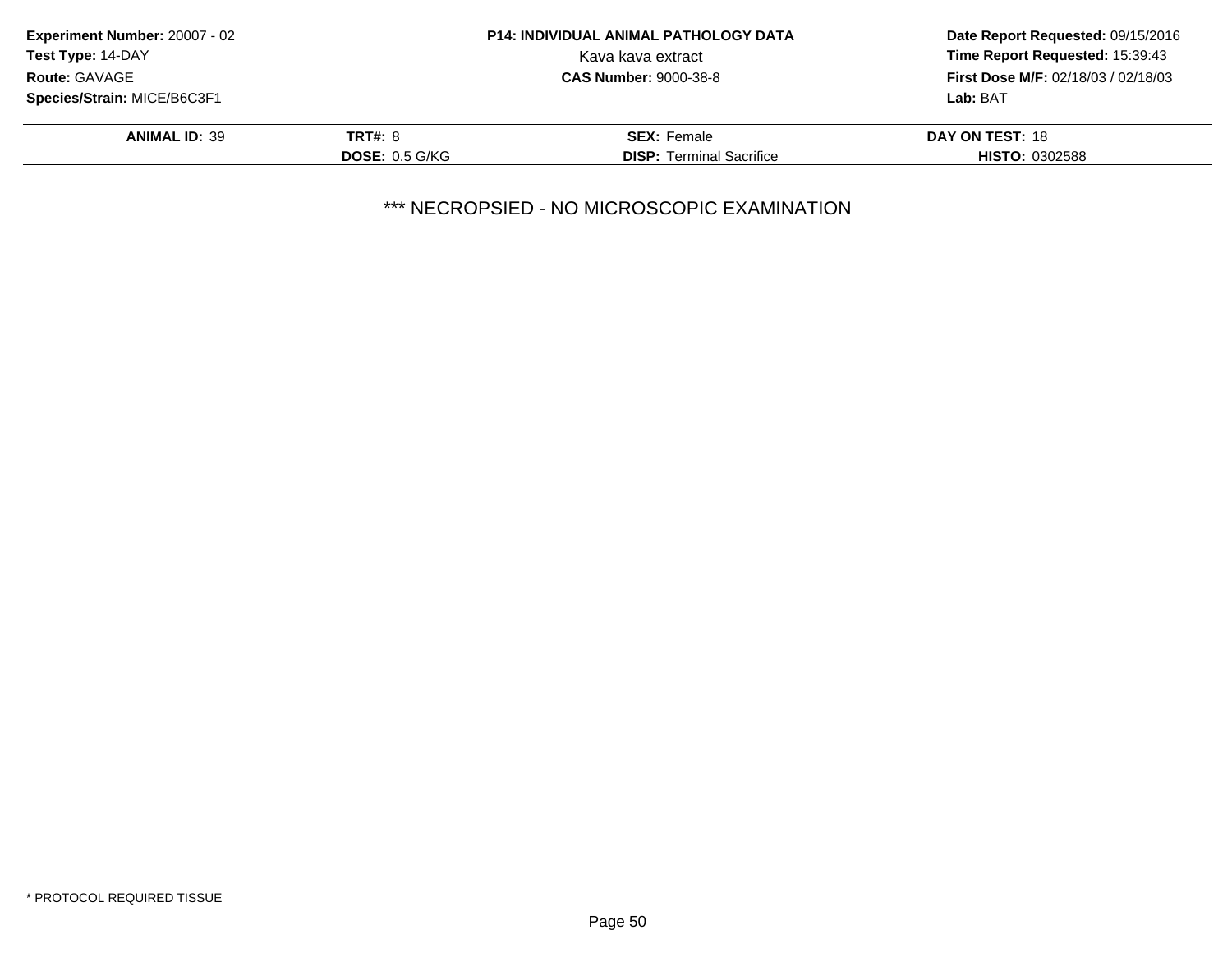**Experiment Number:** 20007 - 02
**Test Type:** 14-DAY
**Route:** GAVAGE
**Species/Strain:** MICE/B6C3F1

**P14: INDIVIDUAL ANIMAL PATHOLOGY DATA**
Kava kava extract
**CAS Number:** 9000-38-8

**Date Report Requested:** 09/15/2016
**Time Report Requested:** 15:39:43
**First Dose M/F:** 02/18/03 / 02/18/03
**Lab:** BAT

| **ANIMAL ID:** 39 | **TRT#:** 8 | **SEX:** Female | **DAY ON TEST:** 18 |
|---|---|---|---|
| | **DOSE:** 0.5 G/KG | **DISP:** Terminal Sacrifice | **HISTO:** 0302588 |

*** NECROPSIED - NO MICROSCOPIC EXAMINATION

* PROTOCOL REQUIRED TISSUE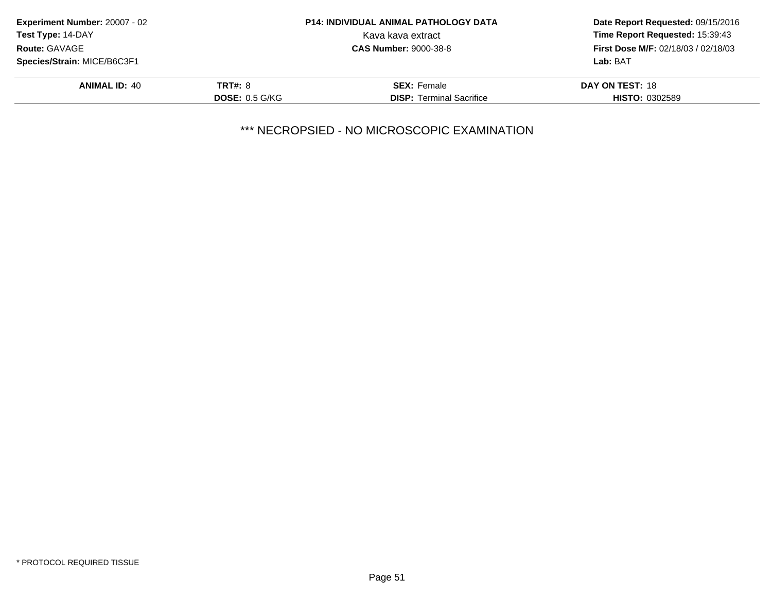**Experiment Number:** 20007 - 02
**Test Type:** 14-DAY
**Route:** GAVAGE
**Species/Strain:** MICE/B6C3F1

**P14: INDIVIDUAL ANIMAL PATHOLOGY DATA**
Kava kava extract
**CAS Number:** 9000-38-8

**Date Report Requested:** 09/15/2016
**Time Report Requested:** 15:39:43
**First Dose M/F:** 02/18/03 / 02/18/03
**Lab:** BAT

| **ANIMAL ID:** 40 | **TRT#:** 8 | **SEX:** Female | **DAY ON TEST:** 18 |
|---|---|---|---|
| | **DOSE:** 0.5 G/KG | **DISP:** Terminal Sacrifice | **HISTO:** 0302589 |

*** NECROPSIED - NO MICROSCOPIC EXAMINATION

* PROTOCOL REQUIRED TISSUE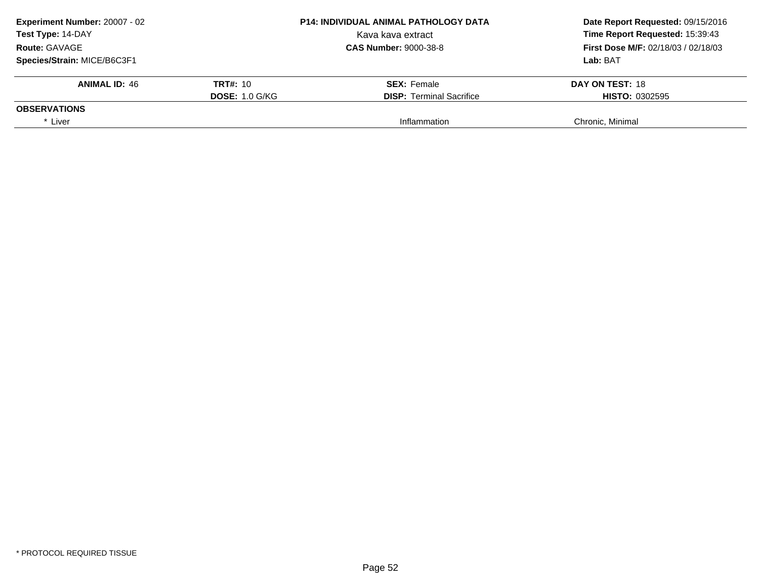**Experiment Number:** 20007 - 02
**Test Type:** 14-DAY
**Route:** GAVAGE
**Species/Strain:** MICE/B6C3F1

**P14: INDIVIDUAL ANIMAL PATHOLOGY DATA**
Kava kava extract
**CAS Number:** 9000-38-8

**Date Report Requested:** 09/15/2016
**Time Report Requested:** 15:39:43
**First Dose M/F:** 02/18/03 / 02/18/03
**Lab:** BAT

| **ANIMAL ID:** 46 | **TRT#:** 10 | **SEX:** Female | **DAY ON TEST:** 18 |
|---|---|---|---|
| | **DOSE:** 1.0 G/KG | **DISP:** Terminal Sacrifice | **HISTO:** 0302595 |
| **OBSERVATIONS** | | | |
| * Liver | | Inflammation | Chronic, Minimal |

* PROTOCOL REQUIRED TISSUE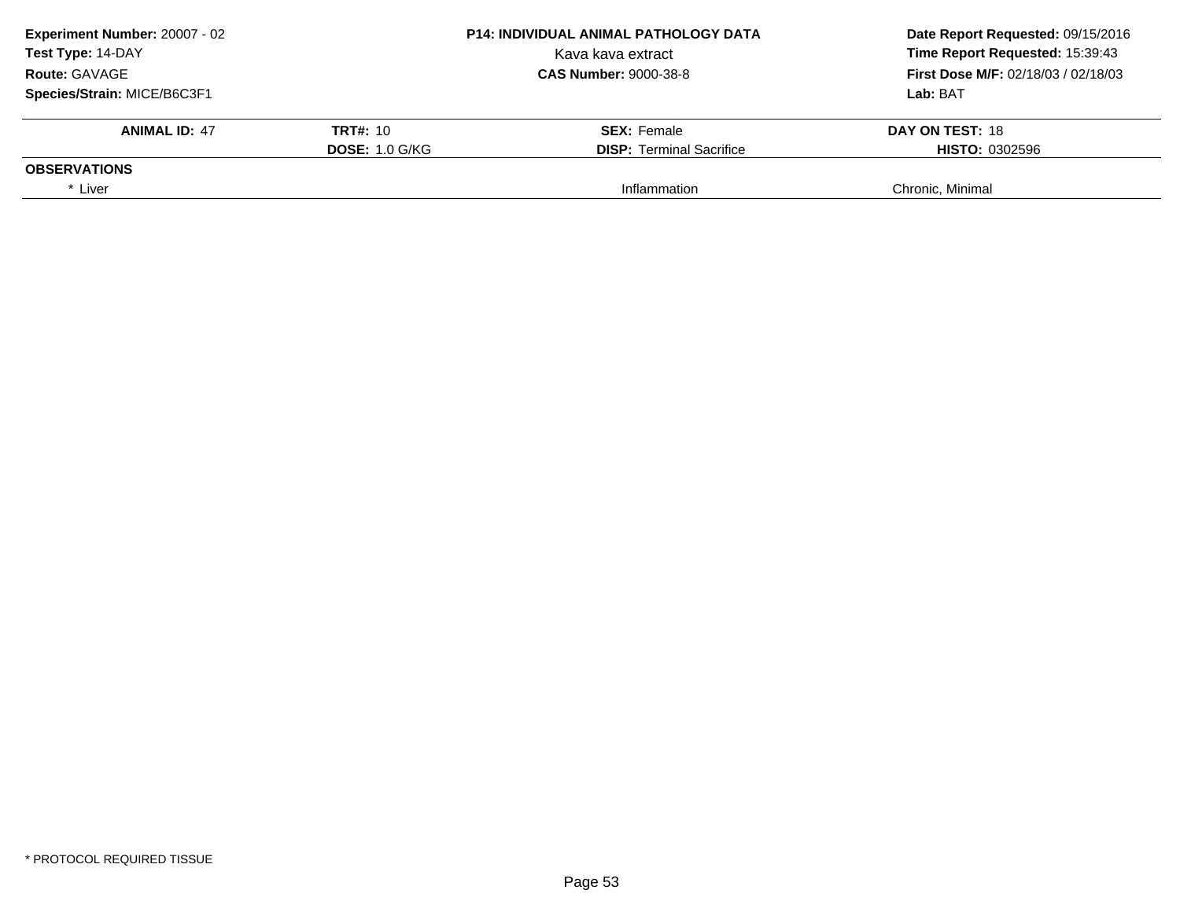**Experiment Number:** 20007 - 02
**Test Type:** 14-DAY
**Route:** GAVAGE
**Species/Strain:** MICE/B6C3F1

**P14: INDIVIDUAL ANIMAL PATHOLOGY DATA**
Kava kava extract
**CAS Number:** 9000-38-8

**Date Report Requested:** 09/15/2016
**Time Report Requested:** 15:39:43
**First Dose M/F:** 02/18/03 / 02/18/03
**Lab:** BAT

| **ANIMAL ID:** 47 | **TRT#:** 10 | **SEX:** Female | **DAY ON TEST:** 18 |
|---|---|---|---|
| | **DOSE:** 1.0 G/KG | **DISP:** Terminal Sacrifice | **HISTO:** 0302596 |
| **OBSERVATIONS** | | | |
| * Liver | | Inflammation | Chronic, Minimal |

* PROTOCOL REQUIRED TISSUE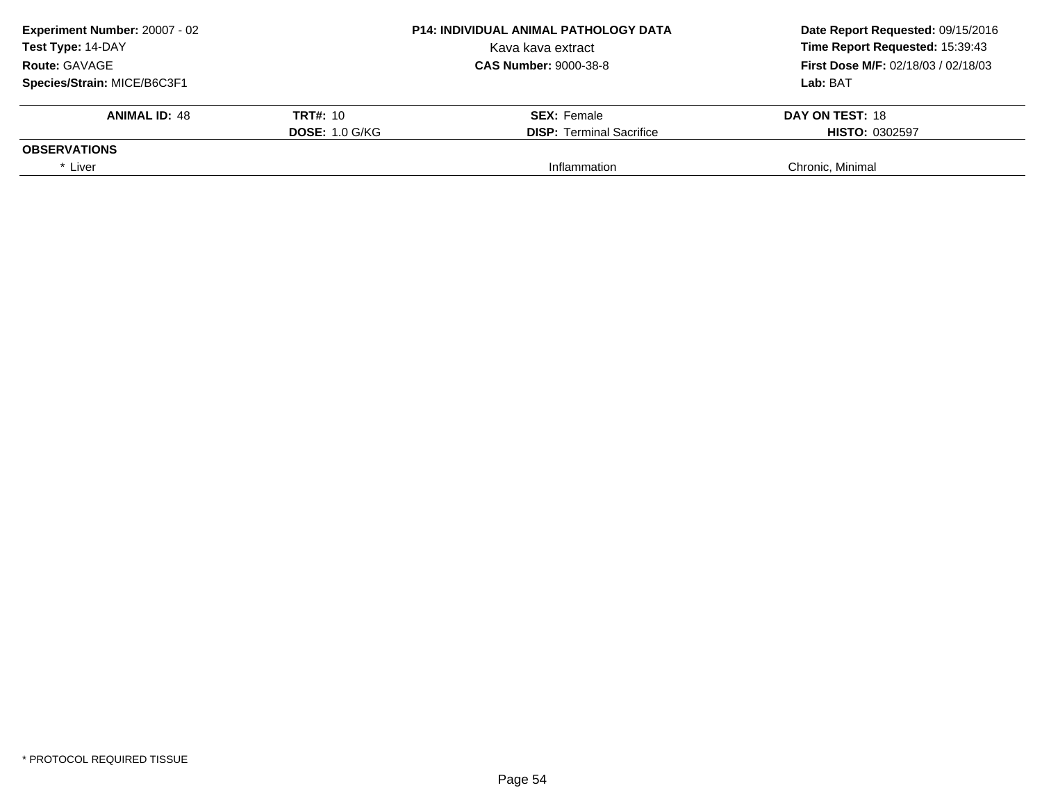**Experiment Number:** 20007 - 02
**Test Type:** 14-DAY
**Route:** GAVAGE
**Species/Strain:** MICE/B6C3F1

**P14: INDIVIDUAL ANIMAL PATHOLOGY DATA**
Kava kava extract
**CAS Number:** 9000-38-8

**Date Report Requested:** 09/15/2016
**Time Report Requested:** 15:39:43
**First Dose M/F:** 02/18/03 / 02/18/03
**Lab:** BAT

| **ANIMAL ID:** 48 | **TRT#:** 10 | **SEX:** Female | **DAY ON TEST:** 18 |
|---|---|---|---|
| | **DOSE:** 1.0 G/KG | **DISP:** Terminal Sacrifice | **HISTO:** 0302597 |
| **OBSERVATIONS** | | | |
| * Liver | | Inflammation | Chronic, Minimal |

* PROTOCOL REQUIRED TISSUE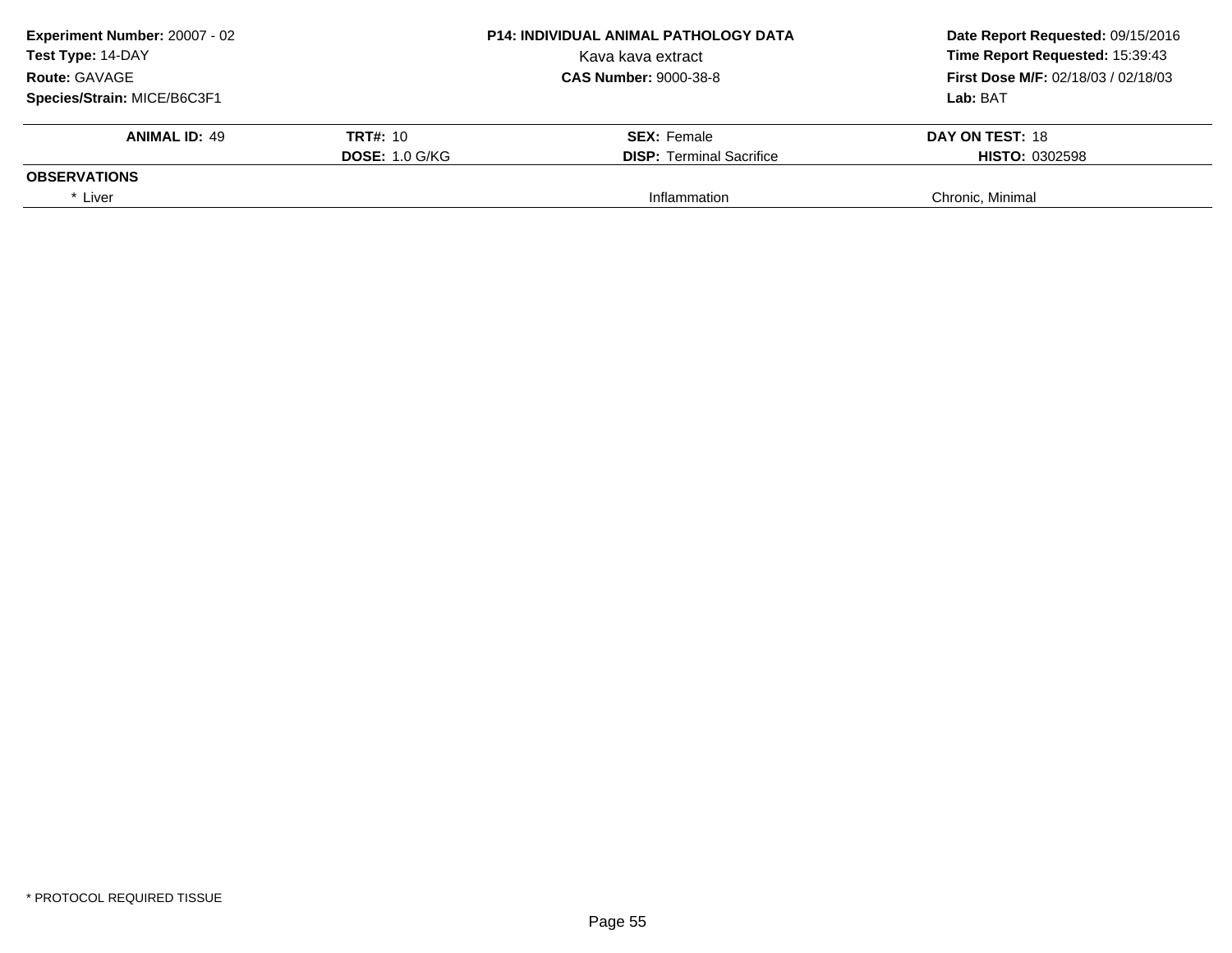**Experiment Number:** 20007 - 02
**Test Type:** 14-DAY
**Route:** GAVAGE
**Species/Strain:** MICE/B6C3F1

**P14: INDIVIDUAL ANIMAL PATHOLOGY DATA**
Kava kava extract
**CAS Number:** 9000-38-8

**Date Report Requested:** 09/15/2016
**Time Report Requested:** 15:39:43
**First Dose M/F:** 02/18/03 / 02/18/03
**Lab:** BAT

| **ANIMAL ID:** 49 | **TRT#:** 10 | **SEX:** Female | **DAY ON TEST:** 18 |
|---|---|---|---|
| | **DOSE:** 1.0 G/KG | **DISP:** Terminal Sacrifice | **HISTO:** 0302598 |
| **OBSERVATIONS** | | | |
| * Liver | | Inflammation | Chronic, Minimal |

* PROTOCOL REQUIRED TISSUE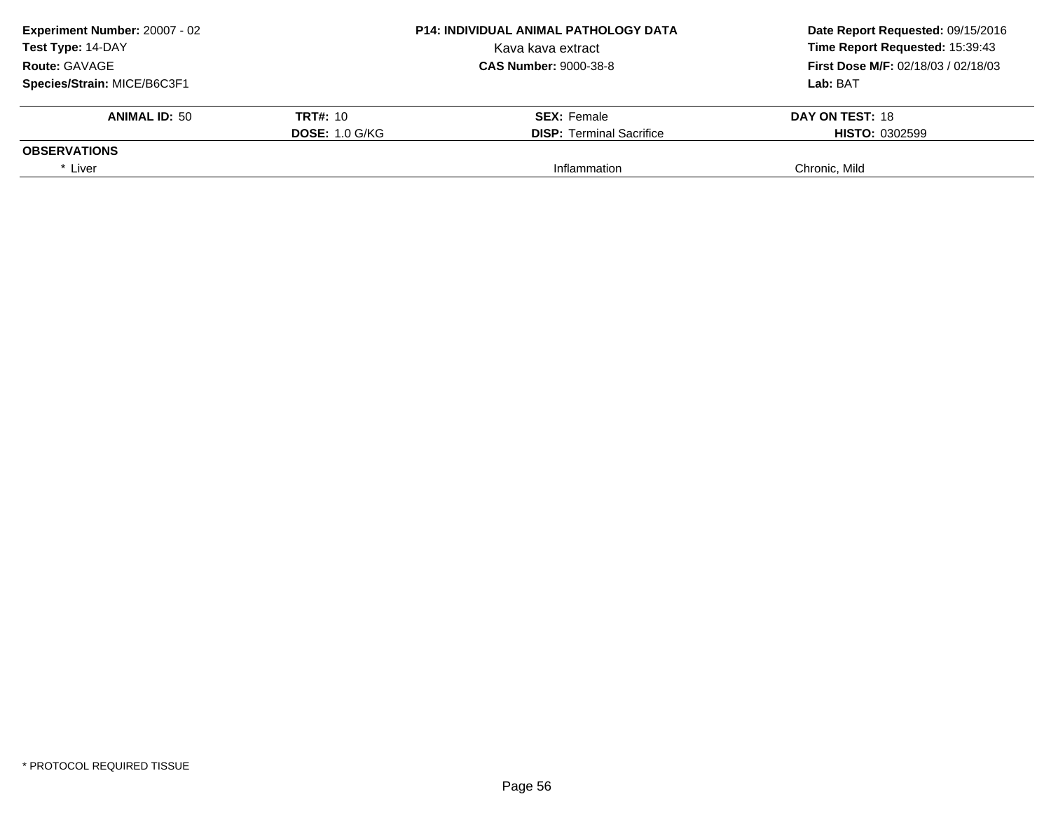**Experiment Number:** 20007 - 02
**Test Type:** 14-DAY
**Route:** GAVAGE
**Species/Strain:** MICE/B6C3F1

**P14: INDIVIDUAL ANIMAL PATHOLOGY DATA**
Kava kava extract
**CAS Number:** 9000-38-8

**Date Report Requested:** 09/15/2016
**Time Report Requested:** 15:39:43
**First Dose M/F:** 02/18/03 / 02/18/03
**Lab:** BAT

| **ANIMAL ID:** 50 | **TRT#:** 10 | **SEX:** Female | **DAY ON TEST:** 18 |
|---|---|---|---|
| | **DOSE:** 1.0 G/KG | **DISP:** Terminal Sacrifice | **HISTO:** 0302599 |
| **OBSERVATIONS** | | | |
| * Liver | | Inflammation | Chronic, Mild |

* PROTOCOL REQUIRED TISSUE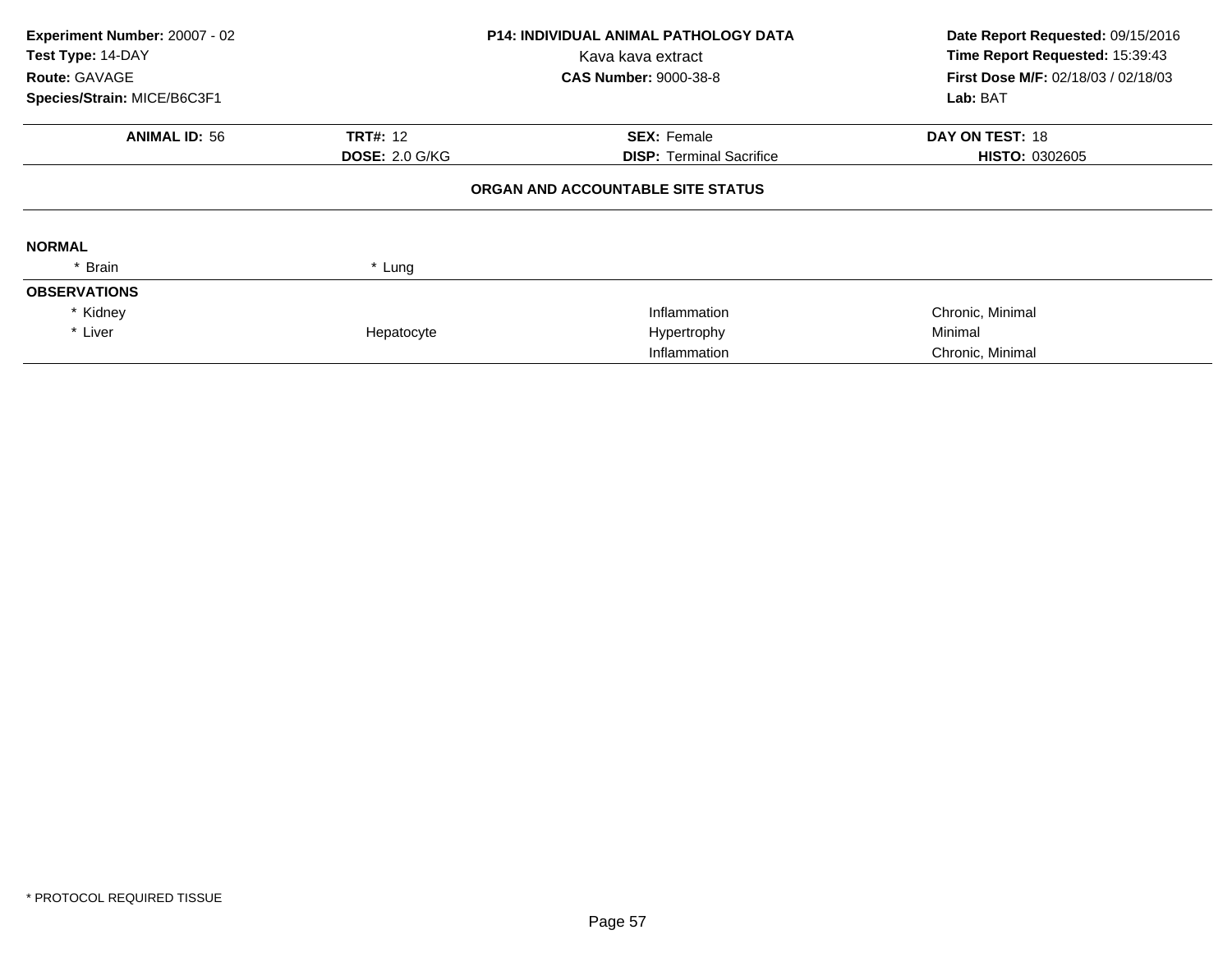**Experiment Number:** 20007 - 02
**Test Type:** 14-DAY
**Route:** GAVAGE
**Species/Strain:** MICE/B6C3F1

**P14: INDIVIDUAL ANIMAL PATHOLOGY DATA**
Kava kava extract
**CAS Number:** 9000-38-8

**Date Report Requested:** 09/15/2016
**Time Report Requested:** 15:39:43
**First Dose M/F:** 02/18/03 / 02/18/03
**Lab:** BAT

| **ANIMAL ID:** 56 | **TRT#:** 12 | **SEX:** Female | **DAY ON TEST:** 18 |
|---|---|---|---|
| | **DOSE:** 2.0 G/KG | **DISP:** Terminal Sacrifice | **HISTO:** 0302605 |

**ORGAN AND ACCOUNTABLE SITE STATUS**

**NORMAL**

| | | | |
|---|---|---|---|
| * Brain | * Lung | | |

**OBSERVATIONS**

| | | | |
|---|---|---|---|
| * Kidney | | Inflammation | Chronic, Minimal |
| * Liver | Hepatocyte | Hypertrophy | Minimal |
| | | Inflammation | Chronic, Minimal |

* PROTOCOL REQUIRED TISSUE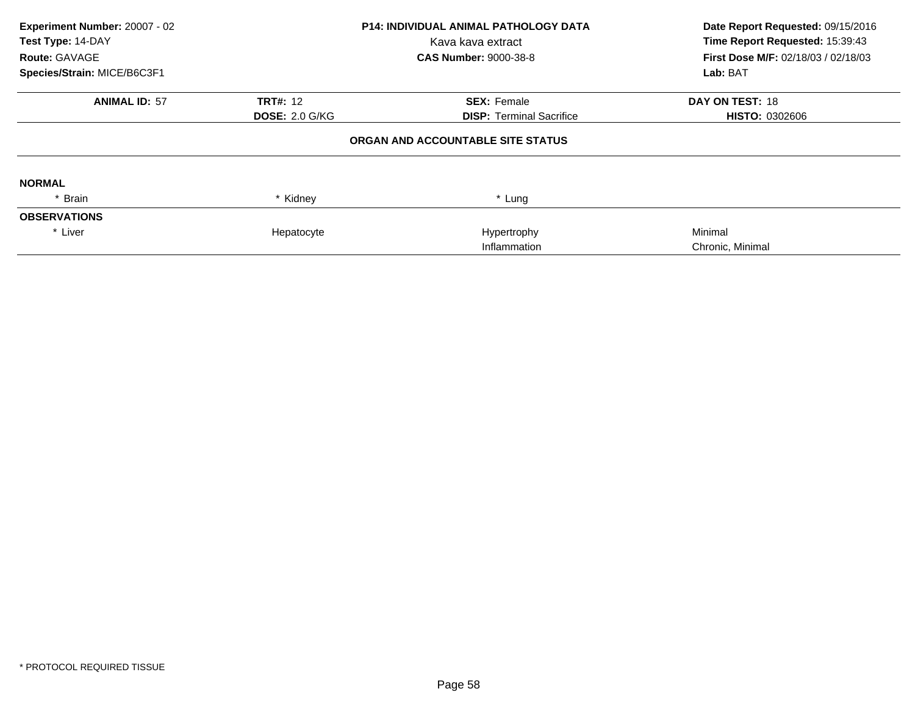**Experiment Number:** 20007 - 02
**Test Type:** 14-DAY
**Route:** GAVAGE
**Species/Strain:** MICE/B6C3F1

**P14: INDIVIDUAL ANIMAL PATHOLOGY DATA**
Kava kava extract
**CAS Number:** 9000-38-8

**Date Report Requested:** 09/15/2016
**Time Report Requested:** 15:39:43
**First Dose M/F:** 02/18/03 / 02/18/03
**Lab:** BAT

| **ANIMAL ID:** 57 | **TRT#:** 12 | **SEX:** Female | **DAY ON TEST:** 18 |
|---|---|---|---|
| | **DOSE:** 2.0 G/KG | **DISP:** Terminal Sacrifice | **HISTO:** 0302606 |

### ORGAN AND ACCOUNTABLE SITE STATUS

**NORMAL**

| * Brain | * Kidney | * Lung | |
|---|---|---|---|

**OBSERVATIONS**

| | | | |
|---|---|---|---|
| * Liver | Hepatocyte | Hypertrophy | Minimal |
| | | Inflammation | Chronic, Minimal |

* PROTOCOL REQUIRED TISSUE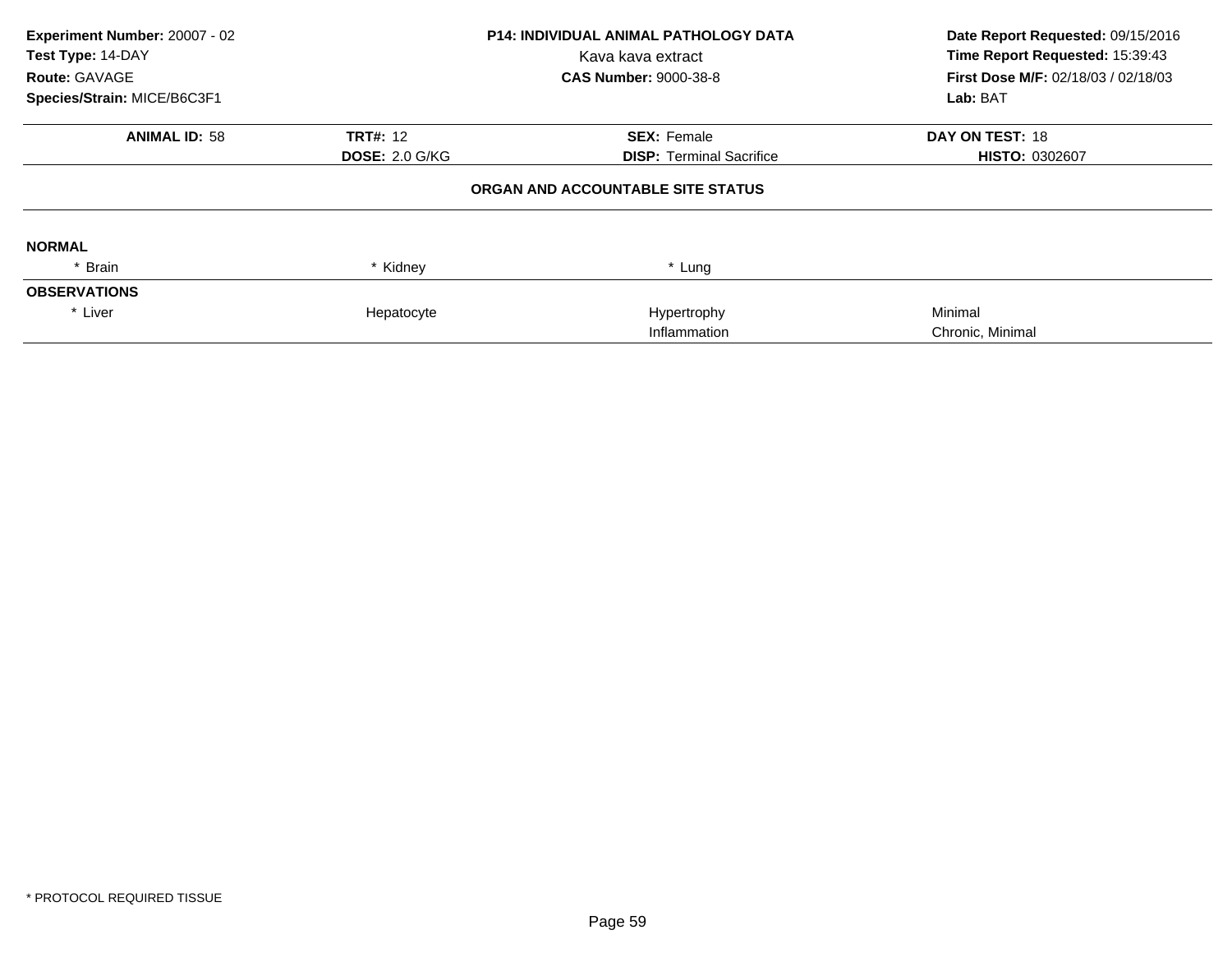**Experiment Number:** 20007 - 02
**Test Type:** 14-DAY
**Route:** GAVAGE
**Species/Strain:** MICE/B6C3F1

**P14: INDIVIDUAL ANIMAL PATHOLOGY DATA**
Kava kava extract
**CAS Number:** 9000-38-8

**Date Report Requested:** 09/15/2016
**Time Report Requested:** 15:39:43
**First Dose M/F:** 02/18/03 / 02/18/03
**Lab:** BAT

| **ANIMAL ID:** 58 | **TRT#:** 12 | **SEX:** Female | **DAY ON TEST:** 18 |
|---|---|---|---|
| | **DOSE:** 2.0 G/KG | **DISP:** Terminal Sacrifice | **HISTO:** 0302607 |

**ORGAN AND ACCOUNTABLE SITE STATUS**

**NORMAL**

| | | | |
|---|---|---|---|
| * Brain | * Kidney | * Lung | |

**OBSERVATIONS**

| | | | |
|---|---|---|---|
| * Liver | Hepatocyte | Hypertrophy | Minimal |
| | | Inflammation | Chronic, Minimal |

* PROTOCOL REQUIRED TISSUE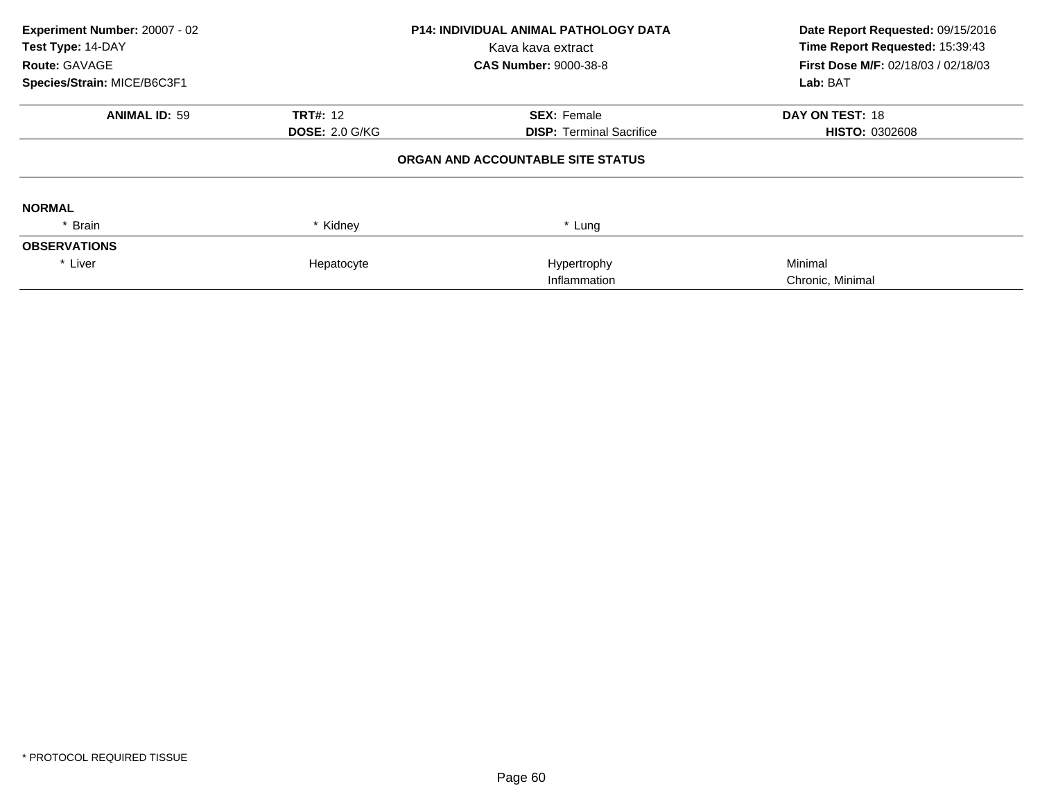**Experiment Number:** 20007 - 02
**Test Type:** 14-DAY
**Route:** GAVAGE
**Species/Strain:** MICE/B6C3F1

**P14: INDIVIDUAL ANIMAL PATHOLOGY DATA**
Kava kava extract
**CAS Number:** 9000-38-8

**Date Report Requested:** 09/15/2016
**Time Report Requested:** 15:39:43
**First Dose M/F:** 02/18/03 / 02/18/03
**Lab:** BAT

| **ANIMAL ID:** 59 | **TRT#:** 12 | **SEX:** Female | **DAY ON TEST:** 18 |
|---|---|---|---|
| | **DOSE:** 2.0 G/KG | **DISP:** Terminal Sacrifice | **HISTO:** 0302608 |

**ORGAN AND ACCOUNTABLE SITE STATUS**

**NORMAL**

| * Brain | * Kidney | * Lung | |
|---|---|---|---|

**OBSERVATIONS**

| * Liver | Hepatocyte | Hypertrophy | Minimal |
|---|---|---|---|
| | | Inflammation | Chronic, Minimal |

* PROTOCOL REQUIRED TISSUE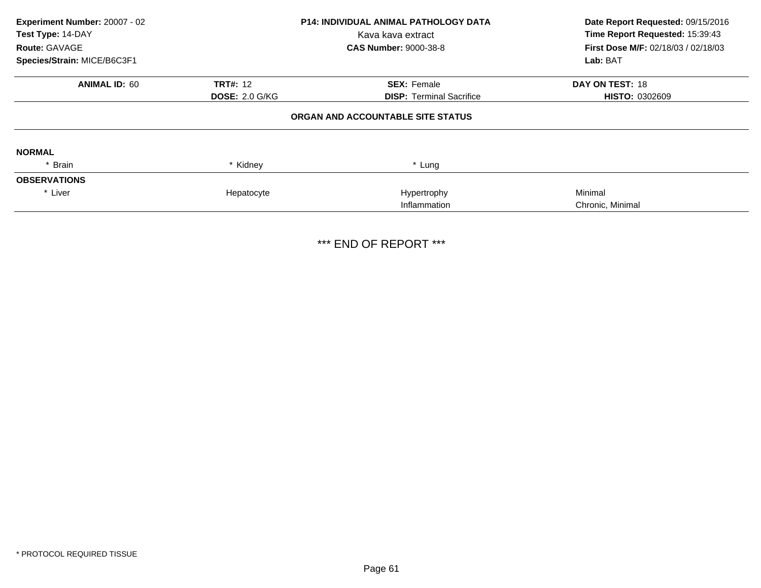**Experiment Number:** 20007 - 02
**Test Type:** 14-DAY
**Route:** GAVAGE
**Species/Strain:** MICE/B6C3F1

**P14: INDIVIDUAL ANIMAL PATHOLOGY DATA**
Kava kava extract
**CAS Number:** 9000-38-8

**Date Report Requested:** 09/15/2016
**Time Report Requested:** 15:39:43
**First Dose M/F:** 02/18/03 / 02/18/03
**Lab:** BAT

| | | | |
|---|---|---|---|
| **ANIMAL ID:** 60 | **TRT#:** 12 | **SEX:** Female | **DAY ON TEST:** 18 |
| | **DOSE:** 2.0 G/KG | **DISP:** Terminal Sacrifice | **HISTO:** 0302609 |

**ORGAN AND ACCOUNTABLE SITE STATUS**

**NORMAL**

| | | | |
|---|---|---|---|
| * Brain | * Kidney | * Lung | |

**OBSERVATIONS**

| | | | |
|---|---|---|---|
| * Liver | Hepatocyte | Hypertrophy | Minimal |
| | | Inflammation | Chronic, Minimal |

*** END OF REPORT ***

* PROTOCOL REQUIRED TISSUE